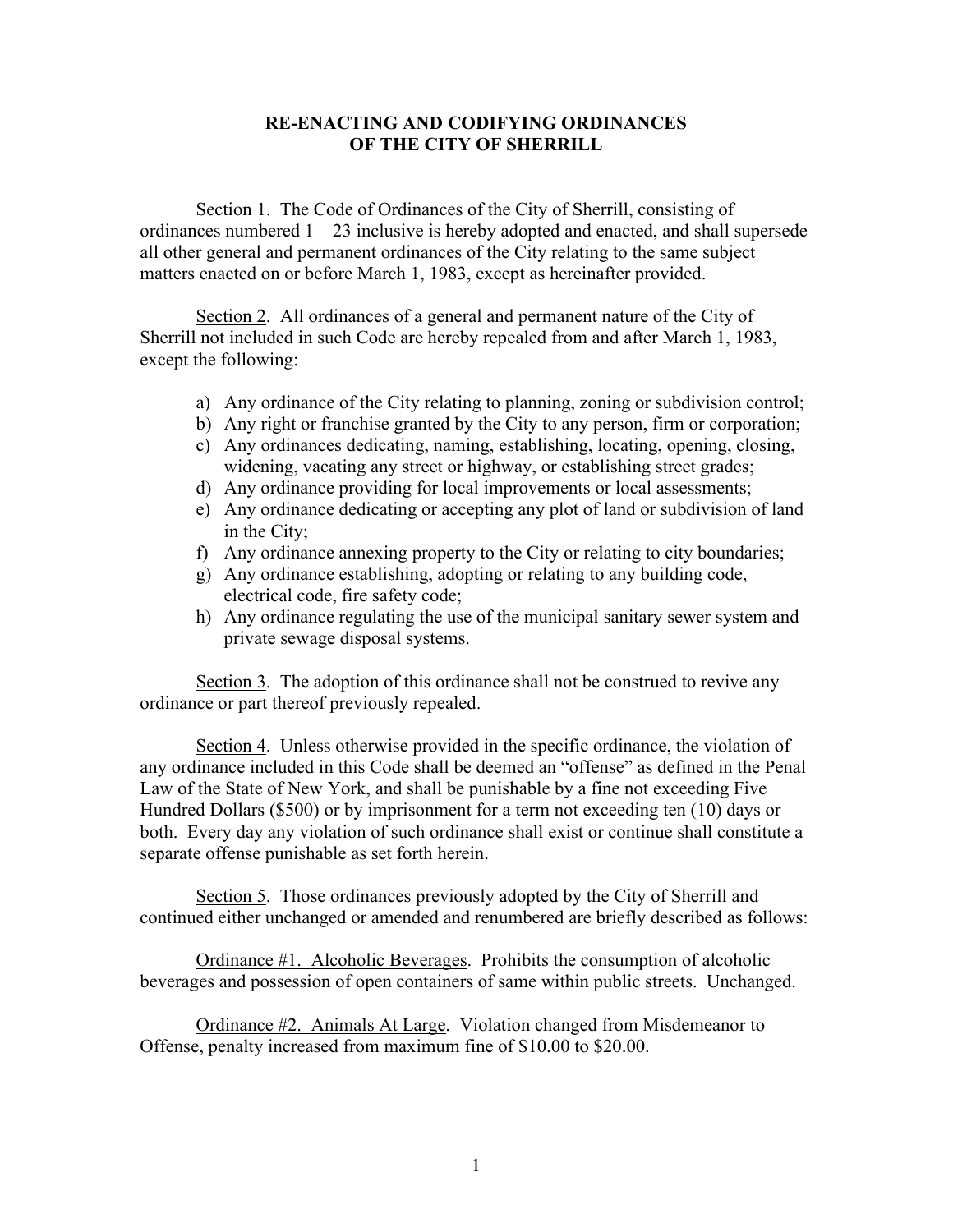# RE-ENACTING AND CODIFYING ORDINANCES OF THE CITY OF SHERRILL

Section 1. The Code of Ordinances of the City of Sherrill, consisting of ordinances numbered 1 – 23 inclusive is hereby adopted and enacted, and shall supersede all other general and permanent ordinances of the City relating to the same subject matters enacted on or before March 1, 1983, except as hereinafter provided.

Section 2. All ordinances of a general and permanent nature of the City of Sherrill not included in such Code are hereby repealed from and after March 1, 1983, except the following:

a) Any ordinance of the City relating to planning, zoning or subdivision control;
b) Any right or franchise granted by the City to any person, firm or corporation;
c) Any ordinances dedicating, naming, establishing, locating, opening, closing, widening, vacating any street or highway, or establishing street grades;
d) Any ordinance providing for local improvements or local assessments;
e) Any ordinance dedicating or accepting any plot of land or subdivision of land in the City;
f) Any ordinance annexing property to the City or relating to city boundaries;
g) Any ordinance establishing, adopting or relating to any building code, electrical code, fire safety code;
h) Any ordinance regulating the use of the municipal sanitary sewer system and private sewage disposal systems.

Section 3. The adoption of this ordinance shall not be construed to revive any ordinance or part thereof previously repealed.

Section 4. Unless otherwise provided in the specific ordinance, the violation of any ordinance included in this Code shall be deemed an "offense" as defined in the Penal Law of the State of New York, and shall be punishable by a fine not exceeding Five Hundred Dollars ($500) or by imprisonment for a term not exceeding ten (10) days or both. Every day any violation of such ordinance shall exist or continue shall constitute a separate offense punishable as set forth herein.

Section 5. Those ordinances previously adopted by the City of Sherrill and continued either unchanged or amended and renumbered are briefly described as follows:

Ordinance #1. Alcoholic Beverages. Prohibits the consumption of alcoholic beverages and possession of open containers of same within public streets. Unchanged.

Ordinance #2. Animals At Large. Violation changed from Misdemeanor to Offense, penalty increased from maximum fine of $10.00 to $20.00.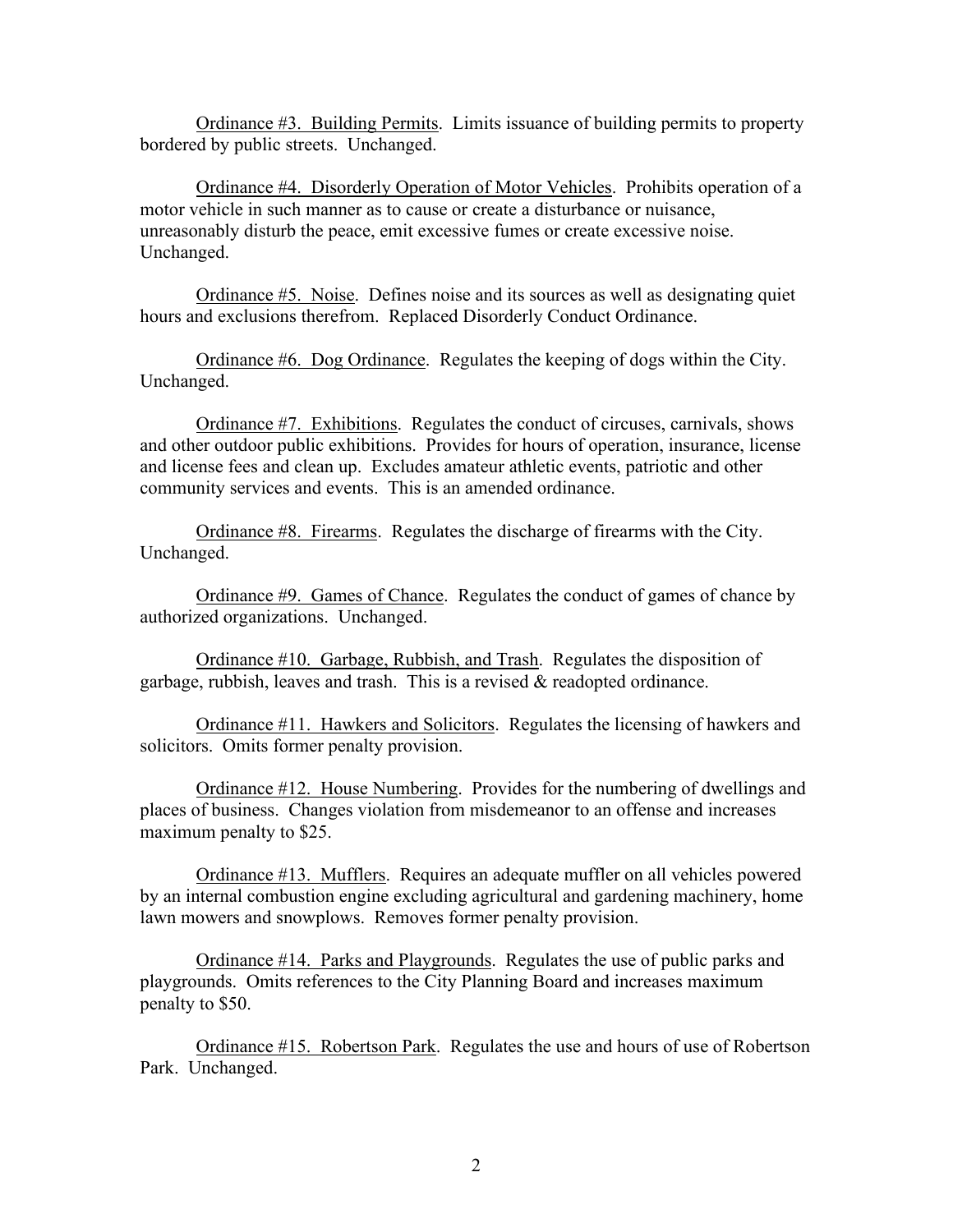<u>Ordinance #3. Building Permits</u>. Limits issuance of building permits to property bordered by public streets. Unchanged.

<u>Ordinance #4. Disorderly Operation of Motor Vehicles</u>. Prohibits operation of a motor vehicle in such manner as to cause or create a disturbance or nuisance, unreasonably disturb the peace, emit excessive fumes or create excessive noise. Unchanged.

<u>Ordinance #5. Noise</u>. Defines noise and its sources as well as designating quiet hours and exclusions therefrom. Replaced Disorderly Conduct Ordinance.

<u>Ordinance #6. Dog Ordinance</u>. Regulates the keeping of dogs within the City. Unchanged.

<u>Ordinance #7. Exhibitions</u>. Regulates the conduct of circuses, carnivals, shows and other outdoor public exhibitions. Provides for hours of operation, insurance, license and license fees and clean up. Excludes amateur athletic events, patriotic and other community services and events. This is an amended ordinance.

<u>Ordinance #8. Firearms</u>. Regulates the discharge of firearms with the City. Unchanged.

<u>Ordinance #9. Games of Chance</u>. Regulates the conduct of games of chance by authorized organizations. Unchanged.

<u>Ordinance #10. Garbage, Rubbish, and Trash</u>. Regulates the disposition of garbage, rubbish, leaves and trash. This is a revised & readopted ordinance.

<u>Ordinance #11. Hawkers and Solicitors</u>. Regulates the licensing of hawkers and solicitors. Omits former penalty provision.

<u>Ordinance #12. House Numbering</u>. Provides for the numbering of dwellings and places of business. Changes violation from misdemeanor to an offense and increases maximum penalty to $25.

<u>Ordinance #13. Mufflers</u>. Requires an adequate muffler on all vehicles powered by an internal combustion engine excluding agricultural and gardening machinery, home lawn mowers and snowplows. Removes former penalty provision.

<u>Ordinance #14. Parks and Playgrounds</u>. Regulates the use of public parks and playgrounds. Omits references to the City Planning Board and increases maximum penalty to $50.

<u>Ordinance #15. Robertson Park</u>. Regulates the use and hours of use of Robertson Park. Unchanged.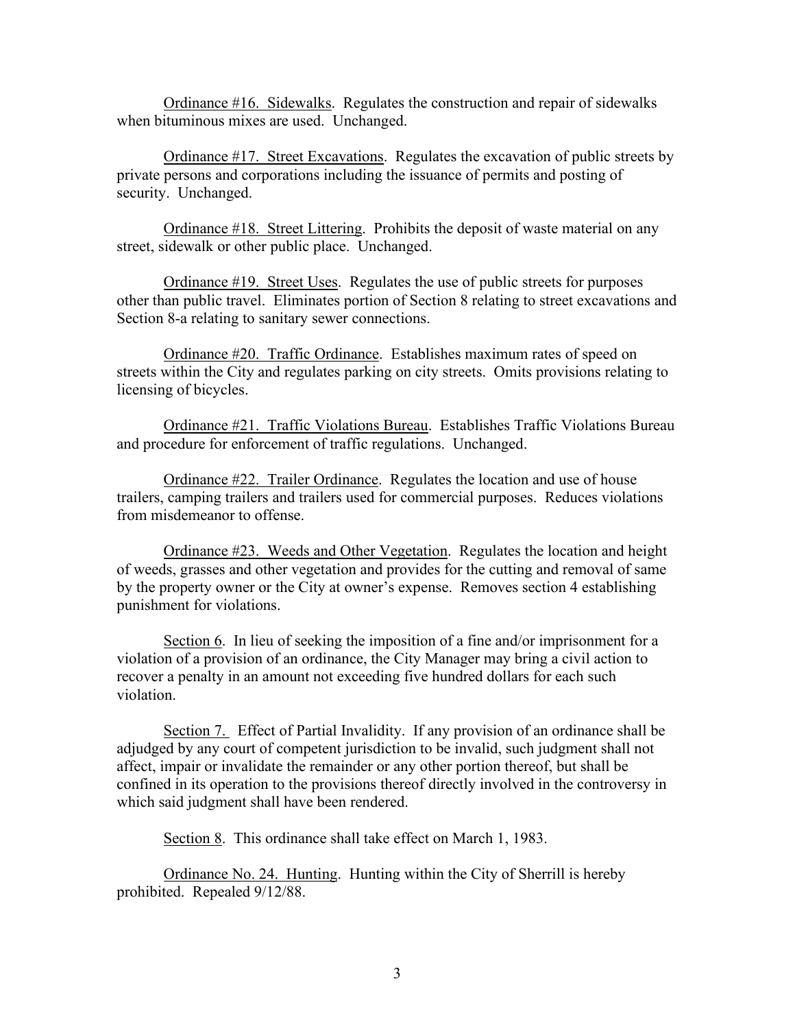Ordinance #16. Sidewalks. Regulates the construction and repair of sidewalks when bituminous mixes are used. Unchanged.

Ordinance #17. Street Excavations. Regulates the excavation of public streets by private persons and corporations including the issuance of permits and posting of security. Unchanged.

Ordinance #18. Street Littering. Prohibits the deposit of waste material on any street, sidewalk or other public place. Unchanged.

Ordinance #19. Street Uses. Regulates the use of public streets for purposes other than public travel. Eliminates portion of Section 8 relating to street excavations and Section 8-a relating to sanitary sewer connections.

Ordinance #20. Traffic Ordinance. Establishes maximum rates of speed on streets within the City and regulates parking on city streets. Omits provisions relating to licensing of bicycles.

Ordinance #21. Traffic Violations Bureau. Establishes Traffic Violations Bureau and procedure for enforcement of traffic regulations. Unchanged.

Ordinance #22. Trailer Ordinance. Regulates the location and use of house trailers, camping trailers and trailers used for commercial purposes. Reduces violations from misdemeanor to offense.

Ordinance #23. Weeds and Other Vegetation. Regulates the location and height of weeds, grasses and other vegetation and provides for the cutting and removal of same by the property owner or the City at owner's expense. Removes section 4 establishing punishment for violations.

Section 6. In lieu of seeking the imposition of a fine and/or imprisonment for a violation of a provision of an ordinance, the City Manager may bring a civil action to recover a penalty in an amount not exceeding five hundred dollars for each such violation.

Section 7. Effect of Partial Invalidity. If any provision of an ordinance shall be adjudged by any court of competent jurisdiction to be invalid, such judgment shall not affect, impair or invalidate the remainder or any other portion thereof, but shall be confined in its operation to the provisions thereof directly involved in the controversy in which said judgment shall have been rendered.

Section 8. This ordinance shall take effect on March 1, 1983.

Ordinance No. 24. Hunting. Hunting within the City of Sherrill is hereby prohibited. Repealed 9/12/88.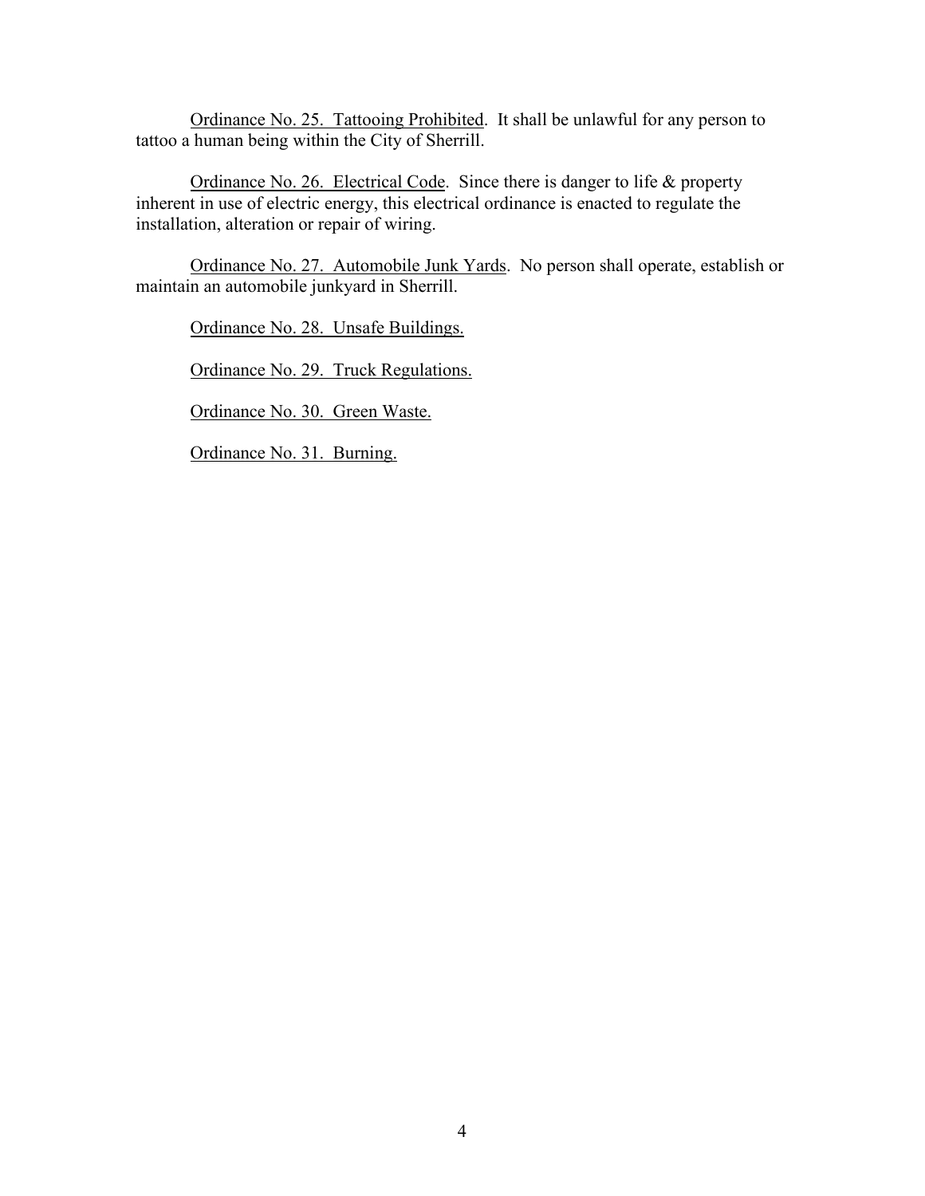<u>Ordinance No. 25. Tattooing Prohibited</u>. It shall be unlawful for any person to tattoo a human being within the City of Sherrill.

<u>Ordinance No. 26. Electrical Code</u>. Since there is danger to life & property inherent in use of electric energy, this electrical ordinance is enacted to regulate the installation, alteration or repair of wiring.

<u>Ordinance No. 27. Automobile Junk Yards</u>. No person shall operate, establish or maintain an automobile junkyard in Sherrill.

<u>Ordinance No. 28. Unsafe Buildings.</u>

<u>Ordinance No. 29. Truck Regulations.</u>

<u>Ordinance No. 30. Green Waste.</u>

<u>Ordinance No. 31. Burning.</u>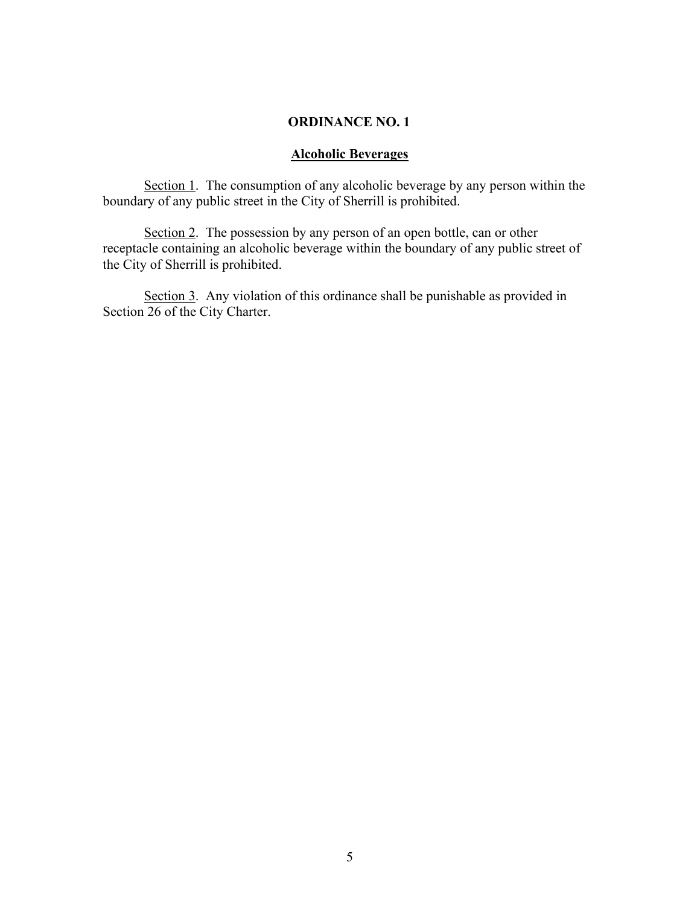**ORDINANCE NO. 1**

**Alcoholic Beverages**

Section 1. The consumption of any alcoholic beverage by any person within the boundary of any public street in the City of Sherrill is prohibited.

Section 2. The possession by any person of an open bottle, can or other receptacle containing an alcoholic beverage within the boundary of any public street of the City of Sherrill is prohibited.

Section 3. Any violation of this ordinance shall be punishable as provided in Section 26 of the City Charter.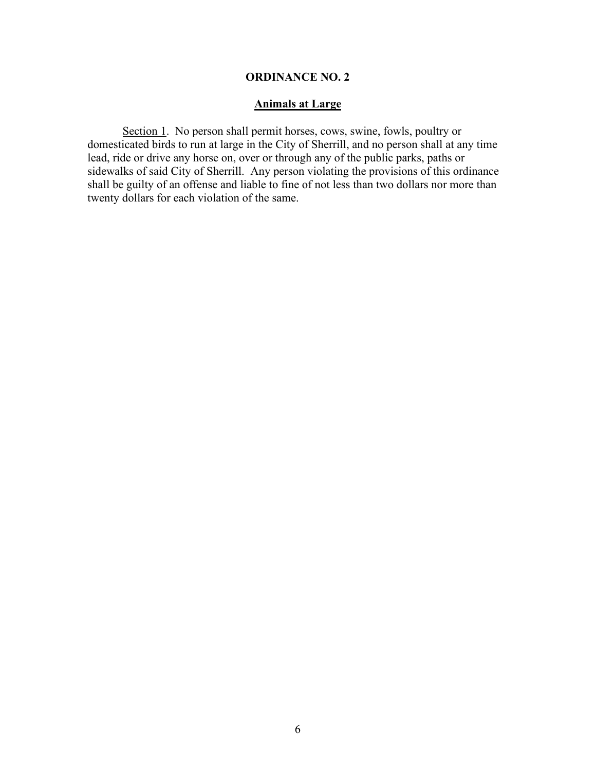# ORDINANCE NO. 2

## Animals at Large

Section 1. No person shall permit horses, cows, swine, fowls, poultry or domesticated birds to run at large in the City of Sherrill, and no person shall at any time lead, ride or drive any horse on, over or through any of the public parks, paths or sidewalks of said City of Sherrill. Any person violating the provisions of this ordinance shall be guilty of an offense and liable to fine of not less than two dollars nor more than twenty dollars for each violation of the same.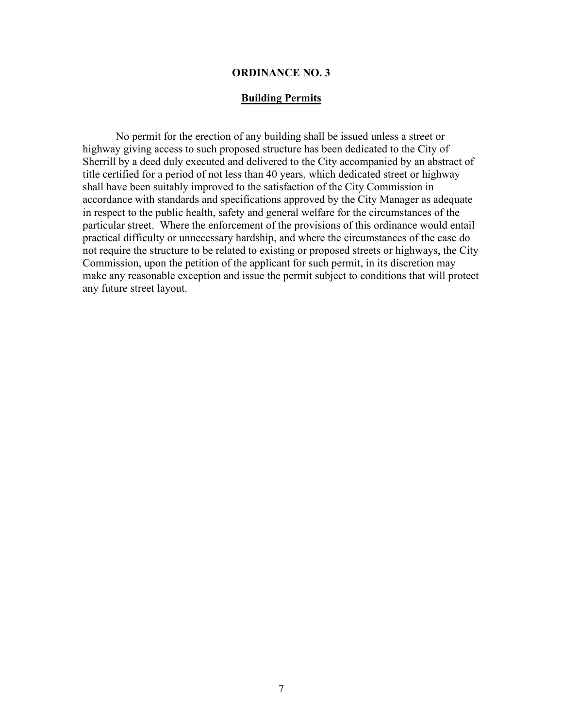## ORDINANCE NO. 3

### Building Permits

No permit for the erection of any building shall be issued unless a street or highway giving access to such proposed structure has been dedicated to the City of Sherrill by a deed duly executed and delivered to the City accompanied by an abstract of title certified for a period of not less than 40 years, which dedicated street or highway shall have been suitably improved to the satisfaction of the City Commission in accordance with standards and specifications approved by the City Manager as adequate in respect to the public health, safety and general welfare for the circumstances of the particular street. Where the enforcement of the provisions of this ordinance would entail practical difficulty or unnecessary hardship, and where the circumstances of the case do not require the structure to be related to existing or proposed streets or highways, the City Commission, upon the petition of the applicant for such permit, in its discretion may make any reasonable exception and issue the permit subject to conditions that will protect any future street layout.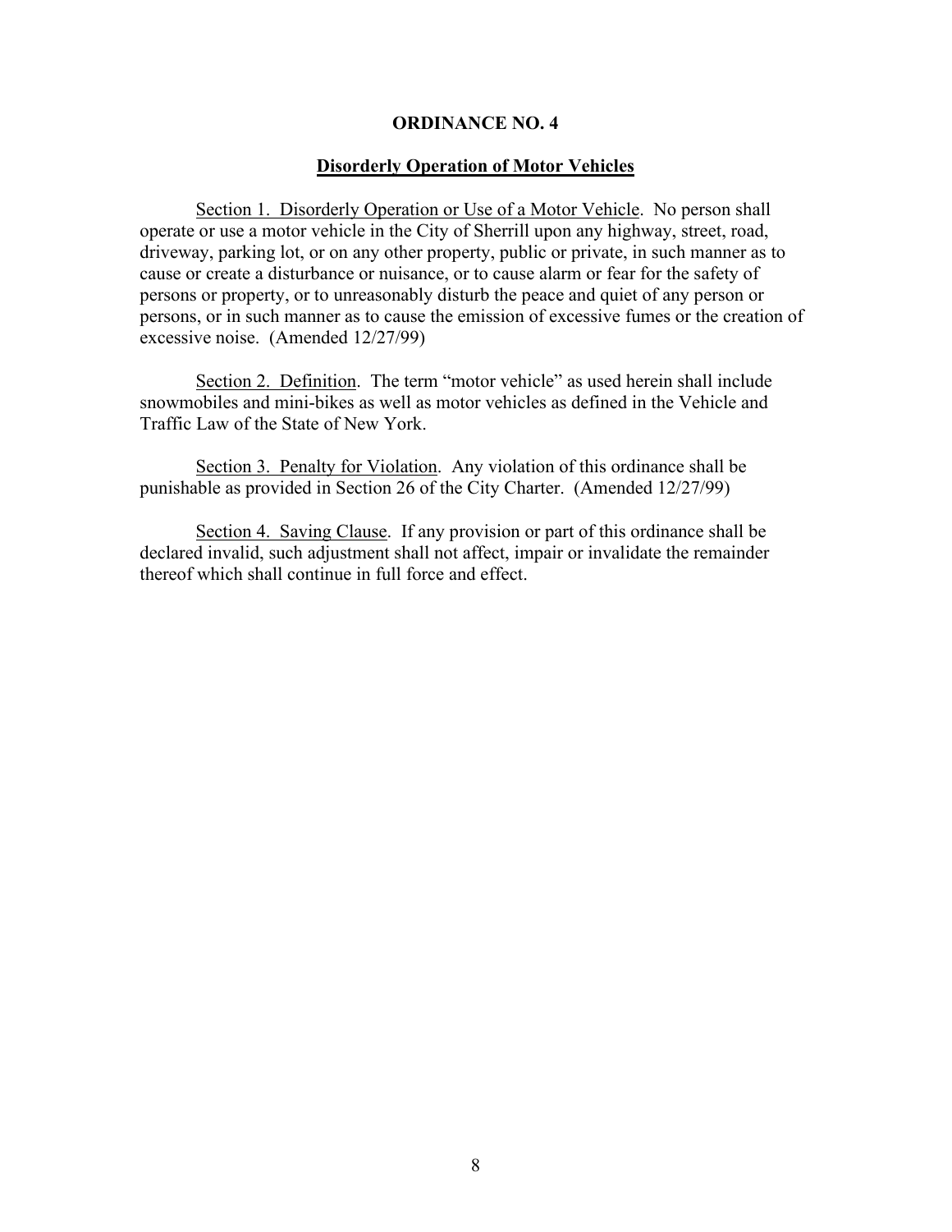# ORDINANCE NO. 4

## Disorderly Operation of Motor Vehicles

Section 1. Disorderly Operation or Use of a Motor Vehicle. No person shall operate or use a motor vehicle in the City of Sherrill upon any highway, street, road, driveway, parking lot, or on any other property, public or private, in such manner as to cause or create a disturbance or nuisance, or to cause alarm or fear for the safety of persons or property, or to unreasonably disturb the peace and quiet of any person or persons, or in such manner as to cause the emission of excessive fumes or the creation of excessive noise. (Amended 12/27/99)

Section 2. Definition. The term "motor vehicle" as used herein shall include snowmobiles and mini-bikes as well as motor vehicles as defined in the Vehicle and Traffic Law of the State of New York.

Section 3. Penalty for Violation. Any violation of this ordinance shall be punishable as provided in Section 26 of the City Charter. (Amended 12/27/99)

Section 4. Saving Clause. If any provision or part of this ordinance shall be declared invalid, such adjustment shall not affect, impair or invalidate the remainder thereof which shall continue in full force and effect.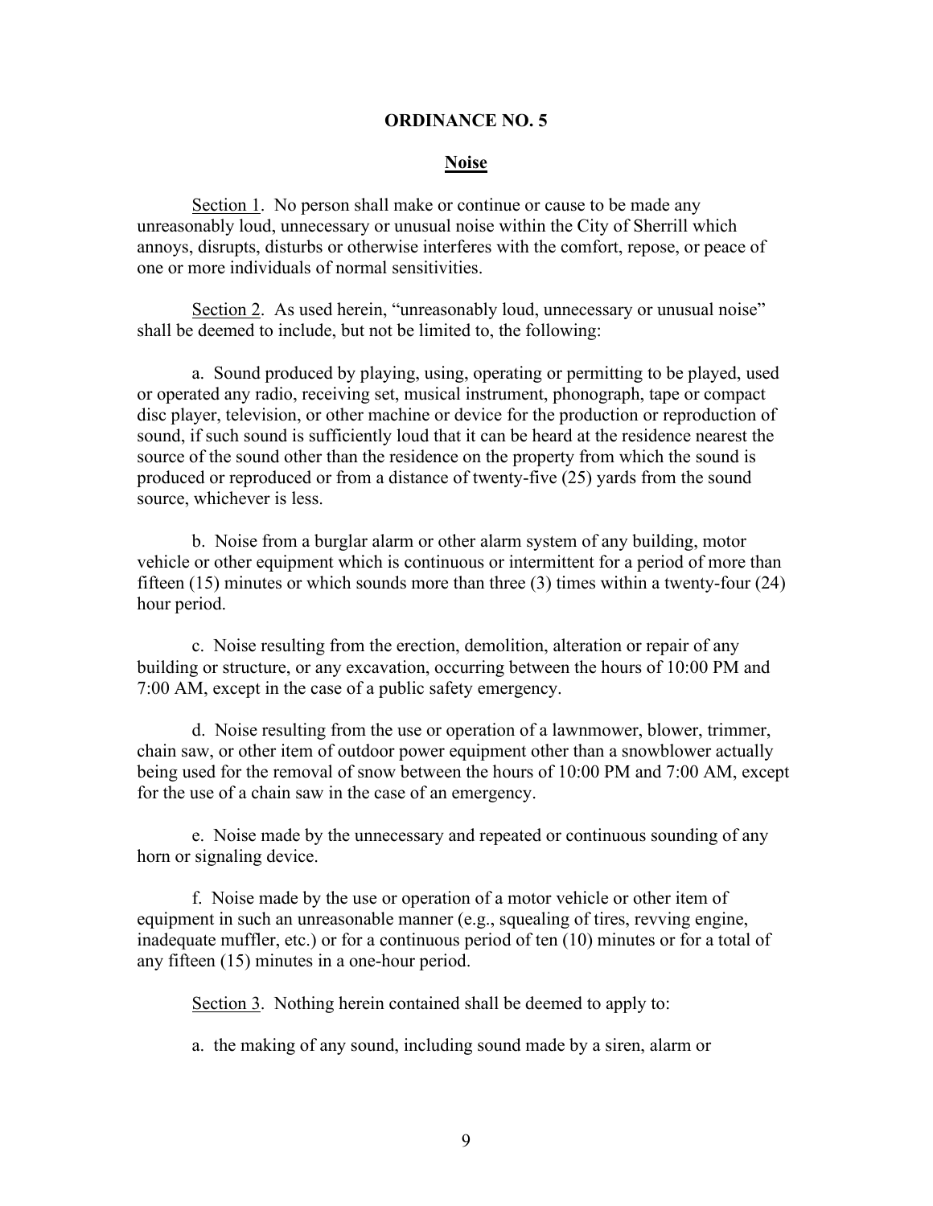## ORDINANCE NO. 5

### Noise

Section 1. No person shall make or continue or cause to be made any unreasonably loud, unnecessary or unusual noise within the City of Sherrill which annoys, disrupts, disturbs or otherwise interferes with the comfort, repose, or peace of one or more individuals of normal sensitivities.

Section 2. As used herein, "unreasonably loud, unnecessary or unusual noise" shall be deemed to include, but not be limited to, the following:

a. Sound produced by playing, using, operating or permitting to be played, used or operated any radio, receiving set, musical instrument, phonograph, tape or compact disc player, television, or other machine or device for the production or reproduction of sound, if such sound is sufficiently loud that it can be heard at the residence nearest the source of the sound other than the residence on the property from which the sound is produced or reproduced or from a distance of twenty-five (25) yards from the sound source, whichever is less.

b. Noise from a burglar alarm or other alarm system of any building, motor vehicle or other equipment which is continuous or intermittent for a period of more than fifteen (15) minutes or which sounds more than three (3) times within a twenty-four (24) hour period.

c. Noise resulting from the erection, demolition, alteration or repair of any building or structure, or any excavation, occurring between the hours of 10:00 PM and 7:00 AM, except in the case of a public safety emergency.

d. Noise resulting from the use or operation of a lawnmower, blower, trimmer, chain saw, or other item of outdoor power equipment other than a snowblower actually being used for the removal of snow between the hours of 10:00 PM and 7:00 AM, except for the use of a chain saw in the case of an emergency.

e. Noise made by the unnecessary and repeated or continuous sounding of any horn or signaling device.

f. Noise made by the use or operation of a motor vehicle or other item of equipment in such an unreasonable manner (e.g., squealing of tires, revving engine, inadequate muffler, etc.) or for a continuous period of ten (10) minutes or for a total of any fifteen (15) minutes in a one-hour period.

Section 3. Nothing herein contained shall be deemed to apply to:

a. the making of any sound, including sound made by a siren, alarm or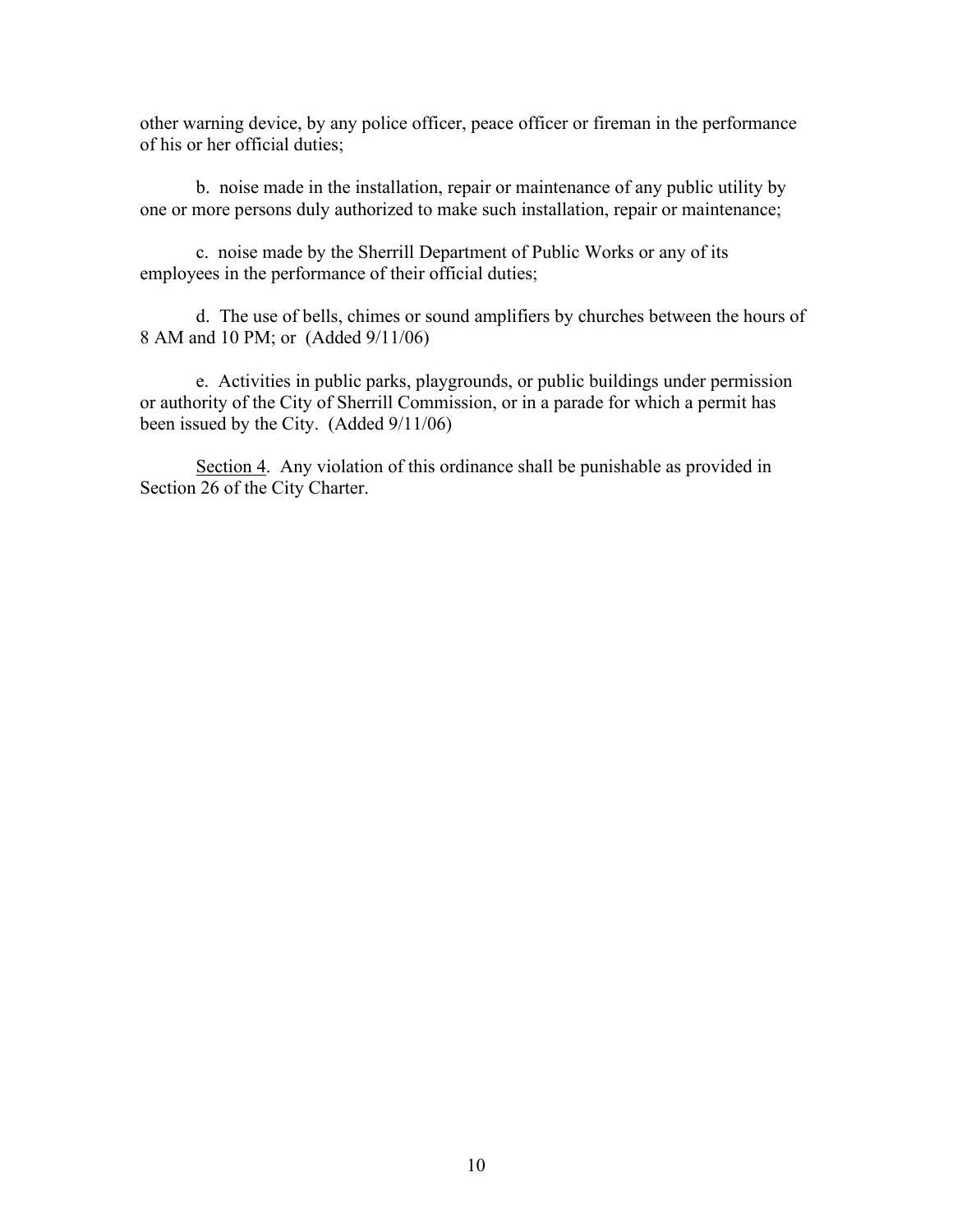other warning device, by any police officer, peace officer or fireman in the performance of his or her official duties;

b. noise made in the installation, repair or maintenance of any public utility by one or more persons duly authorized to make such installation, repair or maintenance;

c. noise made by the Sherrill Department of Public Works or any of its employees in the performance of their official duties;

d. The use of bells, chimes or sound amplifiers by churches between the hours of 8 AM and 10 PM; or (Added 9/11/06)

e. Activities in public parks, playgrounds, or public buildings under permission or authority of the City of Sherrill Commission, or in a parade for which a permit has been issued by the City. (Added 9/11/06)

<u>Section 4</u>. Any violation of this ordinance shall be punishable as provided in Section 26 of the City Charter.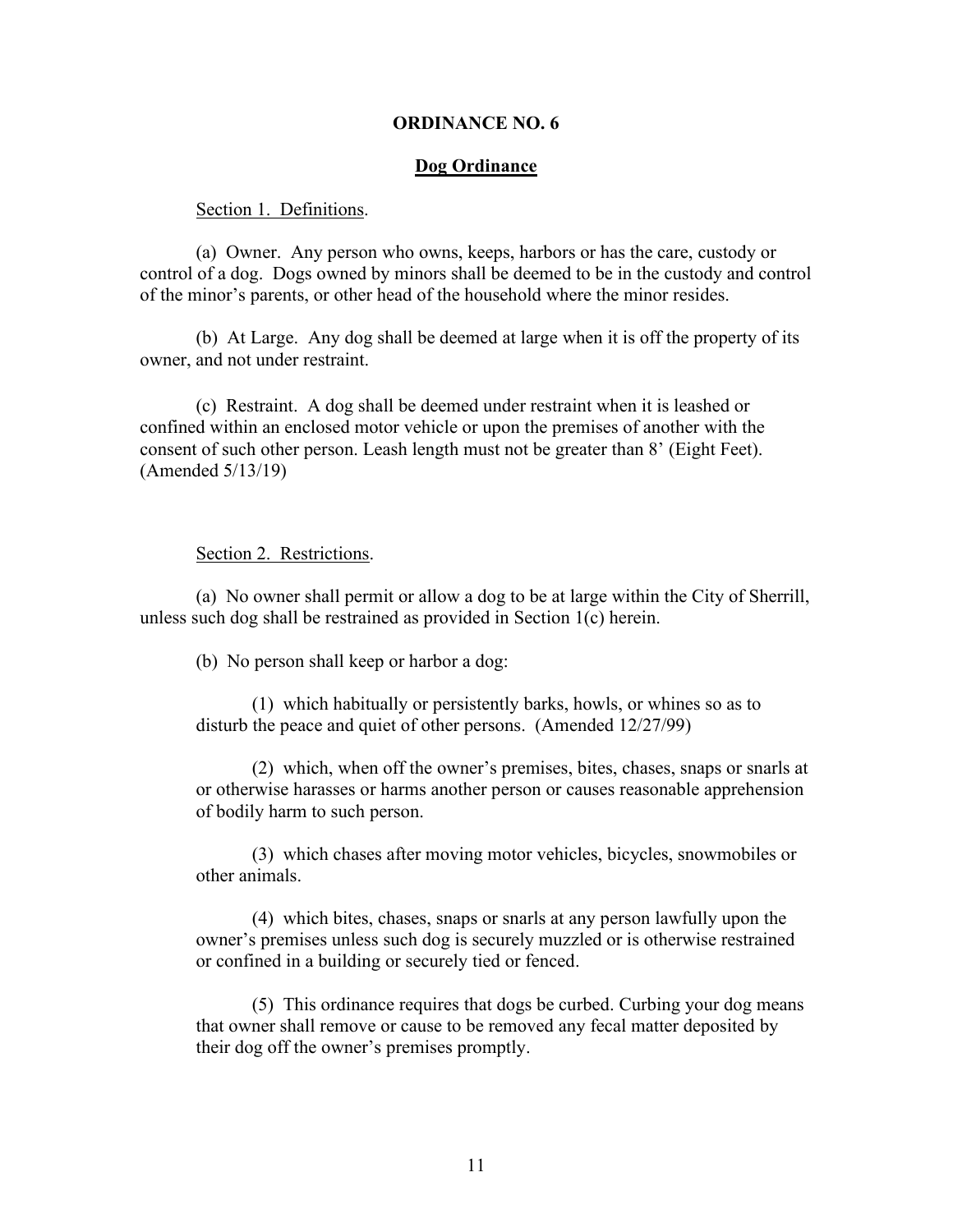## ORDINANCE NO. 6

### Dog Ordinance

Section 1. Definitions.

(a) Owner. Any person who owns, keeps, harbors or has the care, custody or control of a dog. Dogs owned by minors shall be deemed to be in the custody and control of the minor's parents, or other head of the household where the minor resides.

(b) At Large. Any dog shall be deemed at large when it is off the property of its owner, and not under restraint.

(c) Restraint. A dog shall be deemed under restraint when it is leashed or confined within an enclosed motor vehicle or upon the premises of another with the consent of such other person. Leash length must not be greater than 8' (Eight Feet). (Amended 5/13/19)

Section 2. Restrictions.

(a) No owner shall permit or allow a dog to be at large within the City of Sherrill, unless such dog shall be restrained as provided in Section 1(c) herein.

(b) No person shall keep or harbor a dog:

(1) which habitually or persistently barks, howls, or whines so as to disturb the peace and quiet of other persons. (Amended 12/27/99)

(2) which, when off the owner's premises, bites, chases, snaps or snarls at or otherwise harasses or harms another person or causes reasonable apprehension of bodily harm to such person.

(3) which chases after moving motor vehicles, bicycles, snowmobiles or other animals.

(4) which bites, chases, snaps or snarls at any person lawfully upon the owner's premises unless such dog is securely muzzled or is otherwise restrained or confined in a building or securely tied or fenced.

(5) This ordinance requires that dogs be curbed. Curbing your dog means that owner shall remove or cause to be removed any fecal matter deposited by their dog off the owner's premises promptly.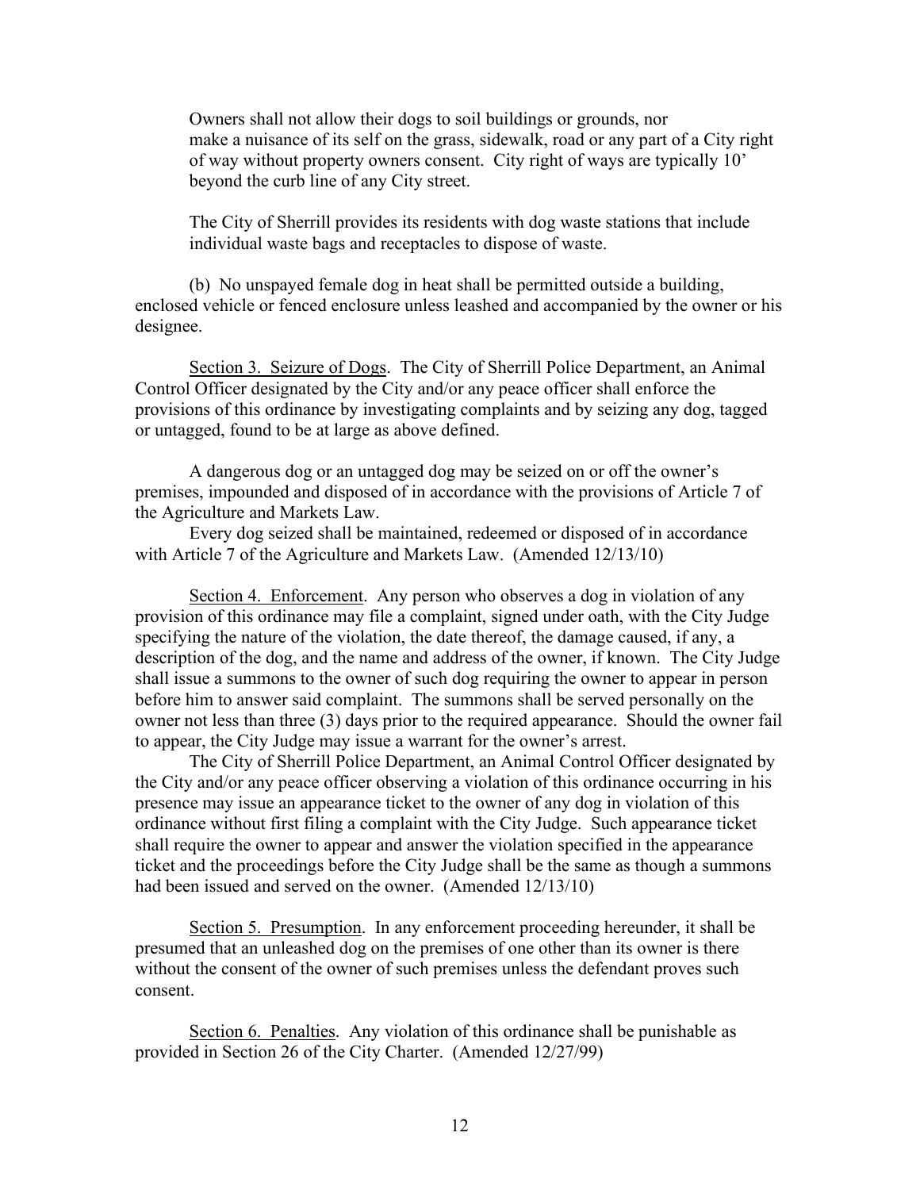Owners shall not allow their dogs to soil buildings or grounds, nor make a nuisance of its self on the grass, sidewalk, road or any part of a City right of way without property owners consent. City right of ways are typically 10' beyond the curb line of any City street.

The City of Sherrill provides its residents with dog waste stations that include individual waste bags and receptacles to dispose of waste.

(b) No unspayed female dog in heat shall be permitted outside a building, enclosed vehicle or fenced enclosure unless leashed and accompanied by the owner or his designee.

<u>Section 3. Seizure of Dogs</u>. The City of Sherrill Police Department, an Animal Control Officer designated by the City and/or any peace officer shall enforce the provisions of this ordinance by investigating complaints and by seizing any dog, tagged or untagged, found to be at large as above defined.

A dangerous dog or an untagged dog may be seized on or off the owner's premises, impounded and disposed of in accordance with the provisions of Article 7 of the Agriculture and Markets Law.

Every dog seized shall be maintained, redeemed or disposed of in accordance with Article 7 of the Agriculture and Markets Law. (Amended 12/13/10)

<u>Section 4. Enforcement</u>. Any person who observes a dog in violation of any provision of this ordinance may file a complaint, signed under oath, with the City Judge specifying the nature of the violation, the date thereof, the damage caused, if any, a description of the dog, and the name and address of the owner, if known. The City Judge shall issue a summons to the owner of such dog requiring the owner to appear in person before him to answer said complaint. The summons shall be served personally on the owner not less than three (3) days prior to the required appearance. Should the owner fail to appear, the City Judge may issue a warrant for the owner's arrest.

The City of Sherrill Police Department, an Animal Control Officer designated by the City and/or any peace officer observing a violation of this ordinance occurring in his presence may issue an appearance ticket to the owner of any dog in violation of this ordinance without first filing a complaint with the City Judge. Such appearance ticket shall require the owner to appear and answer the violation specified in the appearance ticket and the proceedings before the City Judge shall be the same as though a summons had been issued and served on the owner. (Amended 12/13/10)

<u>Section 5. Presumption</u>. In any enforcement proceeding hereunder, it shall be presumed that an unleashed dog on the premises of one other than its owner is there without the consent of the owner of such premises unless the defendant proves such consent.

<u>Section 6. Penalties</u>. Any violation of this ordinance shall be punishable as provided in Section 26 of the City Charter. (Amended 12/27/99)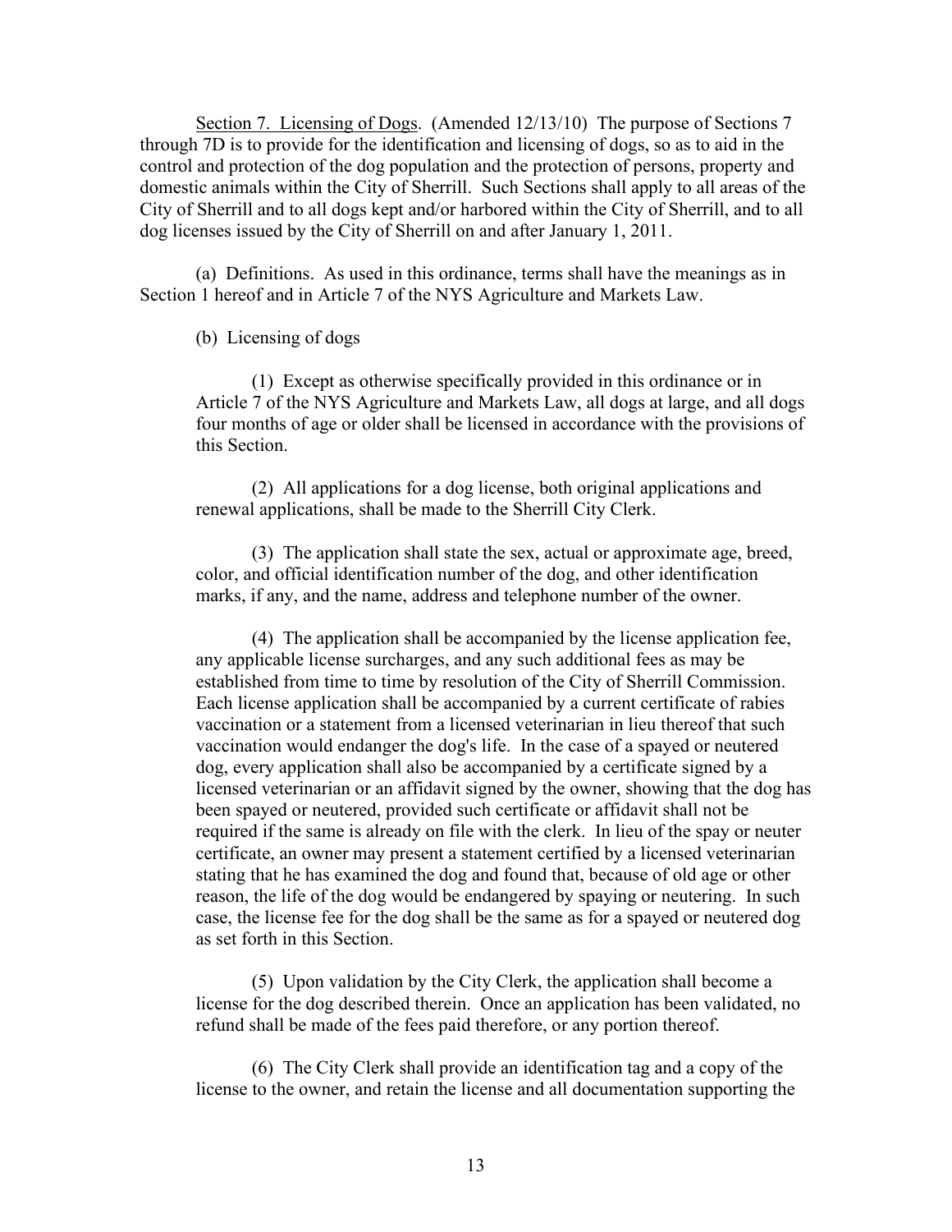Section 7. Licensing of Dogs. (Amended 12/13/10) The purpose of Sections 7 through 7D is to provide for the identification and licensing of dogs, so as to aid in the control and protection of the dog population and the protection of persons, property and domestic animals within the City of Sherrill. Such Sections shall apply to all areas of the City of Sherrill and to all dogs kept and/or harbored within the City of Sherrill, and to all dog licenses issued by the City of Sherrill on and after January 1, 2011.

(a) Definitions. As used in this ordinance, terms shall have the meanings as in Section 1 hereof and in Article 7 of the NYS Agriculture and Markets Law.

(b) Licensing of dogs

(1) Except as otherwise specifically provided in this ordinance or in Article 7 of the NYS Agriculture and Markets Law, all dogs at large, and all dogs four months of age or older shall be licensed in accordance with the provisions of this Section.

(2) All applications for a dog license, both original applications and renewal applications, shall be made to the Sherrill City Clerk.

(3) The application shall state the sex, actual or approximate age, breed, color, and official identification number of the dog, and other identification marks, if any, and the name, address and telephone number of the owner.

(4) The application shall be accompanied by the license application fee, any applicable license surcharges, and any such additional fees as may be established from time to time by resolution of the City of Sherrill Commission. Each license application shall be accompanied by a current certificate of rabies vaccination or a statement from a licensed veterinarian in lieu thereof that such vaccination would endanger the dog's life. In the case of a spayed or neutered dog, every application shall also be accompanied by a certificate signed by a licensed veterinarian or an affidavit signed by the owner, showing that the dog has been spayed or neutered, provided such certificate or affidavit shall not be required if the same is already on file with the clerk. In lieu of the spay or neuter certificate, an owner may present a statement certified by a licensed veterinarian stating that he has examined the dog and found that, because of old age or other reason, the life of the dog would be endangered by spaying or neutering. In such case, the license fee for the dog shall be the same as for a spayed or neutered dog as set forth in this Section.

(5) Upon validation by the City Clerk, the application shall become a license for the dog described therein. Once an application has been validated, no refund shall be made of the fees paid therefore, or any portion thereof.

(6) The City Clerk shall provide an identification tag and a copy of the license to the owner, and retain the license and all documentation supporting the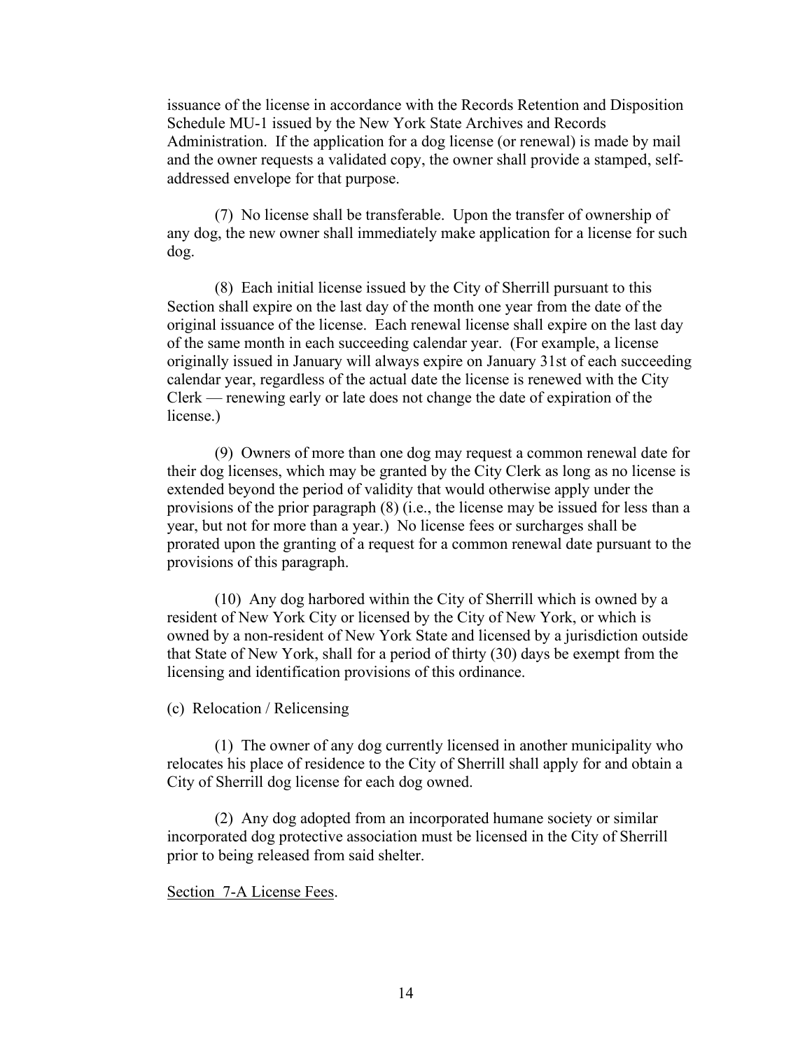issuance of the license in accordance with the Records Retention and Disposition Schedule MU-1 issued by the New York State Archives and Records Administration. If the application for a dog license (or renewal) is made by mail and the owner requests a validated copy, the owner shall provide a stamped, self-addressed envelope for that purpose.

(7) No license shall be transferable. Upon the transfer of ownership of any dog, the new owner shall immediately make application for a license for such dog.

(8) Each initial license issued by the City of Sherrill pursuant to this Section shall expire on the last day of the month one year from the date of the original issuance of the license. Each renewal license shall expire on the last day of the same month in each succeeding calendar year. (For example, a license originally issued in January will always expire on January 31st of each succeeding calendar year, regardless of the actual date the license is renewed with the City Clerk — renewing early or late does not change the date of expiration of the license.)

(9) Owners of more than one dog may request a common renewal date for their dog licenses, which may be granted by the City Clerk as long as no license is extended beyond the period of validity that would otherwise apply under the provisions of the prior paragraph (8) (i.e., the license may be issued for less than a year, but not for more than a year.) No license fees or surcharges shall be prorated upon the granting of a request for a common renewal date pursuant to the provisions of this paragraph.

(10) Any dog harbored within the City of Sherrill which is owned by a resident of New York City or licensed by the City of New York, or which is owned by a non-resident of New York State and licensed by a jurisdiction outside that State of New York, shall for a period of thirty (30) days be exempt from the licensing and identification provisions of this ordinance.

(c) Relocation / Relicensing

(1) The owner of any dog currently licensed in another municipality who relocates his place of residence to the City of Sherrill shall apply for and obtain a City of Sherrill dog license for each dog owned.

(2) Any dog adopted from an incorporated humane society or similar incorporated dog protective association must be licensed in the City of Sherrill prior to being released from said shelter.

Section 7-A License Fees.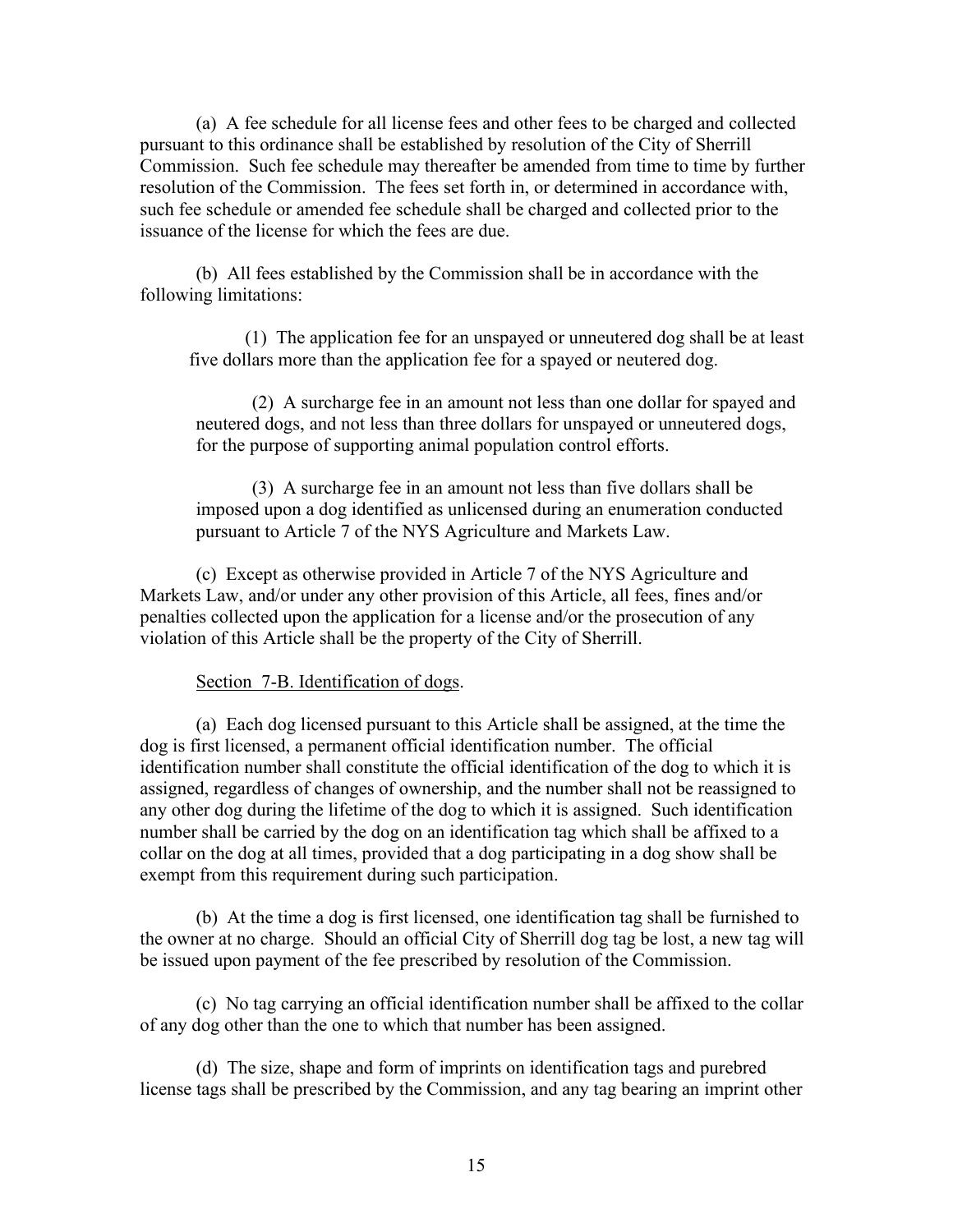(a) A fee schedule for all license fees and other fees to be charged and collected pursuant to this ordinance shall be established by resolution of the City of Sherrill Commission. Such fee schedule may thereafter be amended from time to time by further resolution of the Commission. The fees set forth in, or determined in accordance with, such fee schedule or amended fee schedule shall be charged and collected prior to the issuance of the license for which the fees are due.

(b) All fees established by the Commission shall be in accordance with the following limitations:

> (1) The application fee for an unspayed or unneutered dog shall be at least five dollars more than the application fee for a spayed or neutered dog.
>
> (2) A surcharge fee in an amount not less than one dollar for spayed and neutered dogs, and not less than three dollars for unspayed or unneutered dogs, for the purpose of supporting animal population control efforts.
>
> (3) A surcharge fee in an amount not less than five dollars shall be imposed upon a dog identified as unlicensed during an enumeration conducted pursuant to Article 7 of the NYS Agriculture and Markets Law.

(c) Except as otherwise provided in Article 7 of the NYS Agriculture and Markets Law, and/or under any other provision of this Article, all fees, fines and/or penalties collected upon the application for a license and/or the prosecution of any violation of this Article shall be the property of the City of Sherrill.

Section 7-B. Identification of dogs.

(a) Each dog licensed pursuant to this Article shall be assigned, at the time the dog is first licensed, a permanent official identification number. The official identification number shall constitute the official identification of the dog to which it is assigned, regardless of changes of ownership, and the number shall not be reassigned to any other dog during the lifetime of the dog to which it is assigned. Such identification number shall be carried by the dog on an identification tag which shall be affixed to a collar on the dog at all times, provided that a dog participating in a dog show shall be exempt from this requirement during such participation.

(b) At the time a dog is first licensed, one identification tag shall be furnished to the owner at no charge. Should an official City of Sherrill dog tag be lost, a new tag will be issued upon payment of the fee prescribed by resolution of the Commission.

(c) No tag carrying an official identification number shall be affixed to the collar of any dog other than the one to which that number has been assigned.

(d) The size, shape and form of imprints on identification tags and purebred license tags shall be prescribed by the Commission, and any tag bearing an imprint other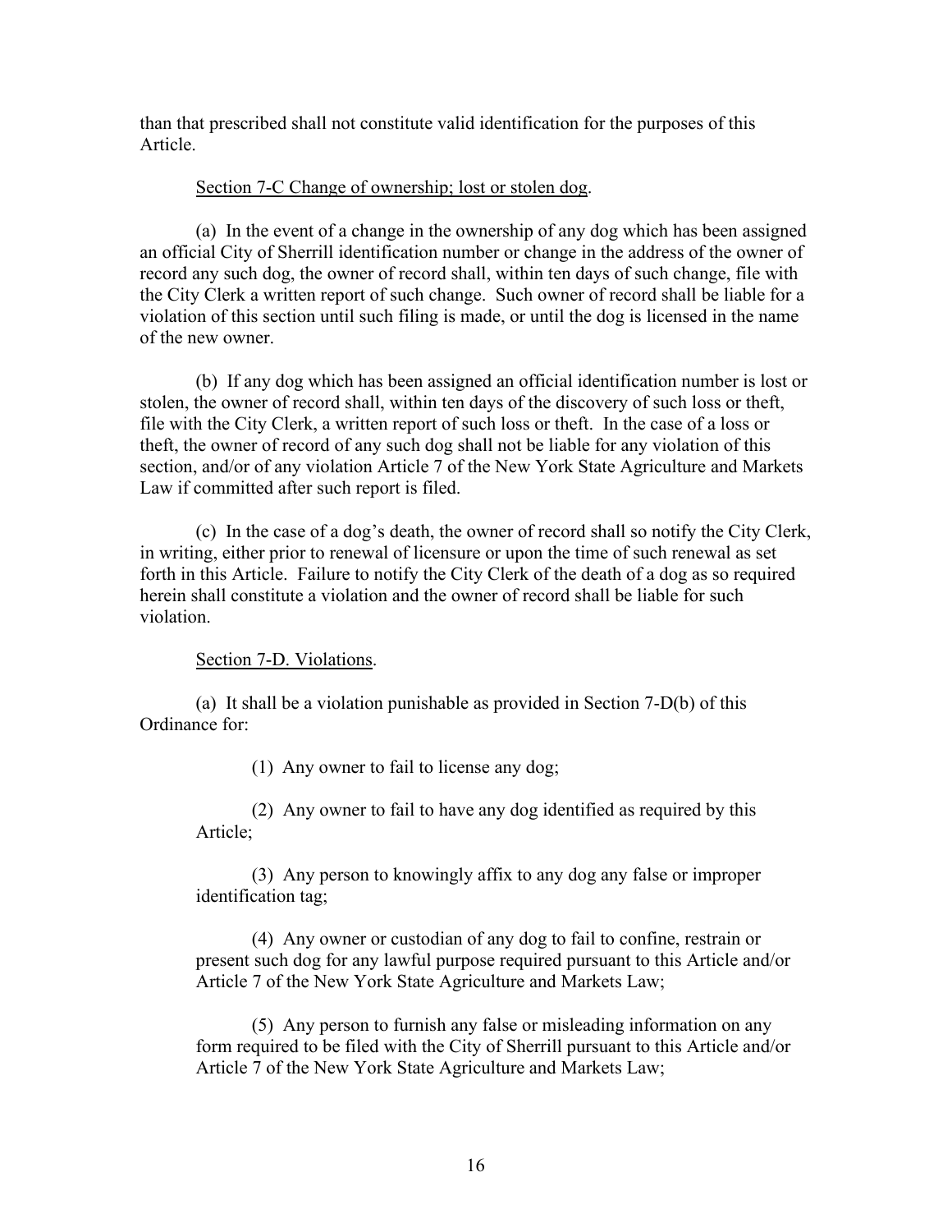than that prescribed shall not constitute valid identification for the purposes of this Article.

Section 7-C Change of ownership; lost or stolen dog.

(a) In the event of a change in the ownership of any dog which has been assigned an official City of Sherrill identification number or change in the address of the owner of record any such dog, the owner of record shall, within ten days of such change, file with the City Clerk a written report of such change. Such owner of record shall be liable for a violation of this section until such filing is made, or until the dog is licensed in the name of the new owner.

(b) If any dog which has been assigned an official identification number is lost or stolen, the owner of record shall, within ten days of the discovery of such loss or theft, file with the City Clerk, a written report of such loss or theft. In the case of a loss or theft, the owner of record of any such dog shall not be liable for any violation of this section, and/or of any violation Article 7 of the New York State Agriculture and Markets Law if committed after such report is filed.

(c) In the case of a dog's death, the owner of record shall so notify the City Clerk, in writing, either prior to renewal of licensure or upon the time of such renewal as set forth in this Article. Failure to notify the City Clerk of the death of a dog as so required herein shall constitute a violation and the owner of record shall be liable for such violation.

Section 7-D. Violations.

(a) It shall be a violation punishable as provided in Section 7-D(b) of this Ordinance for:

(1) Any owner to fail to license any dog;

(2) Any owner to fail to have any dog identified as required by this Article;

(3) Any person to knowingly affix to any dog any false or improper identification tag;

(4) Any owner or custodian of any dog to fail to confine, restrain or present such dog for any lawful purpose required pursuant to this Article and/or Article 7 of the New York State Agriculture and Markets Law;

(5) Any person to furnish any false or misleading information on any form required to be filed with the City of Sherrill pursuant to this Article and/or Article 7 of the New York State Agriculture and Markets Law;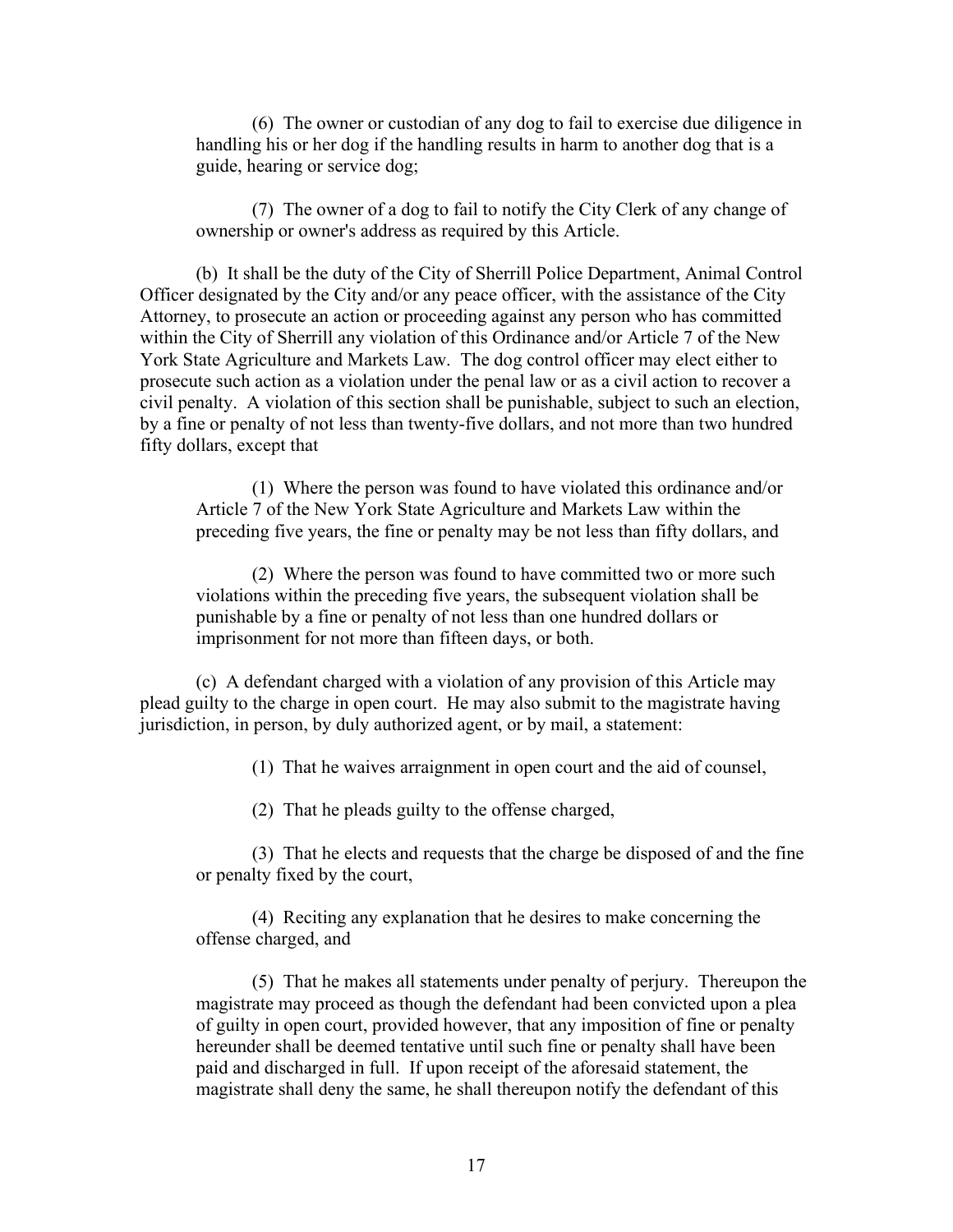(6) The owner or custodian of any dog to fail to exercise due diligence in handling his or her dog if the handling results in harm to another dog that is a guide, hearing or service dog;

(7) The owner of a dog to fail to notify the City Clerk of any change of ownership or owner's address as required by this Article.

(b) It shall be the duty of the City of Sherrill Police Department, Animal Control Officer designated by the City and/or any peace officer, with the assistance of the City Attorney, to prosecute an action or proceeding against any person who has committed within the City of Sherrill any violation of this Ordinance and/or Article 7 of the New York State Agriculture and Markets Law. The dog control officer may elect either to prosecute such action as a violation under the penal law or as a civil action to recover a civil penalty. A violation of this section shall be punishable, subject to such an election, by a fine or penalty of not less than twenty-five dollars, and not more than two hundred fifty dollars, except that

(1) Where the person was found to have violated this ordinance and/or Article 7 of the New York State Agriculture and Markets Law within the preceding five years, the fine or penalty may be not less than fifty dollars, and

(2) Where the person was found to have committed two or more such violations within the preceding five years, the subsequent violation shall be punishable by a fine or penalty of not less than one hundred dollars or imprisonment for not more than fifteen days, or both.

(c) A defendant charged with a violation of any provision of this Article may plead guilty to the charge in open court. He may also submit to the magistrate having jurisdiction, in person, by duly authorized agent, or by mail, a statement:

(1) That he waives arraignment in open court and the aid of counsel,

(2) That he pleads guilty to the offense charged,

(3) That he elects and requests that the charge be disposed of and the fine or penalty fixed by the court,

(4) Reciting any explanation that he desires to make concerning the offense charged, and

(5) That he makes all statements under penalty of perjury. Thereupon the magistrate may proceed as though the defendant had been convicted upon a plea of guilty in open court, provided however, that any imposition of fine or penalty hereunder shall be deemed tentative until such fine or penalty shall have been paid and discharged in full. If upon receipt of the aforesaid statement, the magistrate shall deny the same, he shall thereupon notify the defendant of this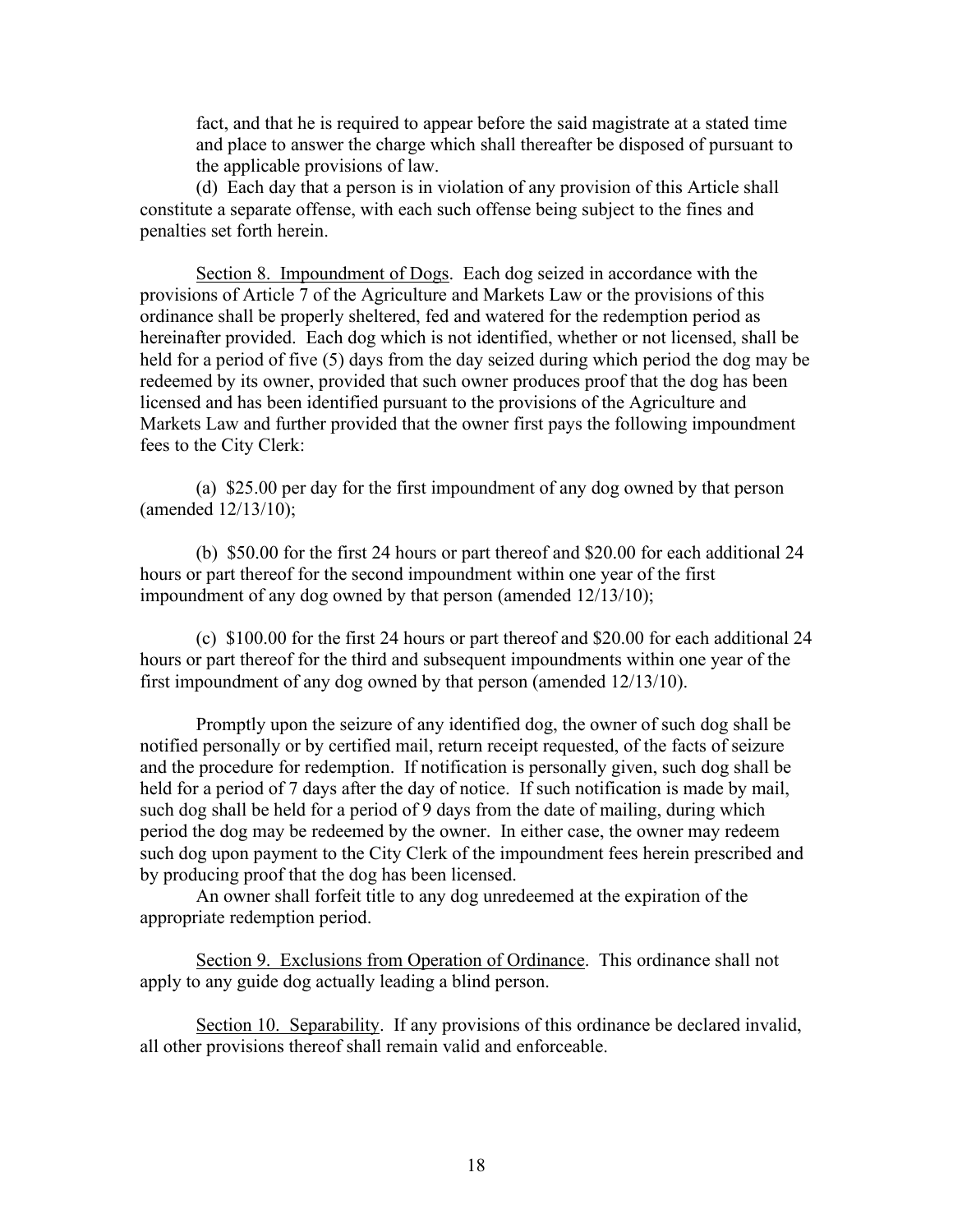fact, and that he is required to appear before the said magistrate at a stated time and place to answer the charge which shall thereafter be disposed of pursuant to the applicable provisions of law.

(d) Each day that a person is in violation of any provision of this Article shall constitute a separate offense, with each such offense being subject to the fines and penalties set forth herein.

Section 8. Impoundment of Dogs. Each dog seized in accordance with the provisions of Article 7 of the Agriculture and Markets Law or the provisions of this ordinance shall be properly sheltered, fed and watered for the redemption period as hereinafter provided. Each dog which is not identified, whether or not licensed, shall be held for a period of five (5) days from the day seized during which period the dog may be redeemed by its owner, provided that such owner produces proof that the dog has been licensed and has been identified pursuant to the provisions of the Agriculture and Markets Law and further provided that the owner first pays the following impoundment fees to the City Clerk:

(a) $25.00 per day for the first impoundment of any dog owned by that person (amended 12/13/10);

(b) $50.00 for the first 24 hours or part thereof and $20.00 for each additional 24 hours or part thereof for the second impoundment within one year of the first impoundment of any dog owned by that person (amended 12/13/10);

(c) $100.00 for the first 24 hours or part thereof and $20.00 for each additional 24 hours or part thereof for the third and subsequent impoundments within one year of the first impoundment of any dog owned by that person (amended 12/13/10).

Promptly upon the seizure of any identified dog, the owner of such dog shall be notified personally or by certified mail, return receipt requested, of the facts of seizure and the procedure for redemption. If notification is personally given, such dog shall be held for a period of 7 days after the day of notice. If such notification is made by mail, such dog shall be held for a period of 9 days from the date of mailing, during which period the dog may be redeemed by the owner. In either case, the owner may redeem such dog upon payment to the City Clerk of the impoundment fees herein prescribed and by producing proof that the dog has been licensed.

An owner shall forfeit title to any dog unredeemed at the expiration of the appropriate redemption period.

Section 9. Exclusions from Operation of Ordinance. This ordinance shall not apply to any guide dog actually leading a blind person.

Section 10. Separability. If any provisions of this ordinance be declared invalid, all other provisions thereof shall remain valid and enforceable.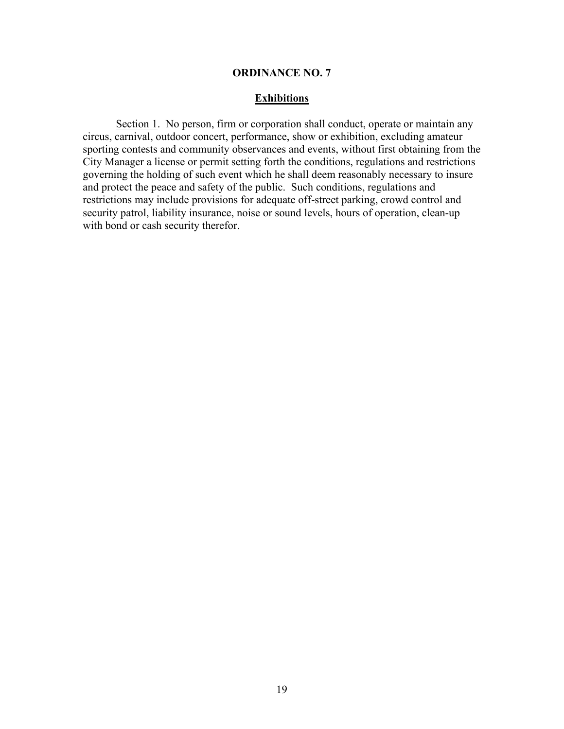**ORDINANCE NO. 7**

**Exhibitions**

Section 1. No person, firm or corporation shall conduct, operate or maintain any circus, carnival, outdoor concert, performance, show or exhibition, excluding amateur sporting contests and community observances and events, without first obtaining from the City Manager a license or permit setting forth the conditions, regulations and restrictions governing the holding of such event which he shall deem reasonably necessary to insure and protect the peace and safety of the public. Such conditions, regulations and restrictions may include provisions for adequate off-street parking, crowd control and security patrol, liability insurance, noise or sound levels, hours of operation, clean-up with bond or cash security therefor.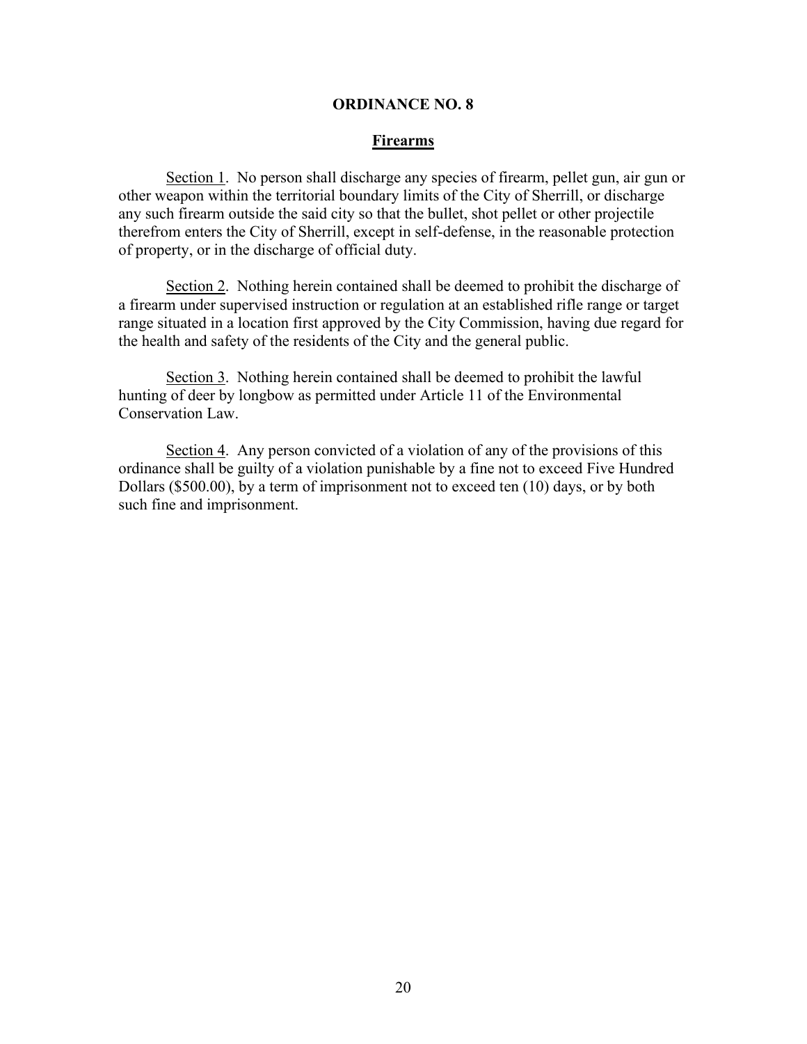# ORDINANCE NO. 8

## Firearms

Section 1. No person shall discharge any species of firearm, pellet gun, air gun or other weapon within the territorial boundary limits of the City of Sherrill, or discharge any such firearm outside the said city so that the bullet, shot pellet or other projectile therefrom enters the City of Sherrill, except in self-defense, in the reasonable protection of property, or in the discharge of official duty.

Section 2. Nothing herein contained shall be deemed to prohibit the discharge of a firearm under supervised instruction or regulation at an established rifle range or target range situated in a location first approved by the City Commission, having due regard for the health and safety of the residents of the City and the general public.

Section 3. Nothing herein contained shall be deemed to prohibit the lawful hunting of deer by longbow as permitted under Article 11 of the Environmental Conservation Law.

Section 4. Any person convicted of a violation of any of the provisions of this ordinance shall be guilty of a violation punishable by a fine not to exceed Five Hundred Dollars ($500.00), by a term of imprisonment not to exceed ten (10) days, or by both such fine and imprisonment.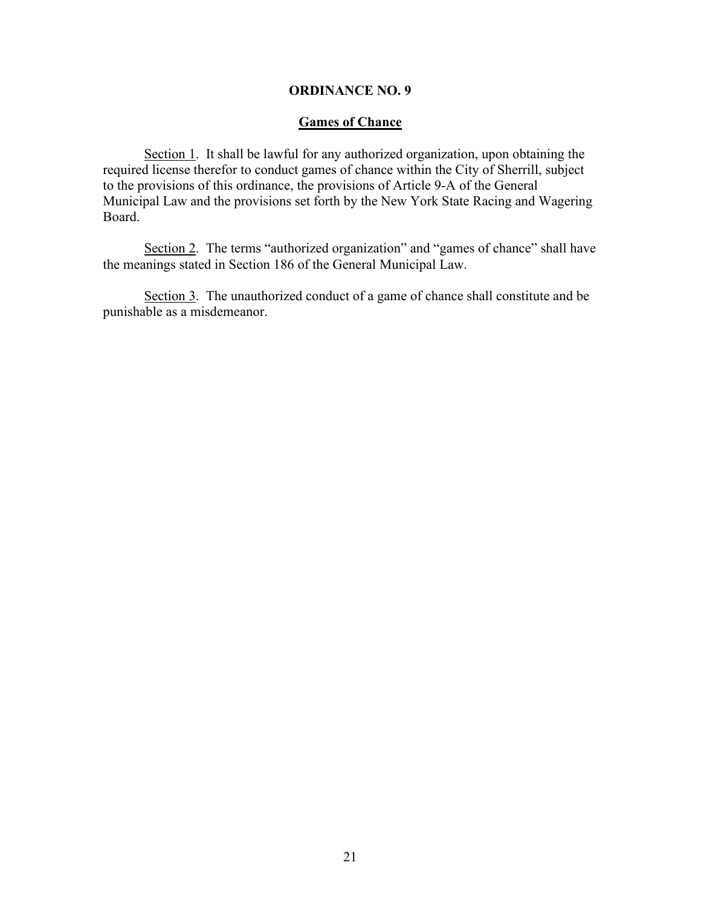# ORDINANCE NO. 9

## Games of Chance

Section 1. It shall be lawful for any authorized organization, upon obtaining the required license therefor to conduct games of chance within the City of Sherrill, subject to the provisions of this ordinance, the provisions of Article 9-A of the General Municipal Law and the provisions set forth by the New York State Racing and Wagering Board.

Section 2. The terms "authorized organization" and "games of chance" shall have the meanings stated in Section 186 of the General Municipal Law.

Section 3. The unauthorized conduct of a game of chance shall constitute and be punishable as a misdemeanor.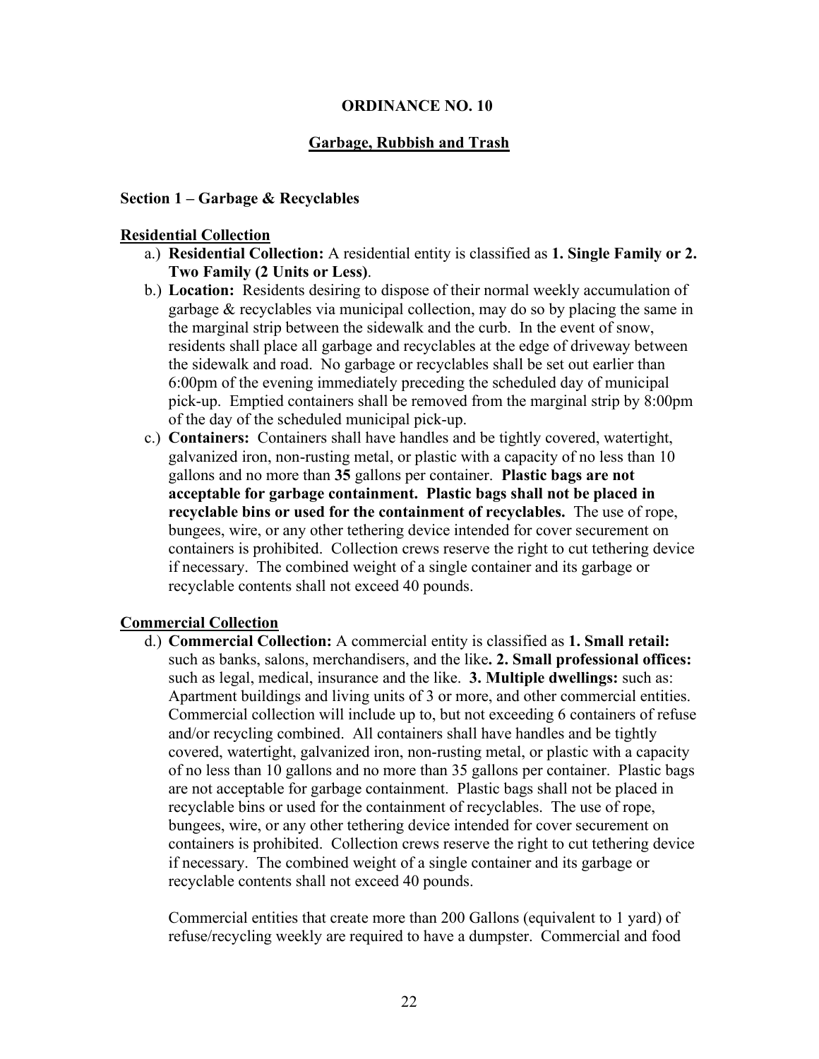# ORDINANCE NO. 10

## Garbage, Rubbish and Trash

### Section 1 – Garbage & Recyclables

**Residential Collection**

a.) **Residential Collection:** A residential entity is classified as **1. Single Family or 2. Two Family (2 Units or Less)**.

b.) **Location:** Residents desiring to dispose of their normal weekly accumulation of garbage & recyclables via municipal collection, may do so by placing the same in the marginal strip between the sidewalk and the curb. In the event of snow, residents shall place all garbage and recyclables at the edge of driveway between the sidewalk and road. No garbage or recyclables shall be set out earlier than 6:00pm of the evening immediately preceding the scheduled day of municipal pick-up. Emptied containers shall be removed from the marginal strip by 8:00pm of the day of the scheduled municipal pick-up.

c.) **Containers:** Containers shall have handles and be tightly covered, watertight, galvanized iron, non-rusting metal, or plastic with a capacity of no less than 10 gallons and no more than **35** gallons per container. **Plastic bags are not acceptable for garbage containment. Plastic bags shall not be placed in recyclable bins or used for the containment of recyclables.** The use of rope, bungees, wire, or any other tethering device intended for cover securement on containers is prohibited. Collection crews reserve the right to cut tethering device if necessary. The combined weight of a single container and its garbage or recyclable contents shall not exceed 40 pounds.

**Commercial Collection**

d.) **Commercial Collection:** A commercial entity is classified as **1. Small retail:** such as banks, salons, merchandisers, and the like**. 2. Small professional offices:** such as legal, medical, insurance and the like. **3. Multiple dwellings:** such as: Apartment buildings and living units of 3 or more, and other commercial entities. Commercial collection will include up to, but not exceeding 6 containers of refuse and/or recycling combined. All containers shall have handles and be tightly covered, watertight, galvanized iron, non-rusting metal, or plastic with a capacity of no less than 10 gallons and no more than 35 gallons per container. Plastic bags are not acceptable for garbage containment. Plastic bags shall not be placed in recyclable bins or used for the containment of recyclables. The use of rope, bungees, wire, or any other tethering device intended for cover securement on containers is prohibited. Collection crews reserve the right to cut tethering device if necessary. The combined weight of a single container and its garbage or recyclable contents shall not exceed 40 pounds.

Commercial entities that create more than 200 Gallons (equivalent to 1 yard) of refuse/recycling weekly are required to have a dumpster. Commercial and food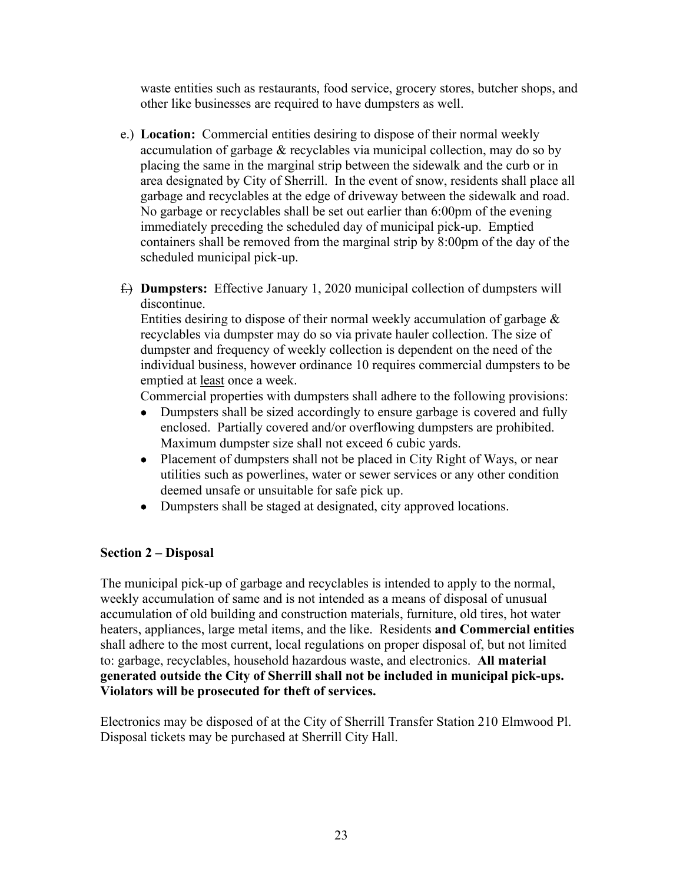waste entities such as restaurants, food service, grocery stores, butcher shops, and other like businesses are required to have dumpsters as well.

e.) **Location:** Commercial entities desiring to dispose of their normal weekly accumulation of garbage & recyclables via municipal collection, may do so by placing the same in the marginal strip between the sidewalk and the curb or in area designated by City of Sherrill. In the event of snow, residents shall place all garbage and recyclables at the edge of driveway between the sidewalk and road. No garbage or recyclables shall be set out earlier than 6:00pm of the evening immediately preceding the scheduled day of municipal pick-up. Emptied containers shall be removed from the marginal strip by 8:00pm of the day of the scheduled municipal pick-up.

~~f.)~~ **Dumpsters:** Effective January 1, 2020 municipal collection of dumpsters will discontinue.
Entities desiring to dispose of their normal weekly accumulation of garbage & recyclables via dumpster may do so via private hauler collection. The size of dumpster and frequency of weekly collection is dependent on the need of the individual business, however ordinance 10 requires commercial dumpsters to be emptied at <u>least</u> once a week.
Commercial properties with dumpsters shall adhere to the following provisions:

- Dumpsters shall be sized accordingly to ensure garbage is covered and fully enclosed. Partially covered and/or overflowing dumpsters are prohibited. Maximum dumpster size shall not exceed 6 cubic yards.
- Placement of dumpsters shall not be placed in City Right of Ways, or near utilities such as powerlines, water or sewer services or any other condition deemed unsafe or unsuitable for safe pick up.
- Dumpsters shall be staged at designated, city approved locations.

**Section 2 – Disposal**

The municipal pick-up of garbage and recyclables is intended to apply to the normal, weekly accumulation of same and is not intended as a means of disposal of unusual accumulation of old building and construction materials, furniture, old tires, hot water heaters, appliances, large metal items, and the like. Residents **and Commercial entities** shall adhere to the most current, local regulations on proper disposal of, but not limited to: garbage, recyclables, household hazardous waste, and electronics. **All material generated outside the City of Sherrill shall not be included in municipal pick-ups. Violators will be prosecuted for theft of services.**

Electronics may be disposed of at the City of Sherrill Transfer Station 210 Elmwood Pl. Disposal tickets may be purchased at Sherrill City Hall.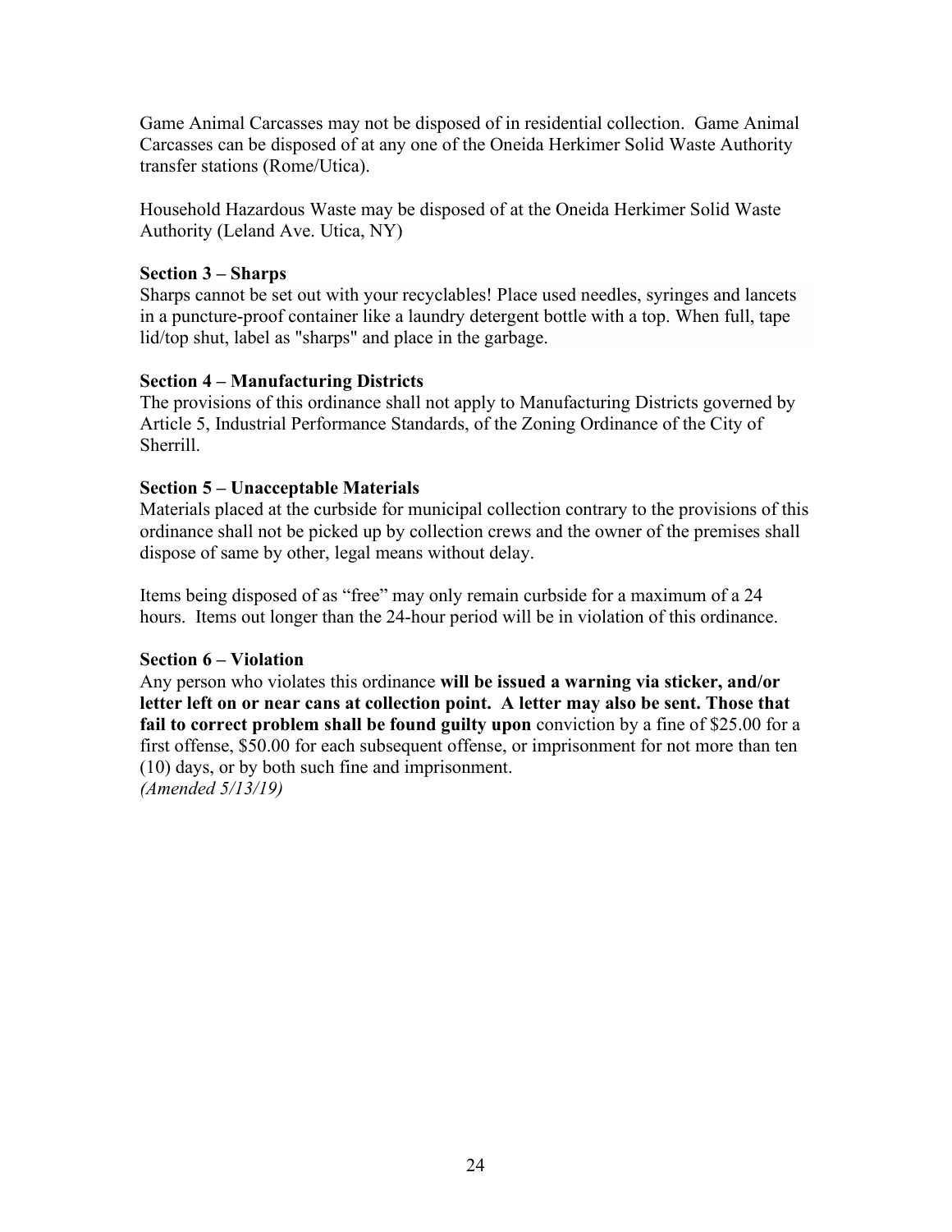Game Animal Carcasses may not be disposed of in residential collection. Game Animal Carcasses can be disposed of at any one of the Oneida Herkimer Solid Waste Authority transfer stations (Rome/Utica).

Household Hazardous Waste may be disposed of at the Oneida Herkimer Solid Waste Authority (Leland Ave. Utica, NY)

**Section 3 – Sharps**

Sharps cannot be set out with your recyclables! Place used needles, syringes and lancets in a puncture-proof container like a laundry detergent bottle with a top. When full, tape lid/top shut, label as "sharps" and place in the garbage.

**Section 4 – Manufacturing Districts**

The provisions of this ordinance shall not apply to Manufacturing Districts governed by Article 5, Industrial Performance Standards, of the Zoning Ordinance of the City of Sherrill.

**Section 5 – Unacceptable Materials**

Materials placed at the curbside for municipal collection contrary to the provisions of this ordinance shall not be picked up by collection crews and the owner of the premises shall dispose of same by other, legal means without delay.

Items being disposed of as "free" may only remain curbside for a maximum of a 24 hours. Items out longer than the 24-hour period will be in violation of this ordinance.

**Section 6 – Violation**

Any person who violates this ordinance **will be issued a warning via sticker, and/or letter left on or near cans at collection point. A letter may also be sent. Those that fail to correct problem shall be found guilty upon** conviction by a fine of $25.00 for a first offense, $50.00 for each subsequent offense, or imprisonment for not more than ten (10) days, or by both such fine and imprisonment.
*(Amended 5/13/19)*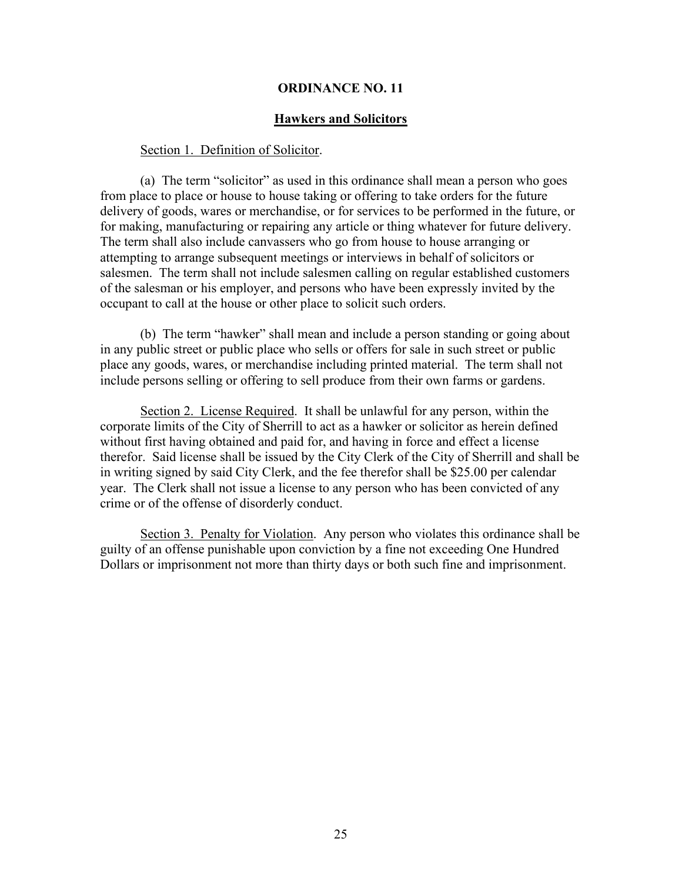## ORDINANCE NO. 11

### Hawkers and Solicitors

Section 1. Definition of Solicitor.

(a) The term "solicitor" as used in this ordinance shall mean a person who goes from place to place or house to house taking or offering to take orders for the future delivery of goods, wares or merchandise, or for services to be performed in the future, or for making, manufacturing or repairing any article or thing whatever for future delivery. The term shall also include canvassers who go from house to house arranging or attempting to arrange subsequent meetings or interviews in behalf of solicitors or salesmen. The term shall not include salesmen calling on regular established customers of the salesman or his employer, and persons who have been expressly invited by the occupant to call at the house or other place to solicit such orders.

(b) The term "hawker" shall mean and include a person standing or going about in any public street or public place who sells or offers for sale in such street or public place any goods, wares, or merchandise including printed material. The term shall not include persons selling or offering to sell produce from their own farms or gardens.

Section 2. License Required. It shall be unlawful for any person, within the corporate limits of the City of Sherrill to act as a hawker or solicitor as herein defined without first having obtained and paid for, and having in force and effect a license therefor. Said license shall be issued by the City Clerk of the City of Sherrill and shall be in writing signed by said City Clerk, and the fee therefor shall be $25.00 per calendar year. The Clerk shall not issue a license to any person who has been convicted of any crime or of the offense of disorderly conduct.

Section 3. Penalty for Violation. Any person who violates this ordinance shall be guilty of an offense punishable upon conviction by a fine not exceeding One Hundred Dollars or imprisonment not more than thirty days or both such fine and imprisonment.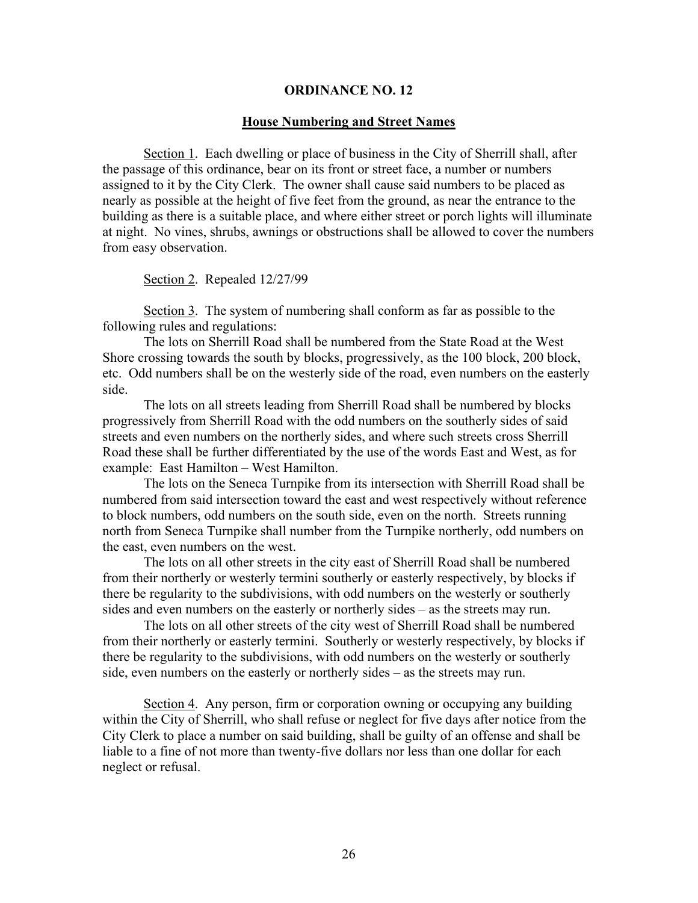## ORDINANCE NO. 12

### House Numbering and Street Names

Section 1. Each dwelling or place of business in the City of Sherrill shall, after the passage of this ordinance, bear on its front or street face, a number or numbers assigned to it by the City Clerk. The owner shall cause said numbers to be placed as nearly as possible at the height of five feet from the ground, as near the entrance to the building as there is a suitable place, and where either street or porch lights will illuminate at night. No vines, shrubs, awnings or obstructions shall be allowed to cover the numbers from easy observation.

Section 2. Repealed 12/27/99

Section 3. The system of numbering shall conform as far as possible to the following rules and regulations:

The lots on Sherrill Road shall be numbered from the State Road at the West Shore crossing towards the south by blocks, progressively, as the 100 block, 200 block, etc. Odd numbers shall be on the westerly side of the road, even numbers on the easterly side.

The lots on all streets leading from Sherrill Road shall be numbered by blocks progressively from Sherrill Road with the odd numbers on the southerly sides of said streets and even numbers on the northerly sides, and where such streets cross Sherrill Road these shall be further differentiated by the use of the words East and West, as for example: East Hamilton – West Hamilton.

The lots on the Seneca Turnpike from its intersection with Sherrill Road shall be numbered from said intersection toward the east and west respectively without reference to block numbers, odd numbers on the south side, even on the north. Streets running north from Seneca Turnpike shall number from the Turnpike northerly, odd numbers on the east, even numbers on the west.

The lots on all other streets in the city east of Sherrill Road shall be numbered from their northerly or westerly termini southerly or easterly respectively, by blocks if there be regularity to the subdivisions, with odd numbers on the westerly or southerly sides and even numbers on the easterly or northerly sides – as the streets may run.

The lots on all other streets of the city west of Sherrill Road shall be numbered from their northerly or easterly termini. Southerly or westerly respectively, by blocks if there be regularity to the subdivisions, with odd numbers on the westerly or southerly side, even numbers on the easterly or northerly sides – as the streets may run.

Section 4. Any person, firm or corporation owning or occupying any building within the City of Sherrill, who shall refuse or neglect for five days after notice from the City Clerk to place a number on said building, shall be guilty of an offense and shall be liable to a fine of not more than twenty-five dollars nor less than one dollar for each neglect or refusal.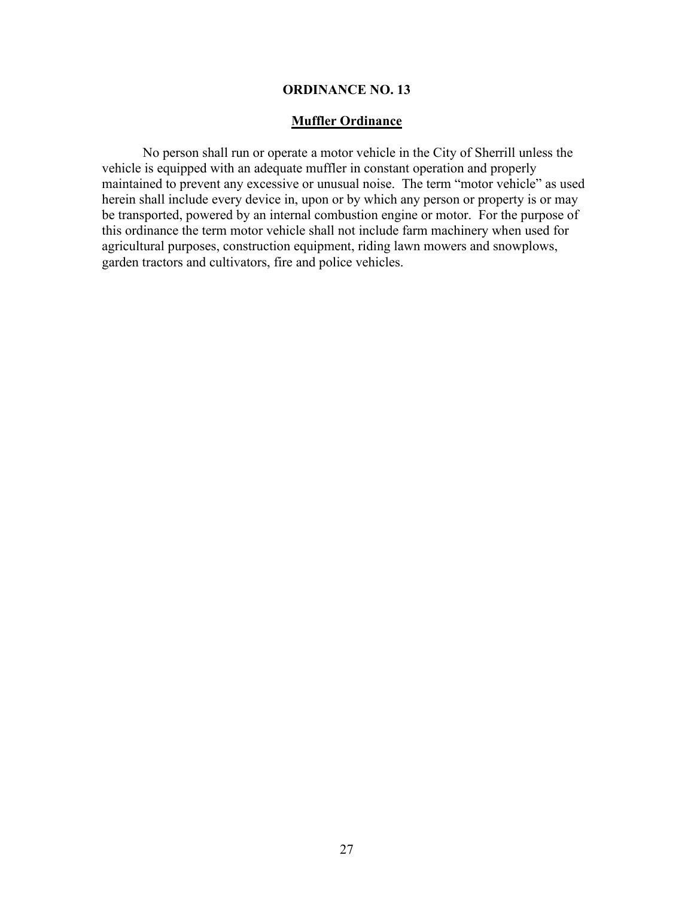# ORDINANCE NO. 13

## Muffler Ordinance

No person shall run or operate a motor vehicle in the City of Sherrill unless the vehicle is equipped with an adequate muffler in constant operation and properly maintained to prevent any excessive or unusual noise. The term "motor vehicle" as used herein shall include every device in, upon or by which any person or property is or may be transported, powered by an internal combustion engine or motor. For the purpose of this ordinance the term motor vehicle shall not include farm machinery when used for agricultural purposes, construction equipment, riding lawn mowers and snowplows, garden tractors and cultivators, fire and police vehicles.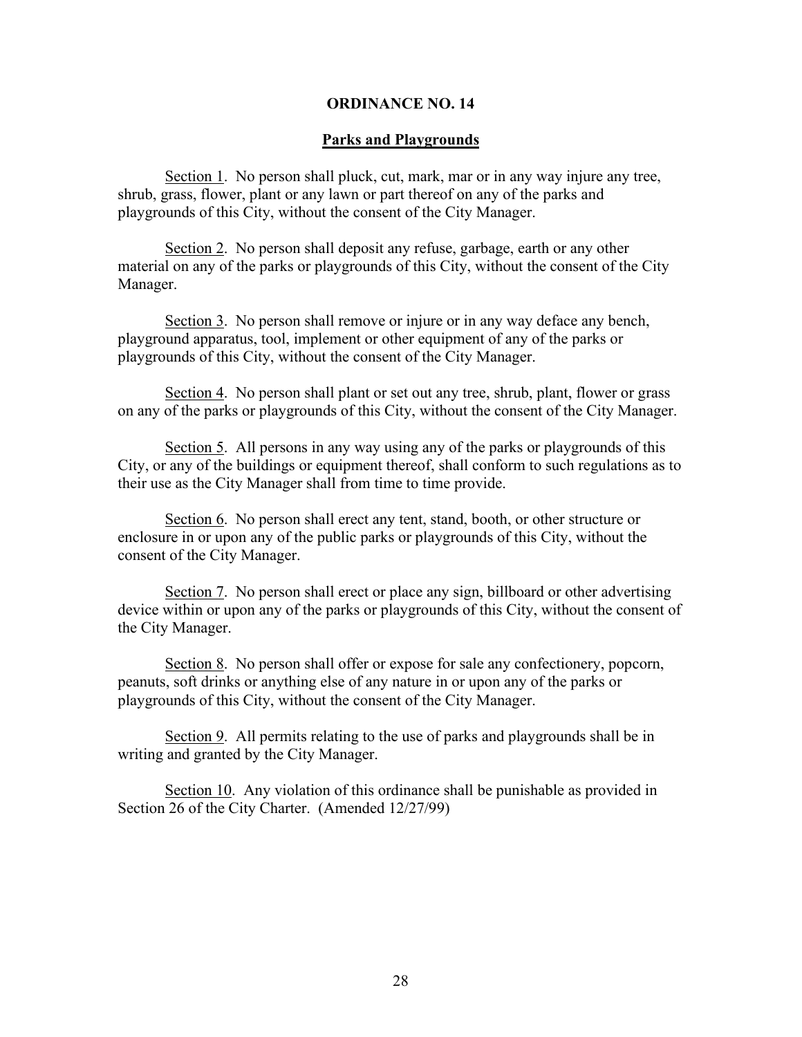# ORDINANCE NO. 14

## Parks and Playgrounds

Section 1. No person shall pluck, cut, mark, mar or in any way injure any tree, shrub, grass, flower, plant or any lawn or part thereof on any of the parks and playgrounds of this City, without the consent of the City Manager.

Section 2. No person shall deposit any refuse, garbage, earth or any other material on any of the parks or playgrounds of this City, without the consent of the City Manager.

Section 3. No person shall remove or injure or in any way deface any bench, playground apparatus, tool, implement or other equipment of any of the parks or playgrounds of this City, without the consent of the City Manager.

Section 4. No person shall plant or set out any tree, shrub, plant, flower or grass on any of the parks or playgrounds of this City, without the consent of the City Manager.

Section 5. All persons in any way using any of the parks or playgrounds of this City, or any of the buildings or equipment thereof, shall conform to such regulations as to their use as the City Manager shall from time to time provide.

Section 6. No person shall erect any tent, stand, booth, or other structure or enclosure in or upon any of the public parks or playgrounds of this City, without the consent of the City Manager.

Section 7. No person shall erect or place any sign, billboard or other advertising device within or upon any of the parks or playgrounds of this City, without the consent of the City Manager.

Section 8. No person shall offer or expose for sale any confectionery, popcorn, peanuts, soft drinks or anything else of any nature in or upon any of the parks or playgrounds of this City, without the consent of the City Manager.

Section 9. All permits relating to the use of parks and playgrounds shall be in writing and granted by the City Manager.

Section 10. Any violation of this ordinance shall be punishable as provided in Section 26 of the City Charter. (Amended 12/27/99)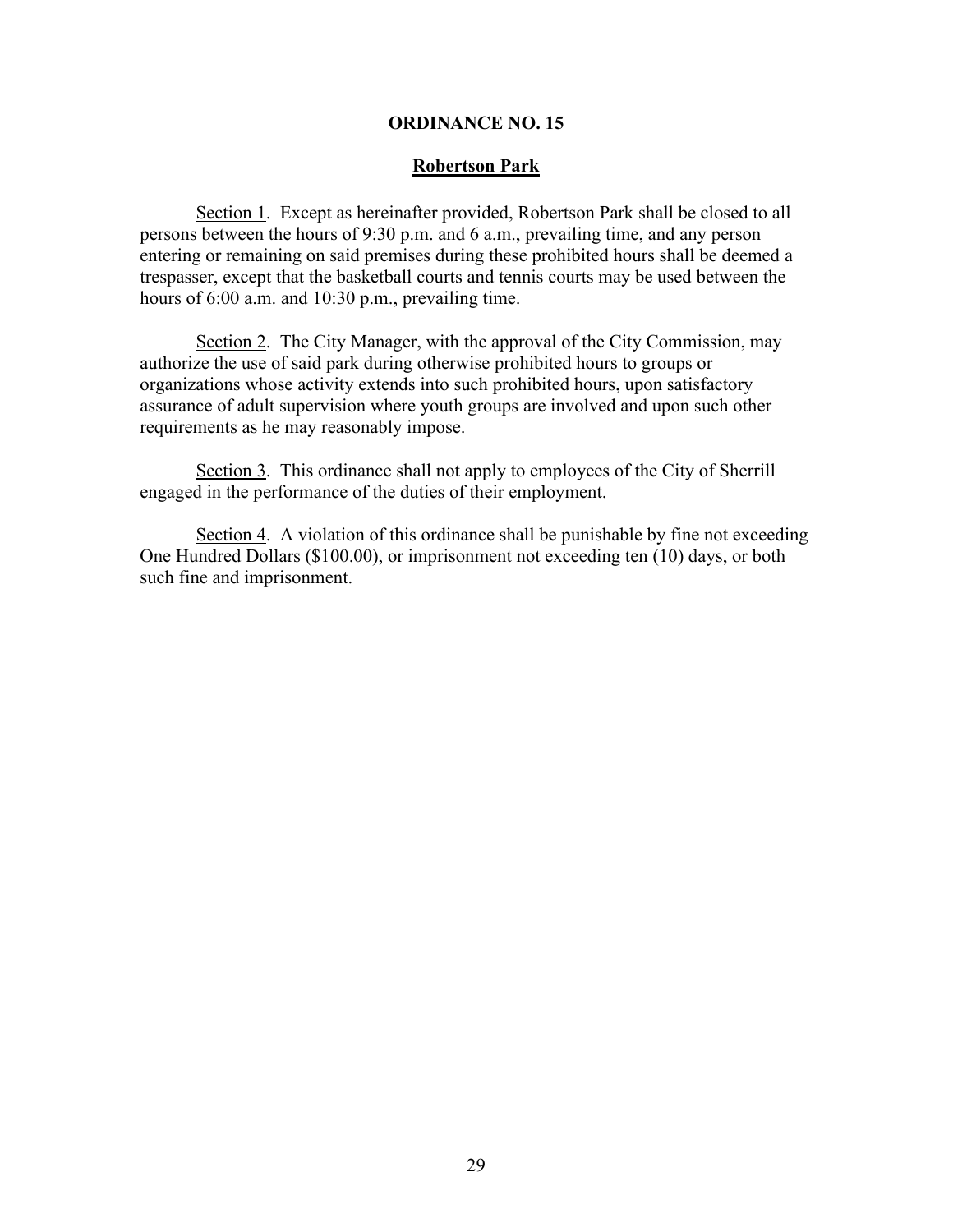## ORDINANCE NO. 15

### Robertson Park

Section 1. Except as hereinafter provided, Robertson Park shall be closed to all persons between the hours of 9:30 p.m. and 6 a.m., prevailing time, and any person entering or remaining on said premises during these prohibited hours shall be deemed a trespasser, except that the basketball courts and tennis courts may be used between the hours of 6:00 a.m. and 10:30 p.m., prevailing time.

Section 2. The City Manager, with the approval of the City Commission, may authorize the use of said park during otherwise prohibited hours to groups or organizations whose activity extends into such prohibited hours, upon satisfactory assurance of adult supervision where youth groups are involved and upon such other requirements as he may reasonably impose.

Section 3. This ordinance shall not apply to employees of the City of Sherrill engaged in the performance of the duties of their employment.

Section 4. A violation of this ordinance shall be punishable by fine not exceeding One Hundred Dollars ($100.00), or imprisonment not exceeding ten (10) days, or both such fine and imprisonment.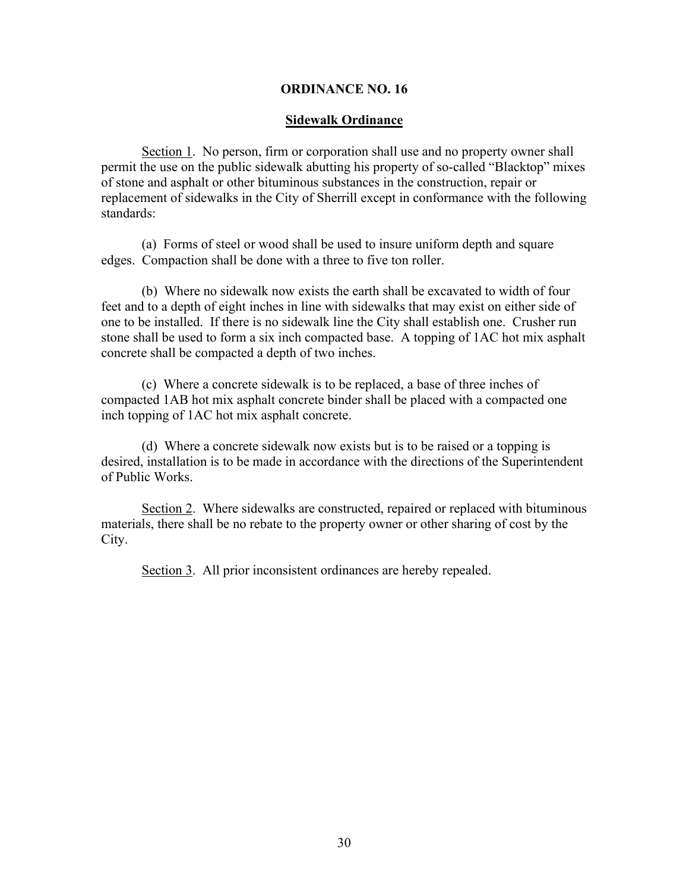# ORDINANCE NO. 16

## Sidewalk Ordinance

Section 1. No person, firm or corporation shall use and no property owner shall permit the use on the public sidewalk abutting his property of so-called "Blacktop" mixes of stone and asphalt or other bituminous substances in the construction, repair or replacement of sidewalks in the City of Sherrill except in conformance with the following standards:

(a) Forms of steel or wood shall be used to insure uniform depth and square edges. Compaction shall be done with a three to five ton roller.

(b) Where no sidewalk now exists the earth shall be excavated to width of four feet and to a depth of eight inches in line with sidewalks that may exist on either side of one to be installed. If there is no sidewalk line the City shall establish one. Crusher run stone shall be used to form a six inch compacted base. A topping of 1AC hot mix asphalt concrete shall be compacted a depth of two inches.

(c) Where a concrete sidewalk is to be replaced, a base of three inches of compacted 1AB hot mix asphalt concrete binder shall be placed with a compacted one inch topping of 1AC hot mix asphalt concrete.

(d) Where a concrete sidewalk now exists but is to be raised or a topping is desired, installation is to be made in accordance with the directions of the Superintendent of Public Works.

Section 2. Where sidewalks are constructed, repaired or replaced with bituminous materials, there shall be no rebate to the property owner or other sharing of cost by the City.

Section 3. All prior inconsistent ordinances are hereby repealed.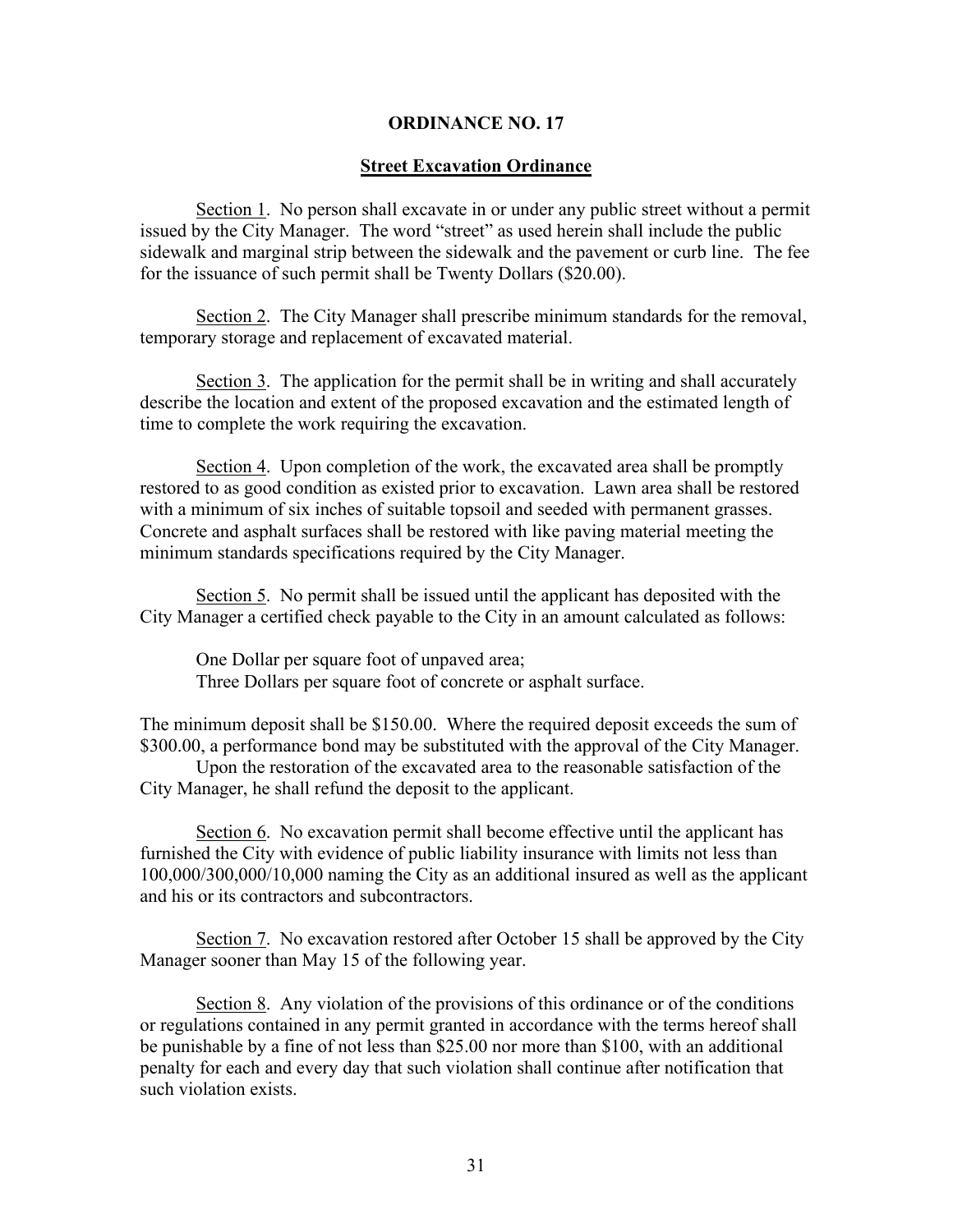# ORDINANCE NO. 17

## Street Excavation Ordinance

Section 1. No person shall excavate in or under any public street without a permit issued by the City Manager. The word "street" as used herein shall include the public sidewalk and marginal strip between the sidewalk and the pavement or curb line. The fee for the issuance of such permit shall be Twenty Dollars ($20.00).

Section 2. The City Manager shall prescribe minimum standards for the removal, temporary storage and replacement of excavated material.

Section 3. The application for the permit shall be in writing and shall accurately describe the location and extent of the proposed excavation and the estimated length of time to complete the work requiring the excavation.

Section 4. Upon completion of the work, the excavated area shall be promptly restored to as good condition as existed prior to excavation. Lawn area shall be restored with a minimum of six inches of suitable topsoil and seeded with permanent grasses. Concrete and asphalt surfaces shall be restored with like paving material meeting the minimum standards specifications required by the City Manager.

Section 5. No permit shall be issued until the applicant has deposited with the City Manager a certified check payable to the City in an amount calculated as follows:

One Dollar per square foot of unpaved area;
Three Dollars per square foot of concrete or asphalt surface.

The minimum deposit shall be $150.00. Where the required deposit exceeds the sum of $300.00, a performance bond may be substituted with the approval of the City Manager.

Upon the restoration of the excavated area to the reasonable satisfaction of the City Manager, he shall refund the deposit to the applicant.

Section 6. No excavation permit shall become effective until the applicant has furnished the City with evidence of public liability insurance with limits not less than 100,000/300,000/10,000 naming the City as an additional insured as well as the applicant and his or its contractors and subcontractors.

Section 7. No excavation restored after October 15 shall be approved by the City Manager sooner than May 15 of the following year.

Section 8. Any violation of the provisions of this ordinance or of the conditions or regulations contained in any permit granted in accordance with the terms hereof shall be punishable by a fine of not less than $25.00 nor more than $100, with an additional penalty for each and every day that such violation shall continue after notification that such violation exists.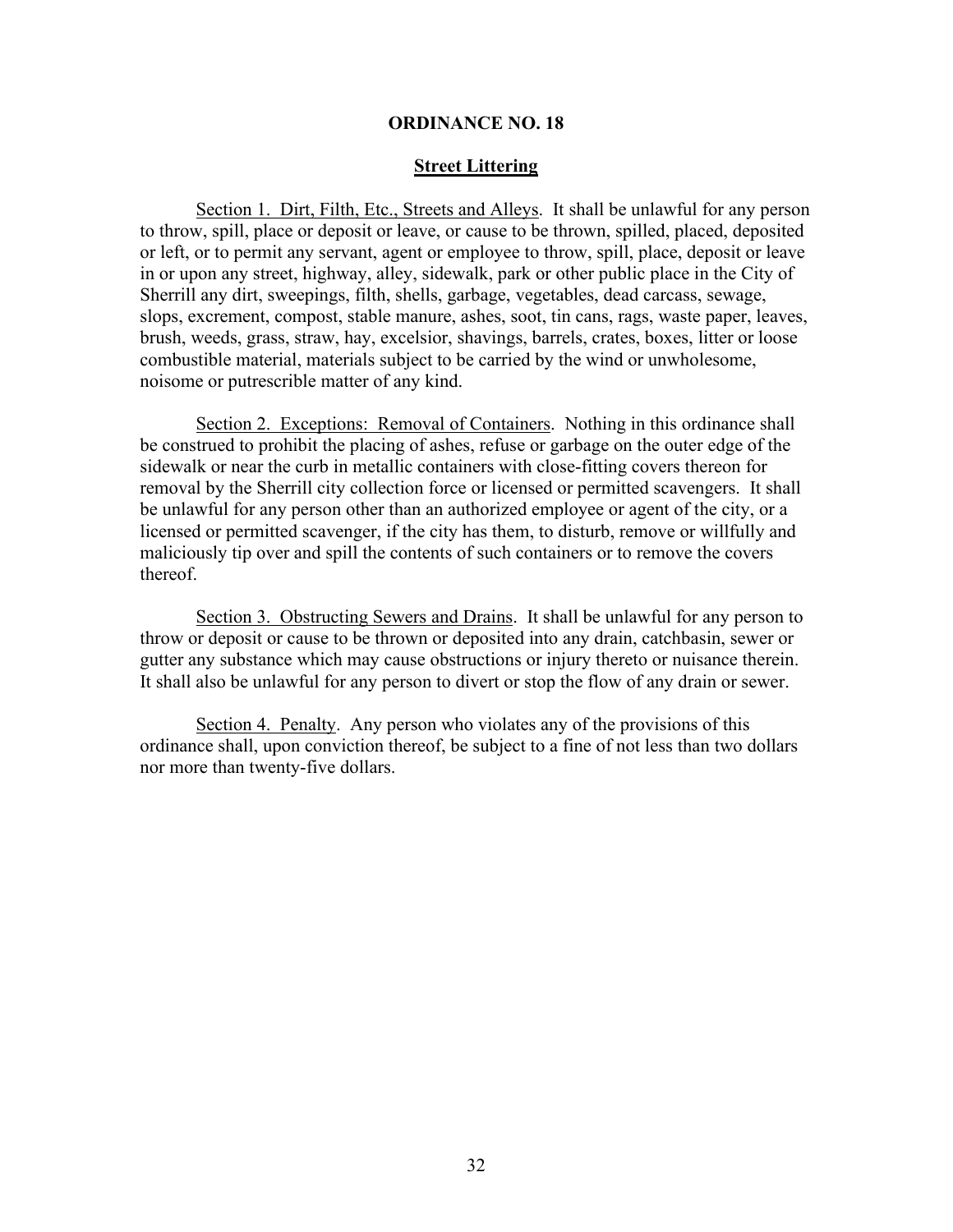# ORDINANCE NO. 18

## Street Littering

Section 1. Dirt, Filth, Etc., Streets and Alleys. It shall be unlawful for any person to throw, spill, place or deposit or leave, or cause to be thrown, spilled, placed, deposited or left, or to permit any servant, agent or employee to throw, spill, place, deposit or leave in or upon any street, highway, alley, sidewalk, park or other public place in the City of Sherrill any dirt, sweepings, filth, shells, garbage, vegetables, dead carcass, sewage, slops, excrement, compost, stable manure, ashes, soot, tin cans, rags, waste paper, leaves, brush, weeds, grass, straw, hay, excelsior, shavings, barrels, crates, boxes, litter or loose combustible material, materials subject to be carried by the wind or unwholesome, noisome or putrescrible matter of any kind.

Section 2. Exceptions: Removal of Containers. Nothing in this ordinance shall be construed to prohibit the placing of ashes, refuse or garbage on the outer edge of the sidewalk or near the curb in metallic containers with close-fitting covers thereon for removal by the Sherrill city collection force or licensed or permitted scavengers. It shall be unlawful for any person other than an authorized employee or agent of the city, or a licensed or permitted scavenger, if the city has them, to disturb, remove or willfully and maliciously tip over and spill the contents of such containers or to remove the covers thereof.

Section 3. Obstructing Sewers and Drains. It shall be unlawful for any person to throw or deposit or cause to be thrown or deposited into any drain, catchbasin, sewer or gutter any substance which may cause obstructions or injury thereto or nuisance therein. It shall also be unlawful for any person to divert or stop the flow of any drain or sewer.

Section 4. Penalty. Any person who violates any of the provisions of this ordinance shall, upon conviction thereof, be subject to a fine of not less than two dollars nor more than twenty-five dollars.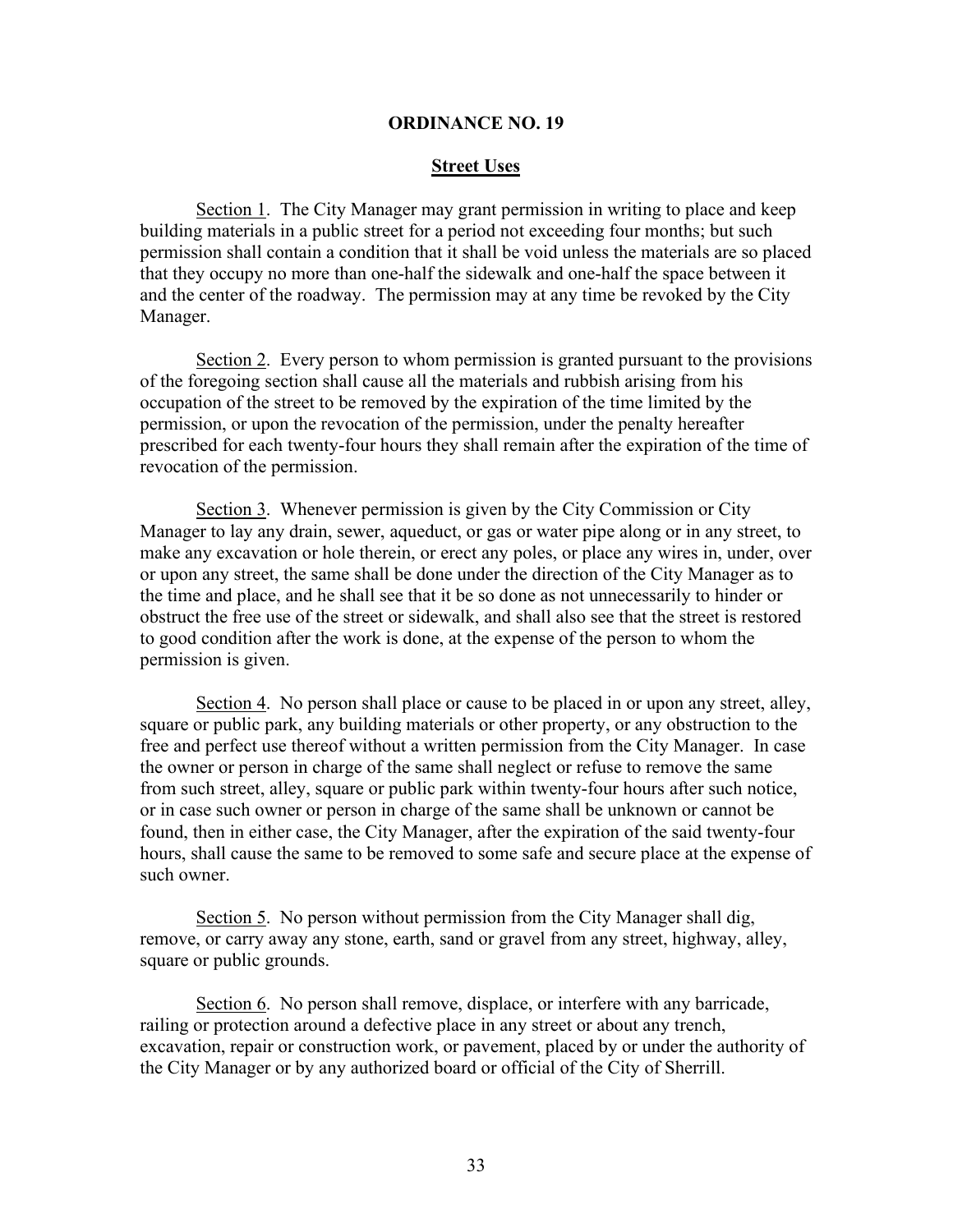# ORDINANCE NO. 19

## Street Uses

Section 1. The City Manager may grant permission in writing to place and keep building materials in a public street for a period not exceeding four months; but such permission shall contain a condition that it shall be void unless the materials are so placed that they occupy no more than one-half the sidewalk and one-half the space between it and the center of the roadway. The permission may at any time be revoked by the City Manager.

Section 2. Every person to whom permission is granted pursuant to the provisions of the foregoing section shall cause all the materials and rubbish arising from his occupation of the street to be removed by the expiration of the time limited by the permission, or upon the revocation of the permission, under the penalty hereafter prescribed for each twenty-four hours they shall remain after the expiration of the time of revocation of the permission.

Section 3. Whenever permission is given by the City Commission or City Manager to lay any drain, sewer, aqueduct, or gas or water pipe along or in any street, to make any excavation or hole therein, or erect any poles, or place any wires in, under, over or upon any street, the same shall be done under the direction of the City Manager as to the time and place, and he shall see that it be so done as not unnecessarily to hinder or obstruct the free use of the street or sidewalk, and shall also see that the street is restored to good condition after the work is done, at the expense of the person to whom the permission is given.

Section 4. No person shall place or cause to be placed in or upon any street, alley, square or public park, any building materials or other property, or any obstruction to the free and perfect use thereof without a written permission from the City Manager. In case the owner or person in charge of the same shall neglect or refuse to remove the same from such street, alley, square or public park within twenty-four hours after such notice, or in case such owner or person in charge of the same shall be unknown or cannot be found, then in either case, the City Manager, after the expiration of the said twenty-four hours, shall cause the same to be removed to some safe and secure place at the expense of such owner.

Section 5. No person without permission from the City Manager shall dig, remove, or carry away any stone, earth, sand or gravel from any street, highway, alley, square or public grounds.

Section 6. No person shall remove, displace, or interfere with any barricade, railing or protection around a defective place in any street or about any trench, excavation, repair or construction work, or pavement, placed by or under the authority of the City Manager or by any authorized board or official of the City of Sherrill.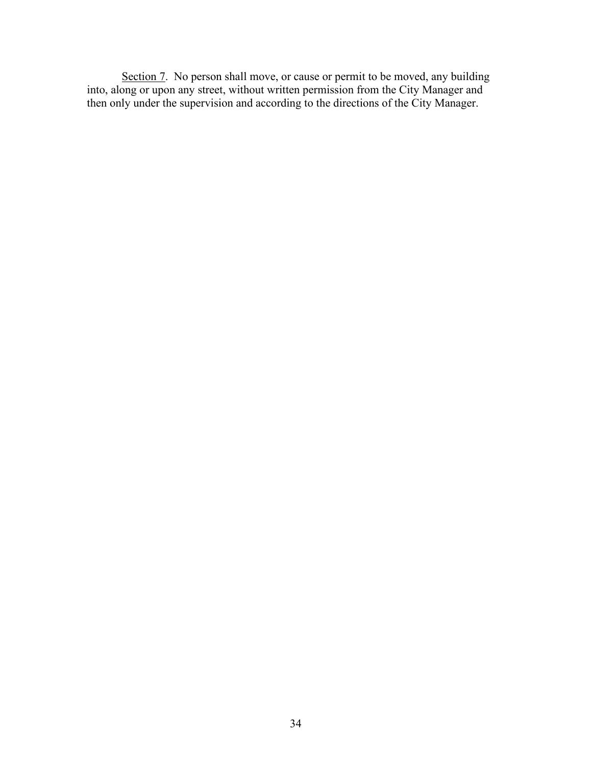<u>Section 7</u>. No person shall move, or cause or permit to be moved, any building into, along or upon any street, without written permission from the City Manager and then only under the supervision and according to the directions of the City Manager.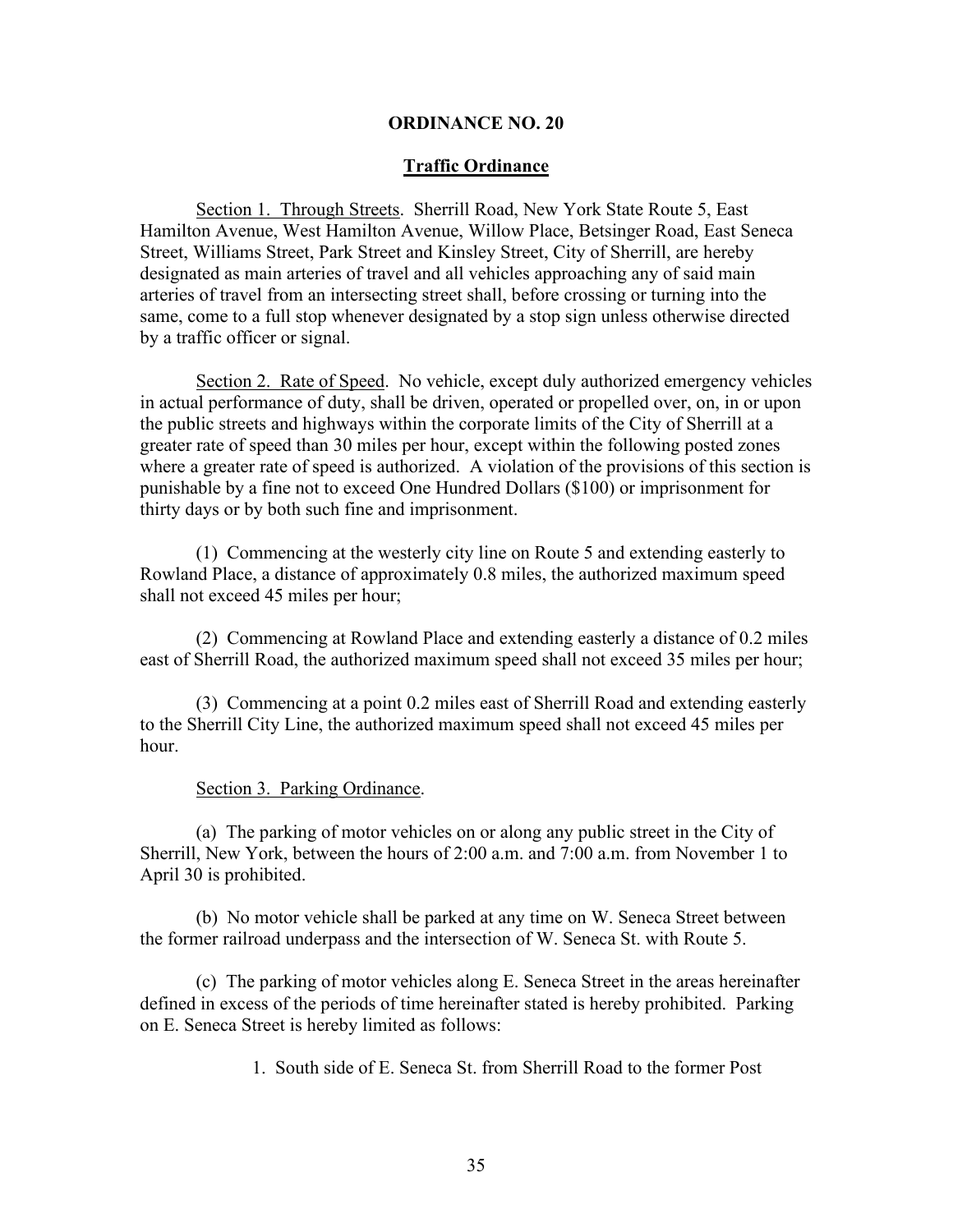## ORDINANCE NO. 20

### Traffic Ordinance

Section 1. Through Streets. Sherrill Road, New York State Route 5, East Hamilton Avenue, West Hamilton Avenue, Willow Place, Betsinger Road, East Seneca Street, Williams Street, Park Street and Kinsley Street, City of Sherrill, are hereby designated as main arteries of travel and all vehicles approaching any of said main arteries of travel from an intersecting street shall, before crossing or turning into the same, come to a full stop whenever designated by a stop sign unless otherwise directed by a traffic officer or signal.

Section 2. Rate of Speed. No vehicle, except duly authorized emergency vehicles in actual performance of duty, shall be driven, operated or propelled over, on, in or upon the public streets and highways within the corporate limits of the City of Sherrill at a greater rate of speed than 30 miles per hour, except within the following posted zones where a greater rate of speed is authorized. A violation of the provisions of this section is punishable by a fine not to exceed One Hundred Dollars ($100) or imprisonment for thirty days or by both such fine and imprisonment.

(1) Commencing at the westerly city line on Route 5 and extending easterly to Rowland Place, a distance of approximately 0.8 miles, the authorized maximum speed shall not exceed 45 miles per hour;

(2) Commencing at Rowland Place and extending easterly a distance of 0.2 miles east of Sherrill Road, the authorized maximum speed shall not exceed 35 miles per hour;

(3) Commencing at a point 0.2 miles east of Sherrill Road and extending easterly to the Sherrill City Line, the authorized maximum speed shall not exceed 45 miles per hour.

Section 3. Parking Ordinance.

(a) The parking of motor vehicles on or along any public street in the City of Sherrill, New York, between the hours of 2:00 a.m. and 7:00 a.m. from November 1 to April 30 is prohibited.

(b) No motor vehicle shall be parked at any time on W. Seneca Street between the former railroad underpass and the intersection of W. Seneca St. with Route 5.

(c) The parking of motor vehicles along E. Seneca Street in the areas hereinafter defined in excess of the periods of time hereinafter stated is hereby prohibited. Parking on E. Seneca Street is hereby limited as follows:

1. South side of E. Seneca St. from Sherrill Road to the former Post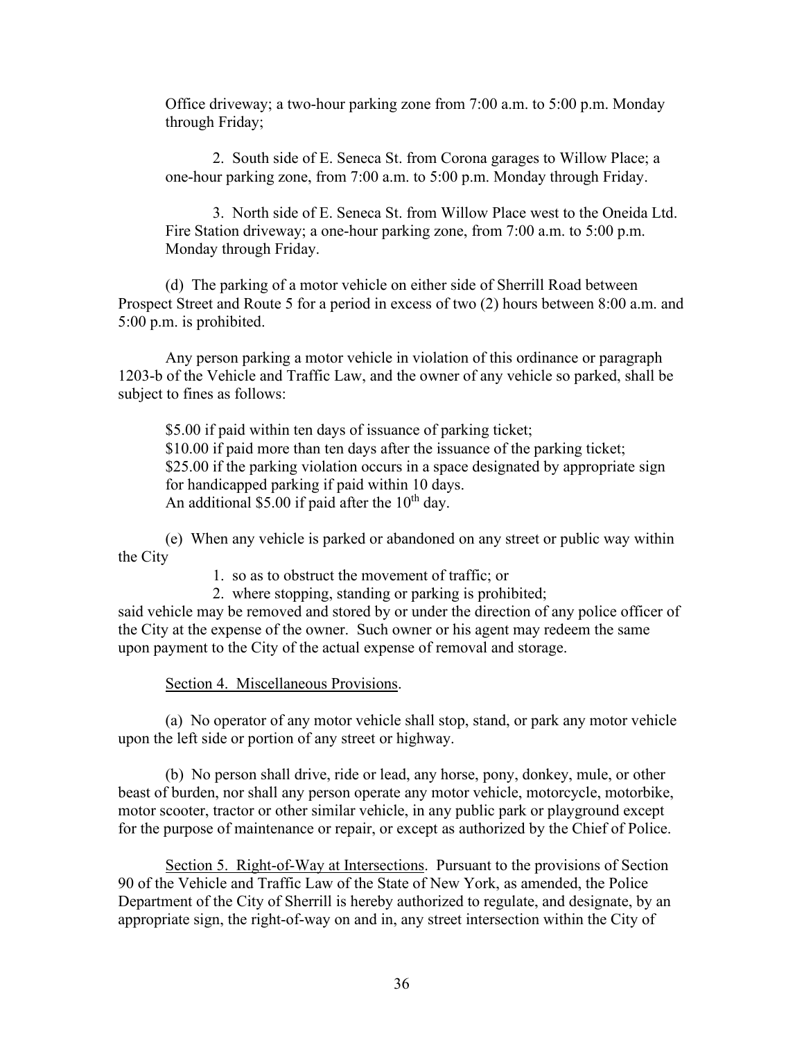Office driveway; a two-hour parking zone from 7:00 a.m. to 5:00 p.m. Monday through Friday;

2. South side of E. Seneca St. from Corona garages to Willow Place; a one-hour parking zone, from 7:00 a.m. to 5:00 p.m. Monday through Friday.

3. North side of E. Seneca St. from Willow Place west to the Oneida Ltd. Fire Station driveway; a one-hour parking zone, from 7:00 a.m. to 5:00 p.m. Monday through Friday.

(d) The parking of a motor vehicle on either side of Sherrill Road between Prospect Street and Route 5 for a period in excess of two (2) hours between 8:00 a.m. and 5:00 p.m. is prohibited.

Any person parking a motor vehicle in violation of this ordinance or paragraph 1203-b of the Vehicle and Traffic Law, and the owner of any vehicle so parked, shall be subject to fines as follows:

$5.00 if paid within ten days of issuance of parking ticket;
$10.00 if paid more than ten days after the issuance of the parking ticket;
$25.00 if the parking violation occurs in a space designated by appropriate sign for handicapped parking if paid within 10 days.
An additional $5.00 if paid after the 10th day.

(e) When any vehicle is parked or abandoned on any street or public way within the City

1. so as to obstruct the movement of traffic; or
2. where stopping, standing or parking is prohibited;

said vehicle may be removed and stored by or under the direction of any police officer of the City at the expense of the owner. Such owner or his agent may redeem the same upon payment to the City of the actual expense of removal and storage.

Section 4. Miscellaneous Provisions.

(a) No operator of any motor vehicle shall stop, stand, or park any motor vehicle upon the left side or portion of any street or highway.

(b) No person shall drive, ride or lead, any horse, pony, donkey, mule, or other beast of burden, nor shall any person operate any motor vehicle, motorcycle, motorbike, motor scooter, tractor or other similar vehicle, in any public park or playground except for the purpose of maintenance or repair, or except as authorized by the Chief of Police.

Section 5. Right-of-Way at Intersections. Pursuant to the provisions of Section 90 of the Vehicle and Traffic Law of the State of New York, as amended, the Police Department of the City of Sherrill is hereby authorized to regulate, and designate, by an appropriate sign, the right-of-way on and in, any street intersection within the City of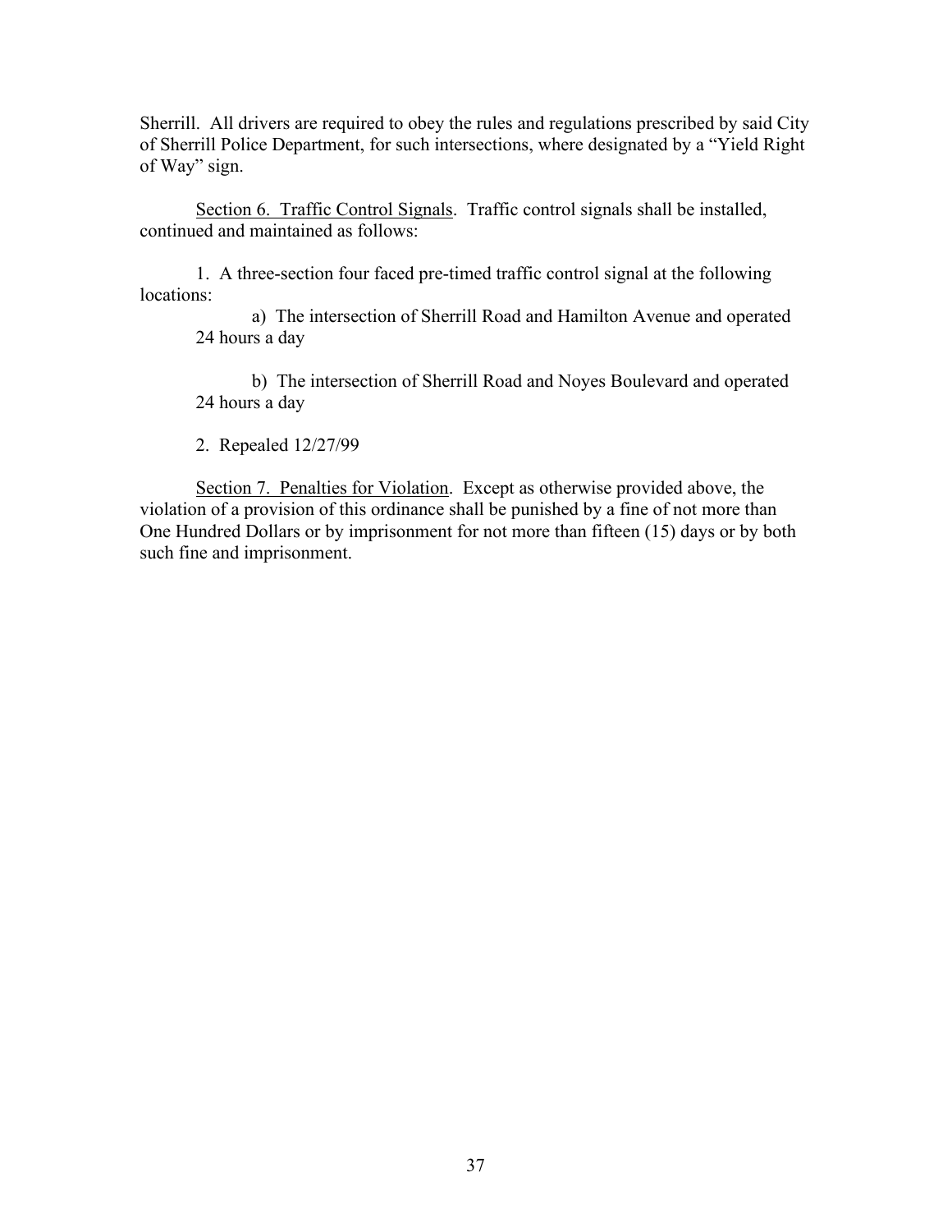Sherrill. All drivers are required to obey the rules and regulations prescribed by said City of Sherrill Police Department, for such intersections, where designated by a "Yield Right of Way" sign.

Section 6. Traffic Control Signals. Traffic control signals shall be installed, continued and maintained as follows:

1. A three-section four faced pre-timed traffic control signal at the following locations:

   a) The intersection of Sherrill Road and Hamilton Avenue and operated 24 hours a day

   b) The intersection of Sherrill Road and Noyes Boulevard and operated 24 hours a day

2. Repealed 12/27/99

Section 7. Penalties for Violation. Except as otherwise provided above, the violation of a provision of this ordinance shall be punished by a fine of not more than One Hundred Dollars or by imprisonment for not more than fifteen (15) days or by both such fine and imprisonment.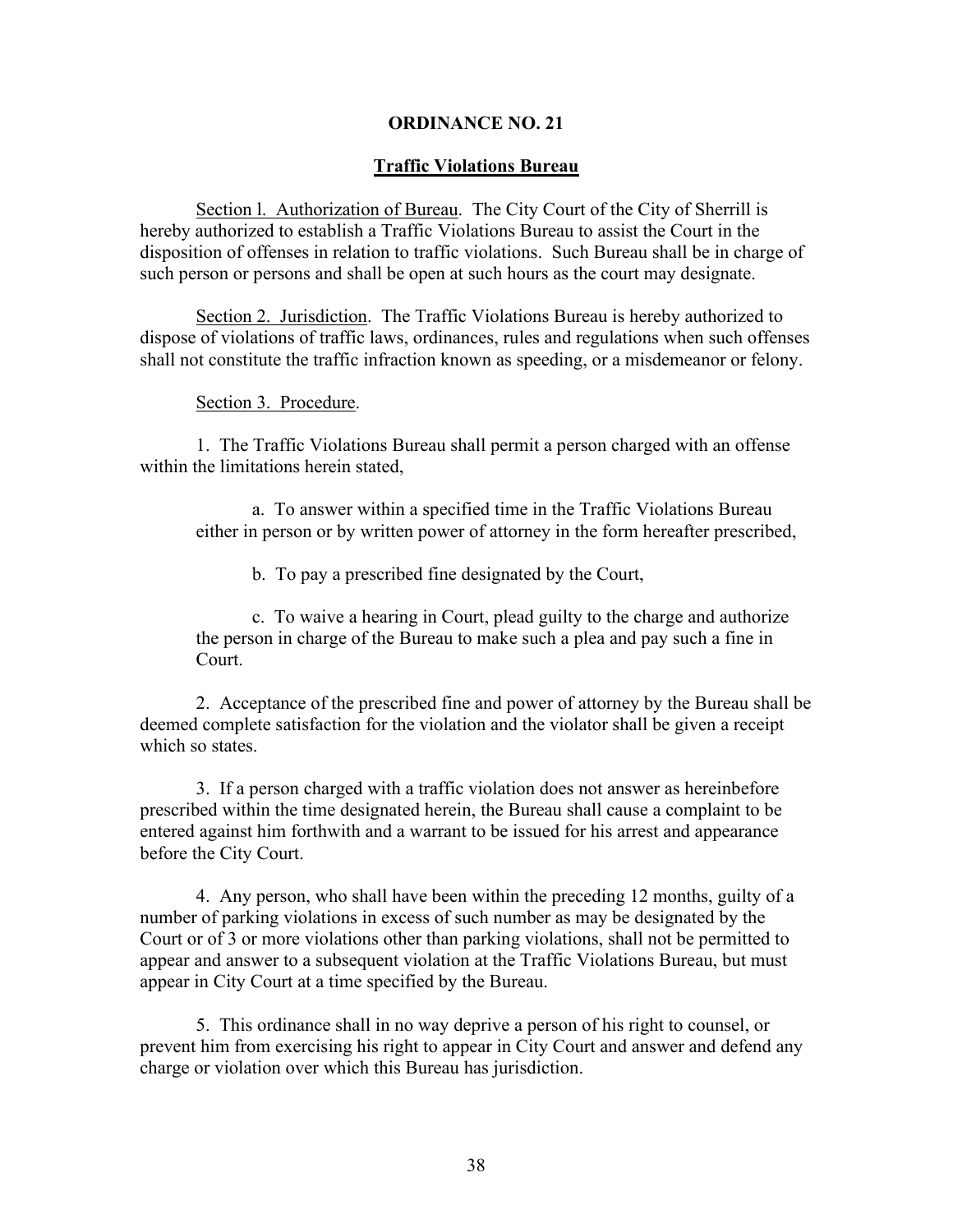## ORDINANCE NO. 21

### Traffic Violations Bureau

Section l. Authorization of Bureau. The City Court of the City of Sherrill is hereby authorized to establish a Traffic Violations Bureau to assist the Court in the disposition of offenses in relation to traffic violations. Such Bureau shall be in charge of such person or persons and shall be open at such hours as the court may designate.

Section 2. Jurisdiction. The Traffic Violations Bureau is hereby authorized to dispose of violations of traffic laws, ordinances, rules and regulations when such offenses shall not constitute the traffic infraction known as speeding, or a misdemeanor or felony.

Section 3. Procedure.

1. The Traffic Violations Bureau shall permit a person charged with an offense within the limitations herein stated,

   a. To answer within a specified time in the Traffic Violations Bureau either in person or by written power of attorney in the form hereafter prescribed,

   b. To pay a prescribed fine designated by the Court,

   c. To waive a hearing in Court, plead guilty to the charge and authorize the person in charge of the Bureau to make such a plea and pay such a fine in Court.

2. Acceptance of the prescribed fine and power of attorney by the Bureau shall be deemed complete satisfaction for the violation and the violator shall be given a receipt which so states.

3. If a person charged with a traffic violation does not answer as hereinbefore prescribed within the time designated herein, the Bureau shall cause a complaint to be entered against him forthwith and a warrant to be issued for his arrest and appearance before the City Court.

4. Any person, who shall have been within the preceding 12 months, guilty of a number of parking violations in excess of such number as may be designated by the Court or of 3 or more violations other than parking violations, shall not be permitted to appear and answer to a subsequent violation at the Traffic Violations Bureau, but must appear in City Court at a time specified by the Bureau.

5. This ordinance shall in no way deprive a person of his right to counsel, or prevent him from exercising his right to appear in City Court and answer and defend any charge or violation over which this Bureau has jurisdiction.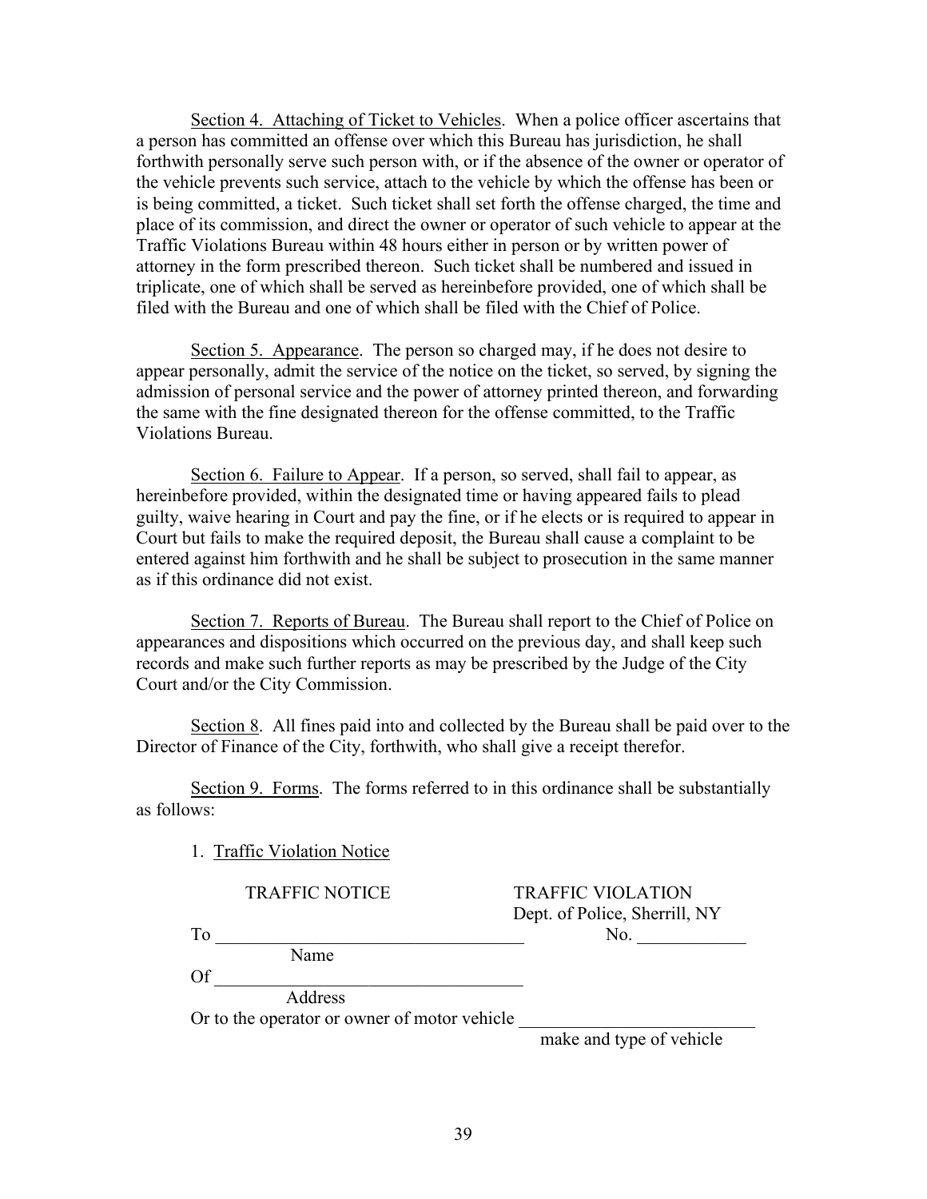Section 4. Attaching of Ticket to Vehicles. When a police officer ascertains that a person has committed an offense over which this Bureau has jurisdiction, he shall forthwith personally serve such person with, or if the absence of the owner or operator of the vehicle prevents such service, attach to the vehicle by which the offense has been or is being committed, a ticket. Such ticket shall set forth the offense charged, the time and place of its commission, and direct the owner or operator of such vehicle to appear at the Traffic Violations Bureau within 48 hours either in person or by written power of attorney in the form prescribed thereon. Such ticket shall be numbered and issued in triplicate, one of which shall be served as hereinbefore provided, one of which shall be filed with the Bureau and one of which shall be filed with the Chief of Police.

Section 5. Appearance. The person so charged may, if he does not desire to appear personally, admit the service of the notice on the ticket, so served, by signing the admission of personal service and the power of attorney printed thereon, and forwarding the same with the fine designated thereon for the offense committed, to the Traffic Violations Bureau.

Section 6. Failure to Appear. If a person, so served, shall fail to appear, as hereinbefore provided, within the designated time or having appeared fails to plead guilty, waive hearing in Court and pay the fine, or if he elects or is required to appear in Court but fails to make the required deposit, the Bureau shall cause a complaint to be entered against him forthwith and he shall be subject to prosecution in the same manner as if this ordinance did not exist.

Section 7. Reports of Bureau. The Bureau shall report to the Chief of Police on appearances and dispositions which occurred on the previous day, and shall keep such records and make such further reports as may be prescribed by the Judge of the City Court and/or the City Commission.

Section 8. All fines paid into and collected by the Bureau shall be paid over to the Director of Finance of the City, forthwith, who shall give a receipt therefor.

Section 9. Forms. The forms referred to in this ordinance shall be substantially as follows:

1. Traffic Violation Notice

TRAFFIC NOTICE                                        TRAFFIC VIOLATION
                                                                     Dept. of Police, Sherrill, NY

To ________________________________        No. ____________
          Name

Of ________________________________
          Address

Or to the operator or owner of motor vehicle _________________________
                                                                     make and type of vehicle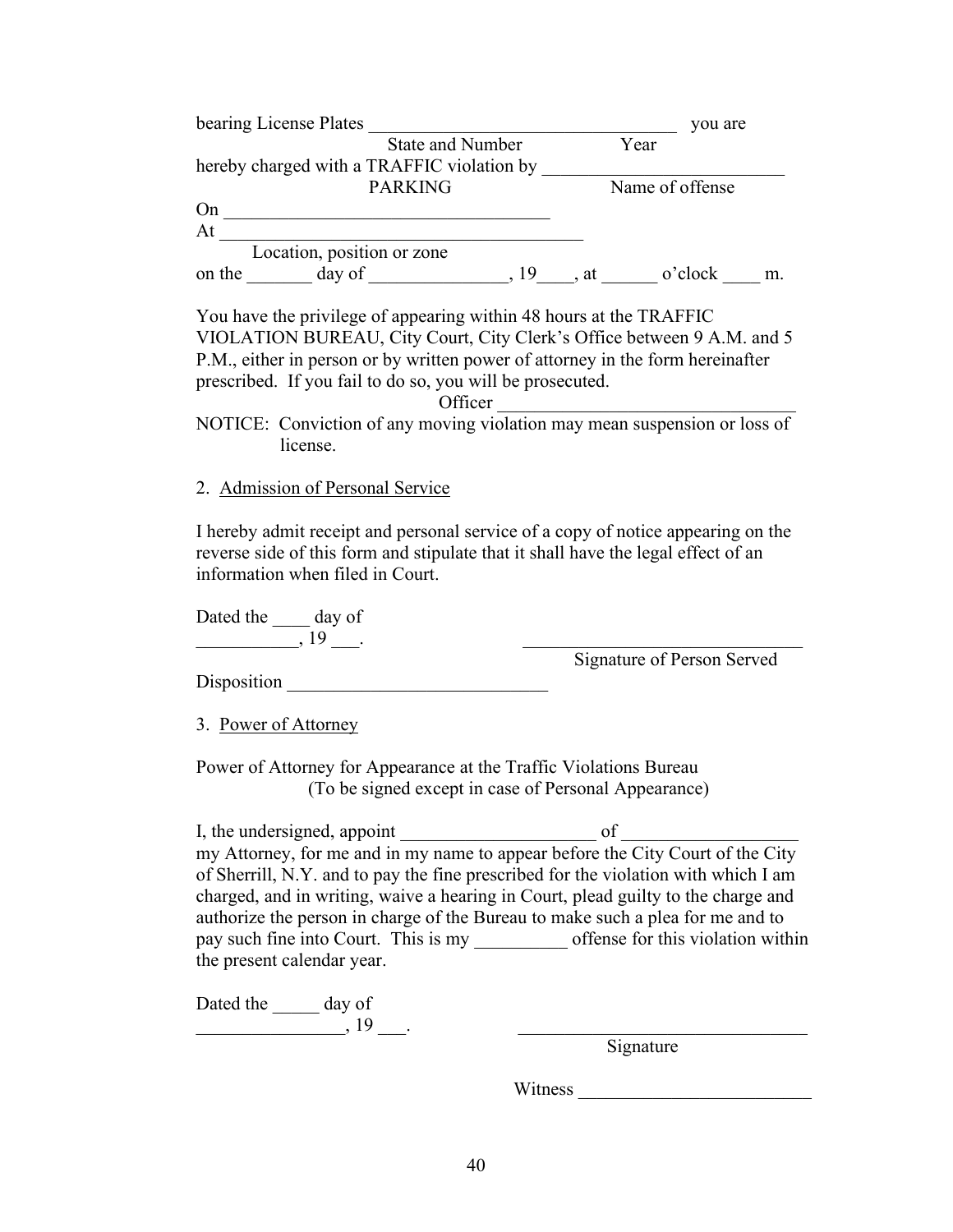bearing License Plates _________________________________ you are
State and Number Year
hereby charged with a TRAFFIC violation by _________________________
PARKING Name of offense
On ___________________________________
At _____________________________________
Location, position or zone
on the _______ day of _______________, 19____, at ______ o'clock ____ m.

You have the privilege of appearing within 48 hours at the TRAFFIC VIOLATION BUREAU, City Court, City Clerk's Office between 9 A.M. and 5 P.M., either in person or by written power of attorney in the form hereinafter prescribed. If you fail to do so, you will be prosecuted.

Officer _______________________________

NOTICE: Conviction of any moving violation may mean suspension or loss of license.

2. Admission of Personal Service

I hereby admit receipt and personal service of a copy of notice appearing on the reverse side of this form and stipulate that it shall have the legal effect of an information when filed in Court.

Dated the ____ day of
___________, 19 ___.

______________________________
Signature of Person Served

Disposition ____________________________

3. Power of Attorney

Power of Attorney for Appearance at the Traffic Violations Bureau
(To be signed except in case of Personal Appearance)

I, the undersigned, appoint _____________________ of __________________ my Attorney, for me and in my name to appear before the City Court of the City of Sherrill, N.Y. and to pay the fine prescribed for the violation with which I am charged, and in writing, waive a hearing in Court, plead guilty to the charge and authorize the person in charge of the Bureau to make such a plea for me and to pay such fine into Court. This is my __________ offense for this violation within the present calendar year.

Dated the _____ day of
________________, 19 ___.

________________________________
Signature

Witness _________________________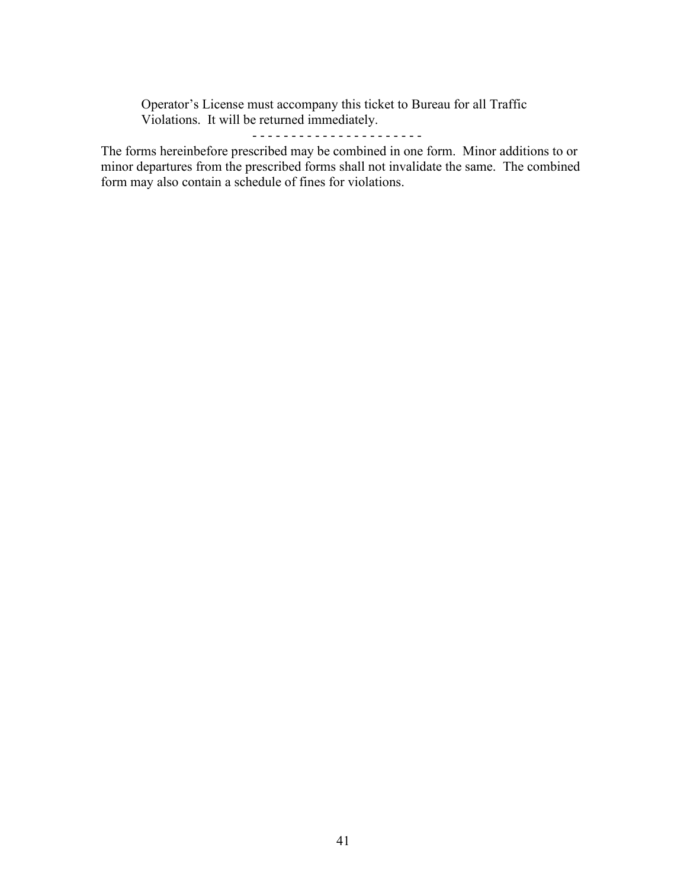Operator's License must accompany this ticket to Bureau for all Traffic Violations. It will be returned immediately.

\- - - - - - - - - - - - - - - - - - - - - -

The forms hereinbefore prescribed may be combined in one form. Minor additions to or minor departures from the prescribed forms shall not invalidate the same. The combined form may also contain a schedule of fines for violations.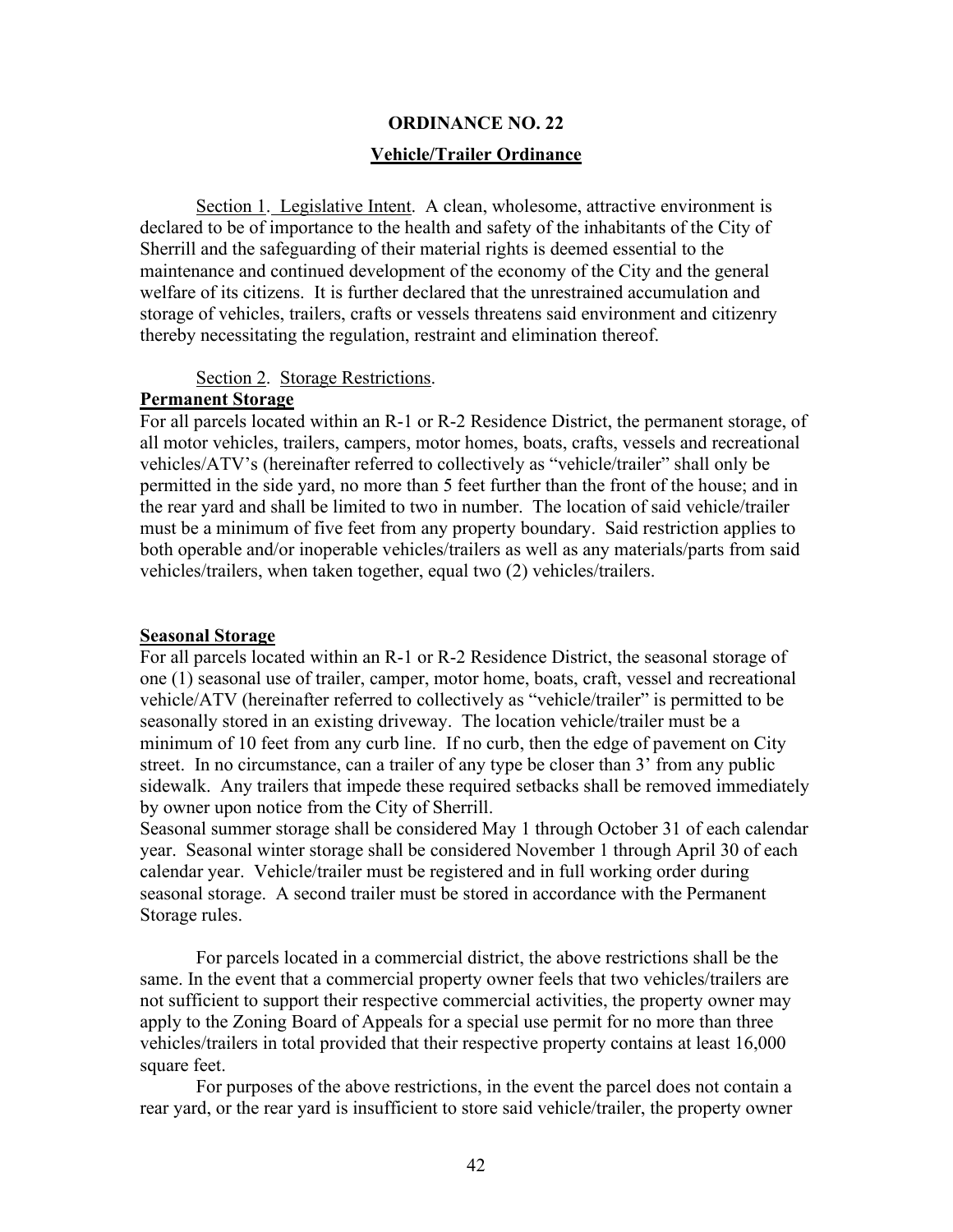# ORDINANCE NO. 22

## Vehicle/Trailer Ordinance

Section 1. Legislative Intent. A clean, wholesome, attractive environment is declared to be of importance to the health and safety of the inhabitants of the City of Sherrill and the safeguarding of their material rights is deemed essential to the maintenance and continued development of the economy of the City and the general welfare of its citizens. It is further declared that the unrestrained accumulation and storage of vehicles, trailers, crafts or vessels threatens said environment and citizenry thereby necessitating the regulation, restraint and elimination thereof.

Section 2. Storage Restrictions.

**Permanent Storage**

For all parcels located within an R-1 or R-2 Residence District, the permanent storage, of all motor vehicles, trailers, campers, motor homes, boats, crafts, vessels and recreational vehicles/ATV's (hereinafter referred to collectively as "vehicle/trailer" shall only be permitted in the side yard, no more than 5 feet further than the front of the house; and in the rear yard and shall be limited to two in number. The location of said vehicle/trailer must be a minimum of five feet from any property boundary. Said restriction applies to both operable and/or inoperable vehicles/trailers as well as any materials/parts from said vehicles/trailers, when taken together, equal two (2) vehicles/trailers.

**Seasonal Storage**

For all parcels located within an R-1 or R-2 Residence District, the seasonal storage of one (1) seasonal use of trailer, camper, motor home, boats, craft, vessel and recreational vehicle/ATV (hereinafter referred to collectively as "vehicle/trailer" is permitted to be seasonally stored in an existing driveway. The location vehicle/trailer must be a minimum of 10 feet from any curb line. If no curb, then the edge of pavement on City street. In no circumstance, can a trailer of any type be closer than 3' from any public sidewalk. Any trailers that impede these required setbacks shall be removed immediately by owner upon notice from the City of Sherrill.

Seasonal summer storage shall be considered May 1 through October 31 of each calendar year. Seasonal winter storage shall be considered November 1 through April 30 of each calendar year. Vehicle/trailer must be registered and in full working order during seasonal storage. A second trailer must be stored in accordance with the Permanent Storage rules.

For parcels located in a commercial district, the above restrictions shall be the same. In the event that a commercial property owner feels that two vehicles/trailers are not sufficient to support their respective commercial activities, the property owner may apply to the Zoning Board of Appeals for a special use permit for no more than three vehicles/trailers in total provided that their respective property contains at least 16,000 square feet.

For purposes of the above restrictions, in the event the parcel does not contain a rear yard, or the rear yard is insufficient to store said vehicle/trailer, the property owner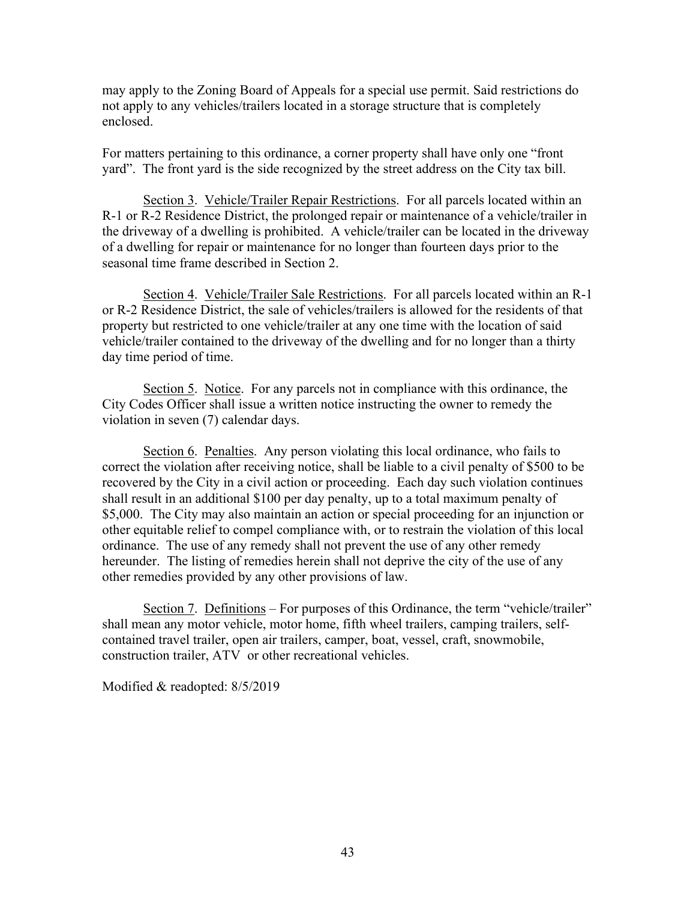may apply to the Zoning Board of Appeals for a special use permit. Said restrictions do not apply to any vehicles/trailers located in a storage structure that is completely enclosed.

For matters pertaining to this ordinance, a corner property shall have only one "front yard". The front yard is the side recognized by the street address on the City tax bill.

Section 3. Vehicle/Trailer Repair Restrictions. For all parcels located within an R-1 or R-2 Residence District, the prolonged repair or maintenance of a vehicle/trailer in the driveway of a dwelling is prohibited. A vehicle/trailer can be located in the driveway of a dwelling for repair or maintenance for no longer than fourteen days prior to the seasonal time frame described in Section 2.

Section 4. Vehicle/Trailer Sale Restrictions. For all parcels located within an R-1 or R-2 Residence District, the sale of vehicles/trailers is allowed for the residents of that property but restricted to one vehicle/trailer at any one time with the location of said vehicle/trailer contained to the driveway of the dwelling and for no longer than a thirty day time period of time.

Section 5. Notice. For any parcels not in compliance with this ordinance, the City Codes Officer shall issue a written notice instructing the owner to remedy the violation in seven (7) calendar days.

Section 6. Penalties. Any person violating this local ordinance, who fails to correct the violation after receiving notice, shall be liable to a civil penalty of $500 to be recovered by the City in a civil action or proceeding. Each day such violation continues shall result in an additional $100 per day penalty, up to a total maximum penalty of $5,000. The City may also maintain an action or special proceeding for an injunction or other equitable relief to compel compliance with, or to restrain the violation of this local ordinance. The use of any remedy shall not prevent the use of any other remedy hereunder. The listing of remedies herein shall not deprive the city of the use of any other remedies provided by any other provisions of law.

Section 7. Definitions – For purposes of this Ordinance, the term "vehicle/trailer" shall mean any motor vehicle, motor home, fifth wheel trailers, camping trailers, self-contained travel trailer, open air trailers, camper, boat, vessel, craft, snowmobile, construction trailer, ATV or other recreational vehicles.

Modified & readopted: 8/5/2019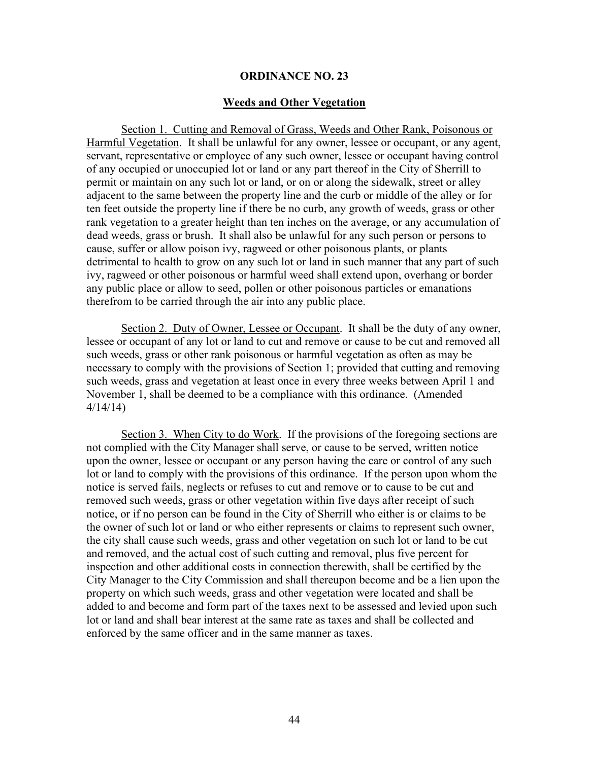## ORDINANCE NO. 23

### Weeds and Other Vegetation

Section 1. Cutting and Removal of Grass, Weeds and Other Rank, Poisonous or Harmful Vegetation. It shall be unlawful for any owner, lessee or occupant, or any agent, servant, representative or employee of any such owner, lessee or occupant having control of any occupied or unoccupied lot or land or any part thereof in the City of Sherrill to permit or maintain on any such lot or land, or on or along the sidewalk, street or alley adjacent to the same between the property line and the curb or middle of the alley or for ten feet outside the property line if there be no curb, any growth of weeds, grass or other rank vegetation to a greater height than ten inches on the average, or any accumulation of dead weeds, grass or brush. It shall also be unlawful for any such person or persons to cause, suffer or allow poison ivy, ragweed or other poisonous plants, or plants detrimental to health to grow on any such lot or land in such manner that any part of such ivy, ragweed or other poisonous or harmful weed shall extend upon, overhang or border any public place or allow to seed, pollen or other poisonous particles or emanations therefrom to be carried through the air into any public place.

Section 2. Duty of Owner, Lessee or Occupant. It shall be the duty of any owner, lessee or occupant of any lot or land to cut and remove or cause to be cut and removed all such weeds, grass or other rank poisonous or harmful vegetation as often as may be necessary to comply with the provisions of Section 1; provided that cutting and removing such weeds, grass and vegetation at least once in every three weeks between April 1 and November 1, shall be deemed to be a compliance with this ordinance. (Amended 4/14/14)

Section 3. When City to do Work. If the provisions of the foregoing sections are not complied with the City Manager shall serve, or cause to be served, written notice upon the owner, lessee or occupant or any person having the care or control of any such lot or land to comply with the provisions of this ordinance. If the person upon whom the notice is served fails, neglects or refuses to cut and remove or to cause to be cut and removed such weeds, grass or other vegetation within five days after receipt of such notice, or if no person can be found in the City of Sherrill who either is or claims to be the owner of such lot or land or who either represents or claims to represent such owner, the city shall cause such weeds, grass and other vegetation on such lot or land to be cut and removed, and the actual cost of such cutting and removal, plus five percent for inspection and other additional costs in connection therewith, shall be certified by the City Manager to the City Commission and shall thereupon become and be a lien upon the property on which such weeds, grass and other vegetation were located and shall be added to and become and form part of the taxes next to be assessed and levied upon such lot or land and shall bear interest at the same rate as taxes and shall be collected and enforced by the same officer and in the same manner as taxes.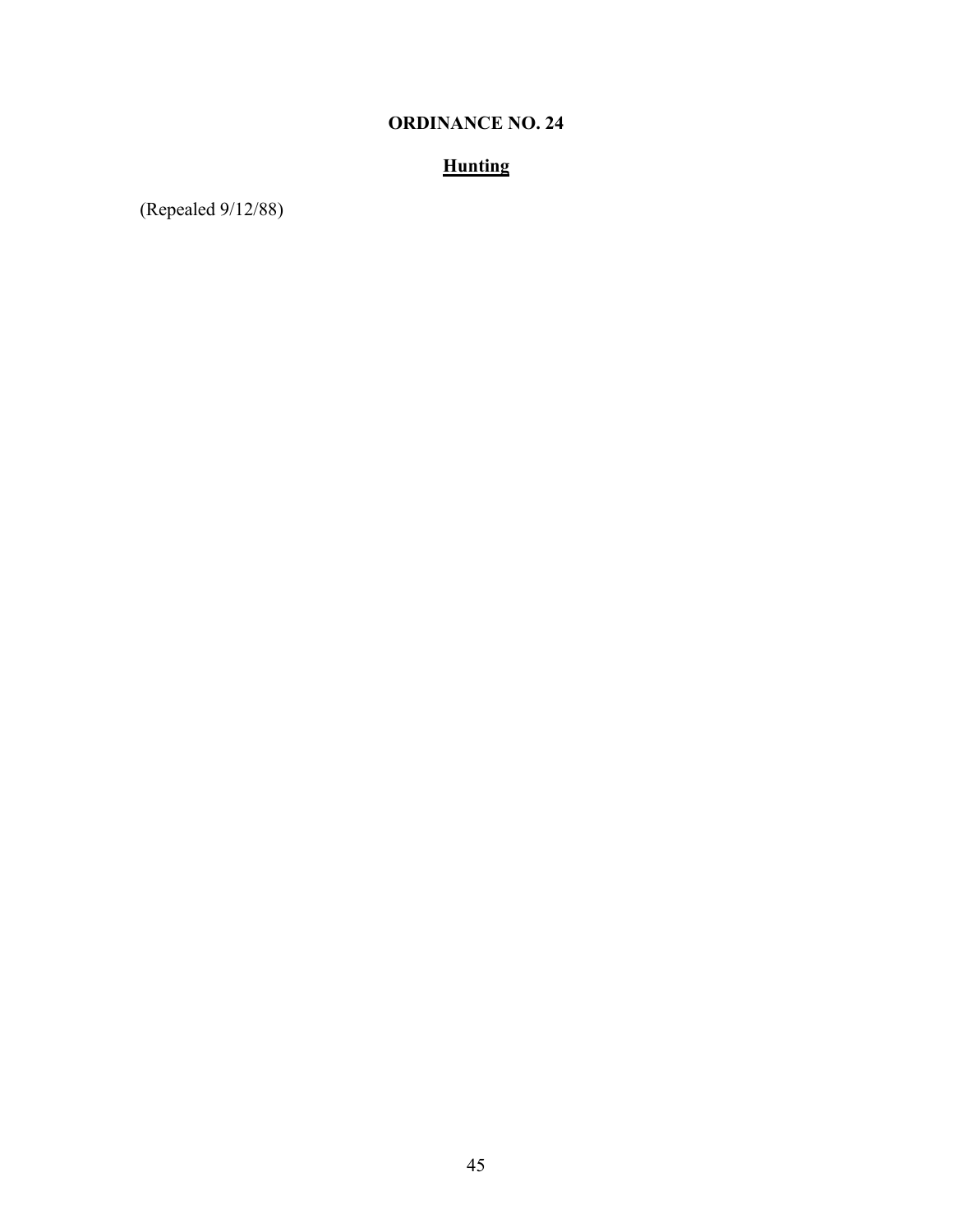# ORDINANCE NO. 24

## **Hunting**

(Repealed 9/12/88)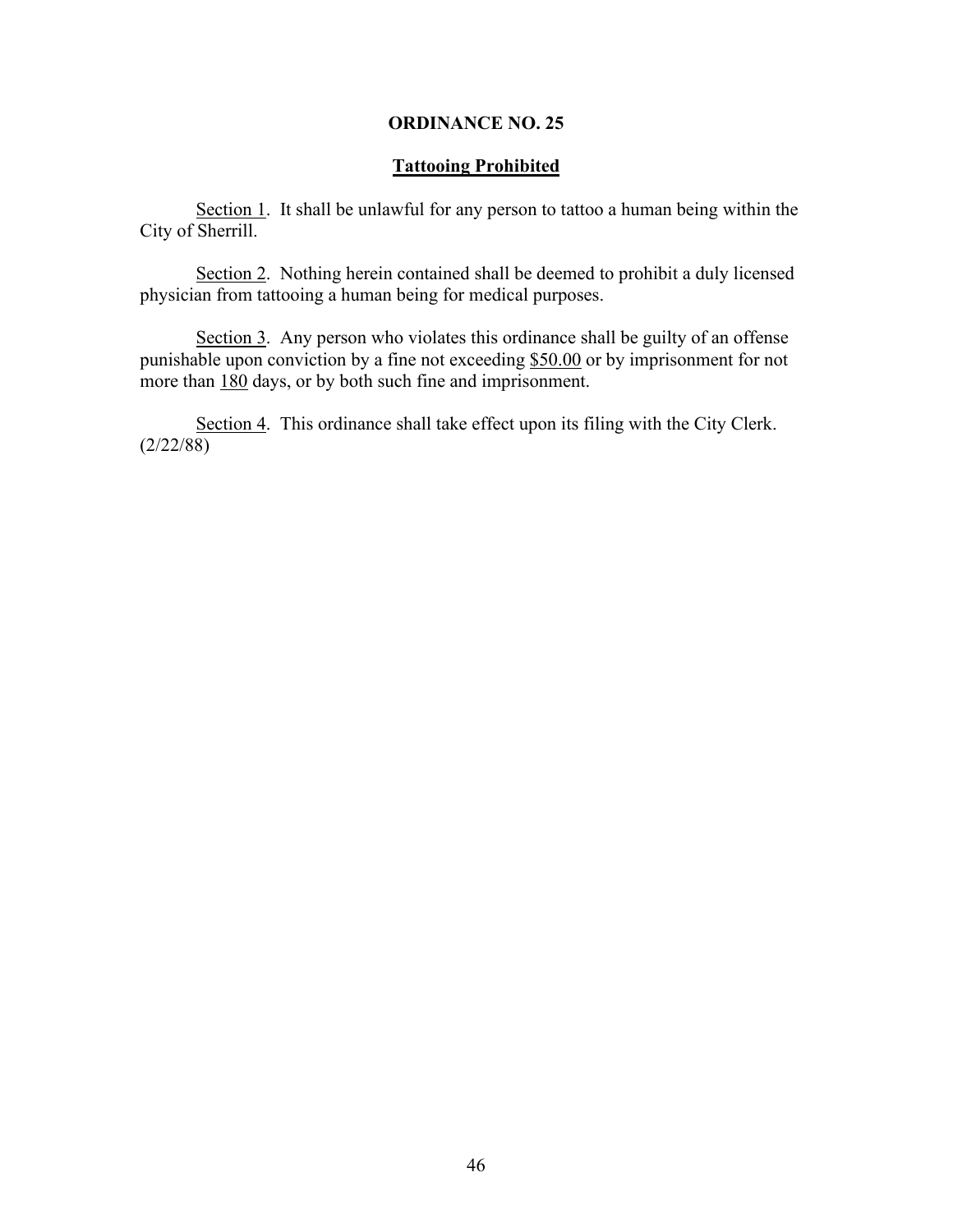**ORDINANCE NO. 25**

**Tattooing Prohibited**

Section 1. It shall be unlawful for any person to tattoo a human being within the City of Sherrill.

Section 2. Nothing herein contained shall be deemed to prohibit a duly licensed physician from tattooing a human being for medical purposes.

Section 3. Any person who violates this ordinance shall be guilty of an offense punishable upon conviction by a fine not exceeding $50.00 or by imprisonment for not more than 180 days, or by both such fine and imprisonment.

Section 4. This ordinance shall take effect upon its filing with the City Clerk. (2/22/88)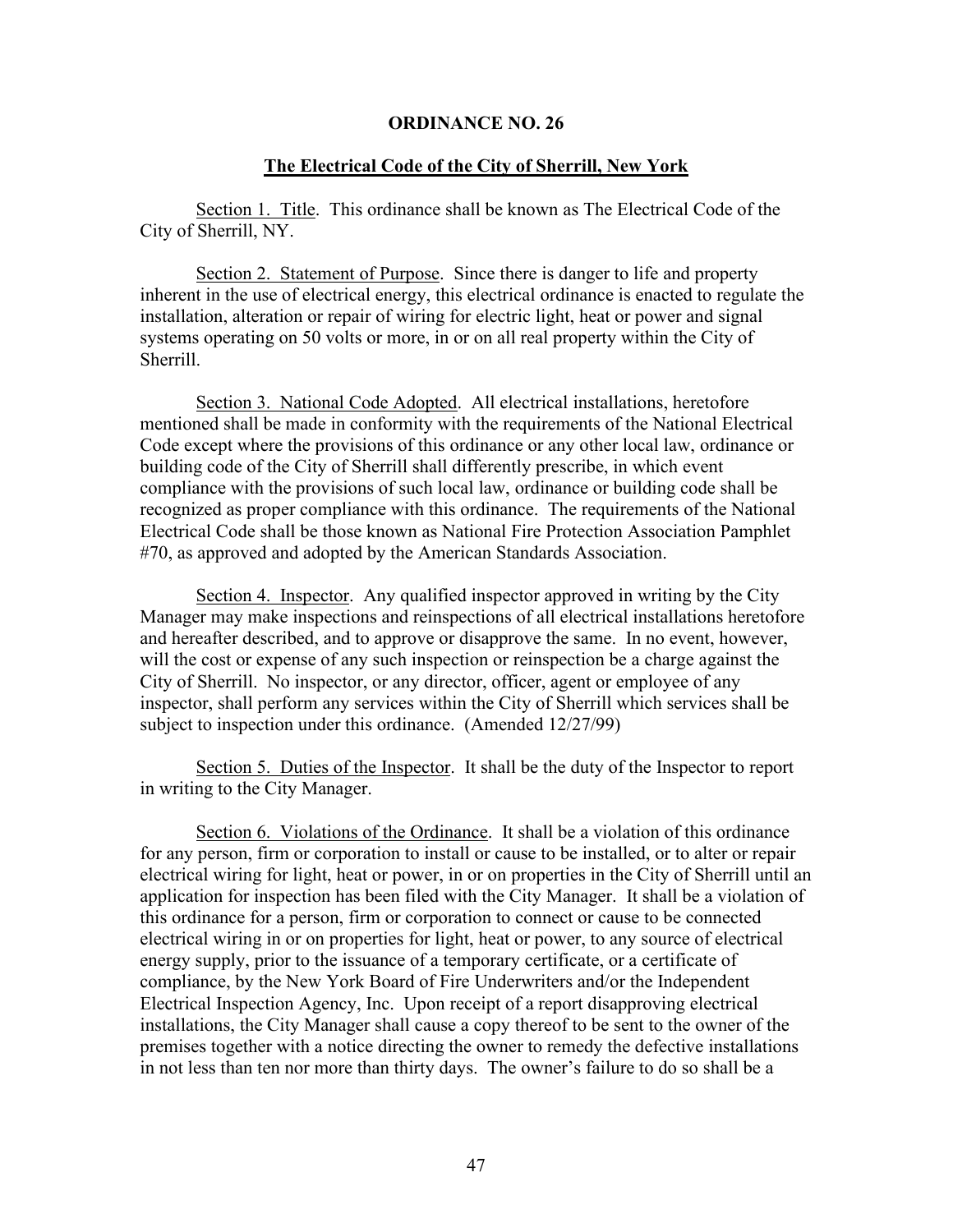**ORDINANCE NO. 26**

**The Electrical Code of the City of Sherrill, New York**

Section 1. Title. This ordinance shall be known as The Electrical Code of the City of Sherrill, NY.

Section 2. Statement of Purpose. Since there is danger to life and property inherent in the use of electrical energy, this electrical ordinance is enacted to regulate the installation, alteration or repair of wiring for electric light, heat or power and signal systems operating on 50 volts or more, in or on all real property within the City of Sherrill.

Section 3. National Code Adopted. All electrical installations, heretofore mentioned shall be made in conformity with the requirements of the National Electrical Code except where the provisions of this ordinance or any other local law, ordinance or building code of the City of Sherrill shall differently prescribe, in which event compliance with the provisions of such local law, ordinance or building code shall be recognized as proper compliance with this ordinance. The requirements of the National Electrical Code shall be those known as National Fire Protection Association Pamphlet #70, as approved and adopted by the American Standards Association.

Section 4. Inspector. Any qualified inspector approved in writing by the City Manager may make inspections and reinspections of all electrical installations heretofore and hereafter described, and to approve or disapprove the same. In no event, however, will the cost or expense of any such inspection or reinspection be a charge against the City of Sherrill. No inspector, or any director, officer, agent or employee of any inspector, shall perform any services within the City of Sherrill which services shall be subject to inspection under this ordinance. (Amended 12/27/99)

Section 5. Duties of the Inspector. It shall be the duty of the Inspector to report in writing to the City Manager.

Section 6. Violations of the Ordinance. It shall be a violation of this ordinance for any person, firm or corporation to install or cause to be installed, or to alter or repair electrical wiring for light, heat or power, in or on properties in the City of Sherrill until an application for inspection has been filed with the City Manager. It shall be a violation of this ordinance for a person, firm or corporation to connect or cause to be connected electrical wiring in or on properties for light, heat or power, to any source of electrical energy supply, prior to the issuance of a temporary certificate, or a certificate of compliance, by the New York Board of Fire Underwriters and/or the Independent Electrical Inspection Agency, Inc. Upon receipt of a report disapproving electrical installations, the City Manager shall cause a copy thereof to be sent to the owner of the premises together with a notice directing the owner to remedy the defective installations in not less than ten nor more than thirty days. The owner's failure to do so shall be a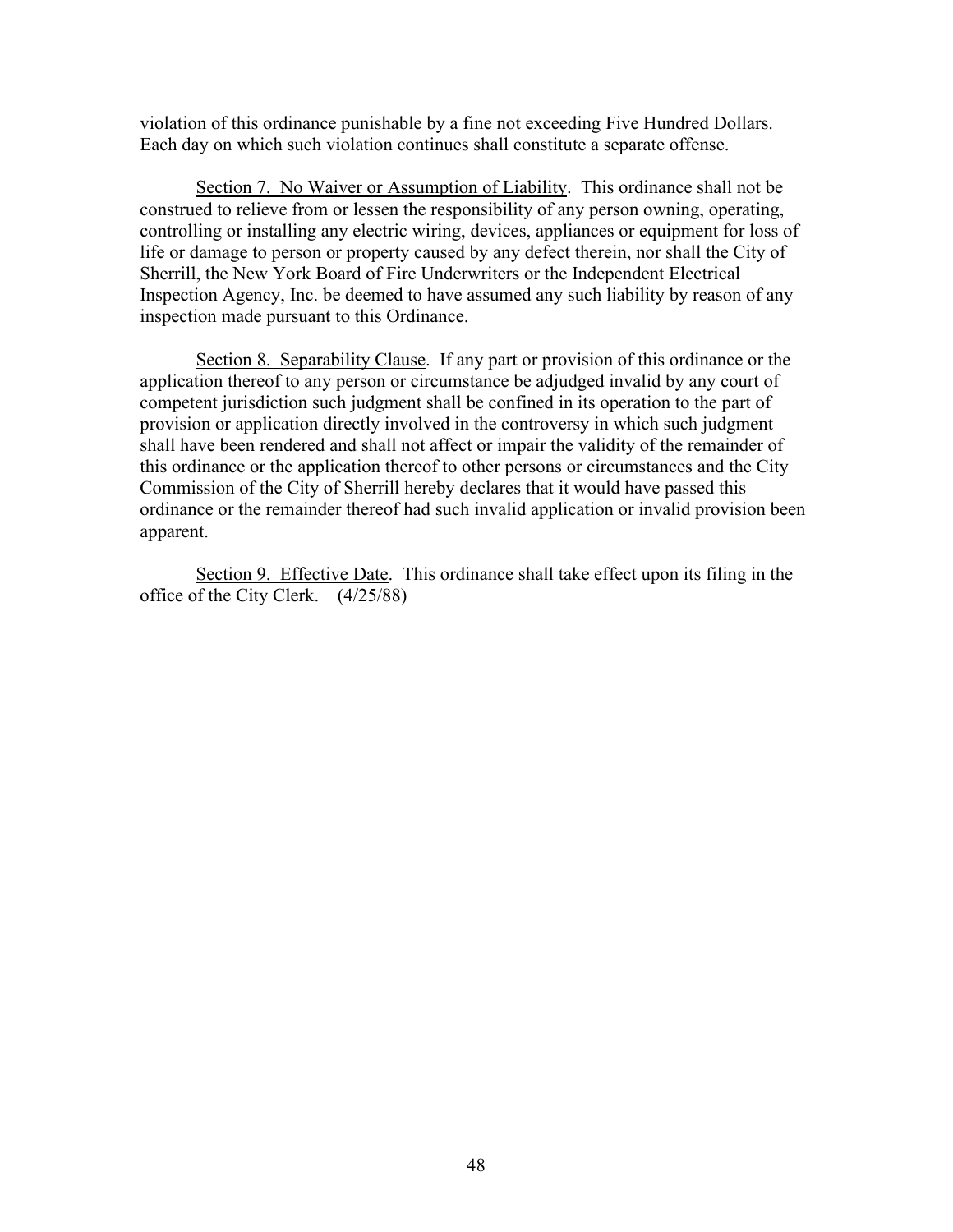violation of this ordinance punishable by a fine not exceeding Five Hundred Dollars. Each day on which such violation continues shall constitute a separate offense.

Section 7. No Waiver or Assumption of Liability. This ordinance shall not be construed to relieve from or lessen the responsibility of any person owning, operating, controlling or installing any electric wiring, devices, appliances or equipment for loss of life or damage to person or property caused by any defect therein, nor shall the City of Sherrill, the New York Board of Fire Underwriters or the Independent Electrical Inspection Agency, Inc. be deemed to have assumed any such liability by reason of any inspection made pursuant to this Ordinance.

Section 8. Separability Clause. If any part or provision of this ordinance or the application thereof to any person or circumstance be adjudged invalid by any court of competent jurisdiction such judgment shall be confined in its operation to the part of provision or application directly involved in the controversy in which such judgment shall have been rendered and shall not affect or impair the validity of the remainder of this ordinance or the application thereof to other persons or circumstances and the City Commission of the City of Sherrill hereby declares that it would have passed this ordinance or the remainder thereof had such invalid application or invalid provision been apparent.

Section 9. Effective Date. This ordinance shall take effect upon its filing in the office of the City Clerk. (4/25/88)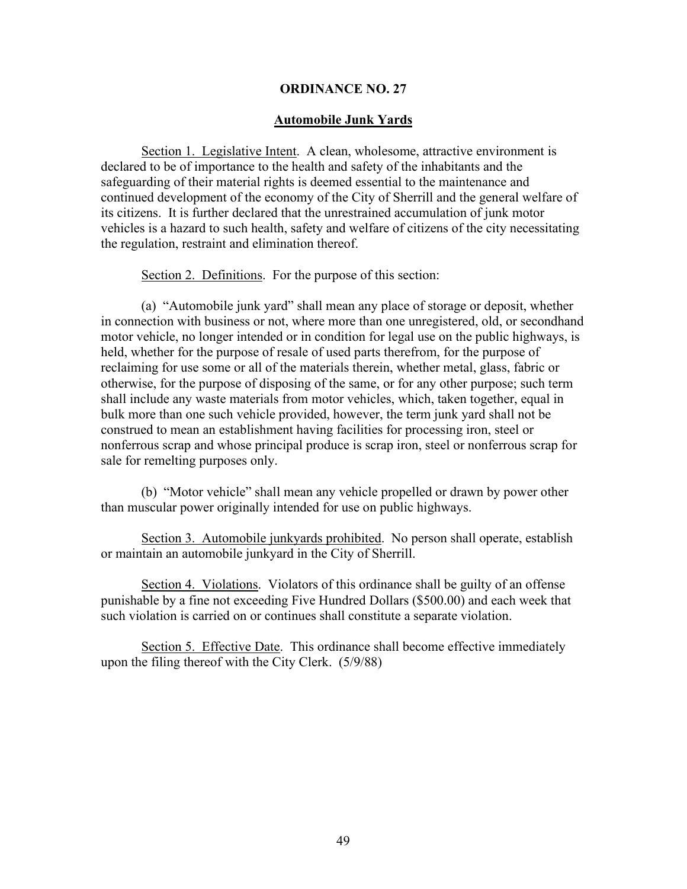# ORDINANCE NO. 27

## Automobile Junk Yards

Section 1. Legislative Intent. A clean, wholesome, attractive environment is declared to be of importance to the health and safety of the inhabitants and the safeguarding of their material rights is deemed essential to the maintenance and continued development of the economy of the City of Sherrill and the general welfare of its citizens. It is further declared that the unrestrained accumulation of junk motor vehicles is a hazard to such health, safety and welfare of citizens of the city necessitating the regulation, restraint and elimination thereof.

Section 2. Definitions. For the purpose of this section:

(a) "Automobile junk yard" shall mean any place of storage or deposit, whether in connection with business or not, where more than one unregistered, old, or secondhand motor vehicle, no longer intended or in condition for legal use on the public highways, is held, whether for the purpose of resale of used parts therefrom, for the purpose of reclaiming for use some or all of the materials therein, whether metal, glass, fabric or otherwise, for the purpose of disposing of the same, or for any other purpose; such term shall include any waste materials from motor vehicles, which, taken together, equal in bulk more than one such vehicle provided, however, the term junk yard shall not be construed to mean an establishment having facilities for processing iron, steel or nonferrous scrap and whose principal produce is scrap iron, steel or nonferrous scrap for sale for remelting purposes only.

(b) "Motor vehicle" shall mean any vehicle propelled or drawn by power other than muscular power originally intended for use on public highways.

Section 3. Automobile junkyards prohibited. No person shall operate, establish or maintain an automobile junkyard in the City of Sherrill.

Section 4. Violations. Violators of this ordinance shall be guilty of an offense punishable by a fine not exceeding Five Hundred Dollars ($500.00) and each week that such violation is carried on or continues shall constitute a separate violation.

Section 5. Effective Date. This ordinance shall become effective immediately upon the filing thereof with the City Clerk. (5/9/88)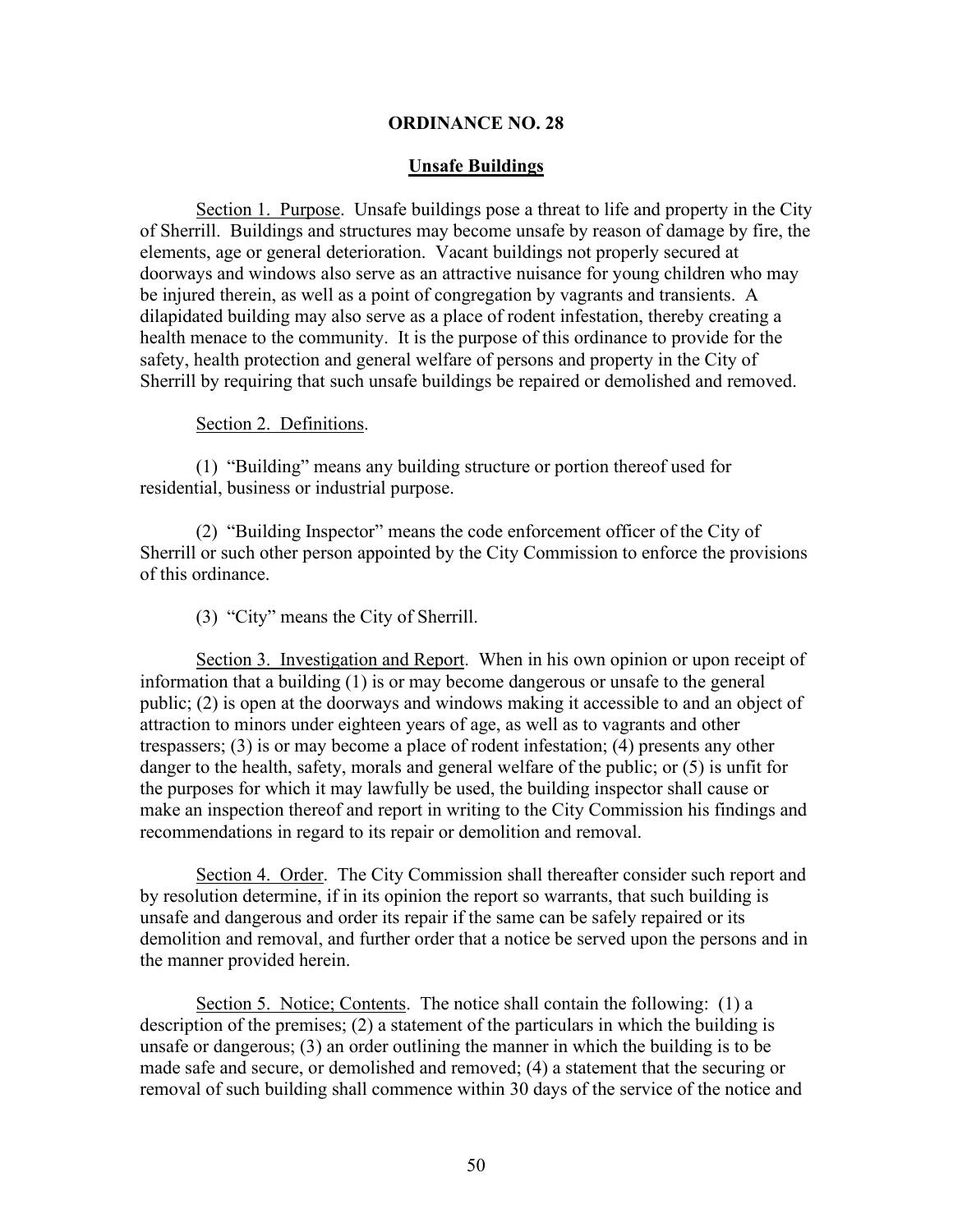## ORDINANCE NO. 28

### Unsafe Buildings

Section 1. Purpose. Unsafe buildings pose a threat to life and property in the City of Sherrill. Buildings and structures may become unsafe by reason of damage by fire, the elements, age or general deterioration. Vacant buildings not properly secured at doorways and windows also serve as an attractive nuisance for young children who may be injured therein, as well as a point of congregation by vagrants and transients. A dilapidated building may also serve as a place of rodent infestation, thereby creating a health menace to the community. It is the purpose of this ordinance to provide for the safety, health protection and general welfare of persons and property in the City of Sherrill by requiring that such unsafe buildings be repaired or demolished and removed.

Section 2. Definitions.

(1) "Building" means any building structure or portion thereof used for residential, business or industrial purpose.

(2) "Building Inspector" means the code enforcement officer of the City of Sherrill or such other person appointed by the City Commission to enforce the provisions of this ordinance.

(3) "City" means the City of Sherrill.

Section 3. Investigation and Report. When in his own opinion or upon receipt of information that a building (1) is or may become dangerous or unsafe to the general public; (2) is open at the doorways and windows making it accessible to and an object of attraction to minors under eighteen years of age, as well as to vagrants and other trespassers; (3) is or may become a place of rodent infestation; (4) presents any other danger to the health, safety, morals and general welfare of the public; or (5) is unfit for the purposes for which it may lawfully be used, the building inspector shall cause or make an inspection thereof and report in writing to the City Commission his findings and recommendations in regard to its repair or demolition and removal.

Section 4. Order. The City Commission shall thereafter consider such report and by resolution determine, if in its opinion the report so warrants, that such building is unsafe and dangerous and order its repair if the same can be safely repaired or its demolition and removal, and further order that a notice be served upon the persons and in the manner provided herein.

Section 5. Notice; Contents. The notice shall contain the following: (1) a description of the premises; (2) a statement of the particulars in which the building is unsafe or dangerous; (3) an order outlining the manner in which the building is to be made safe and secure, or demolished and removed; (4) a statement that the securing or removal of such building shall commence within 30 days of the service of the notice and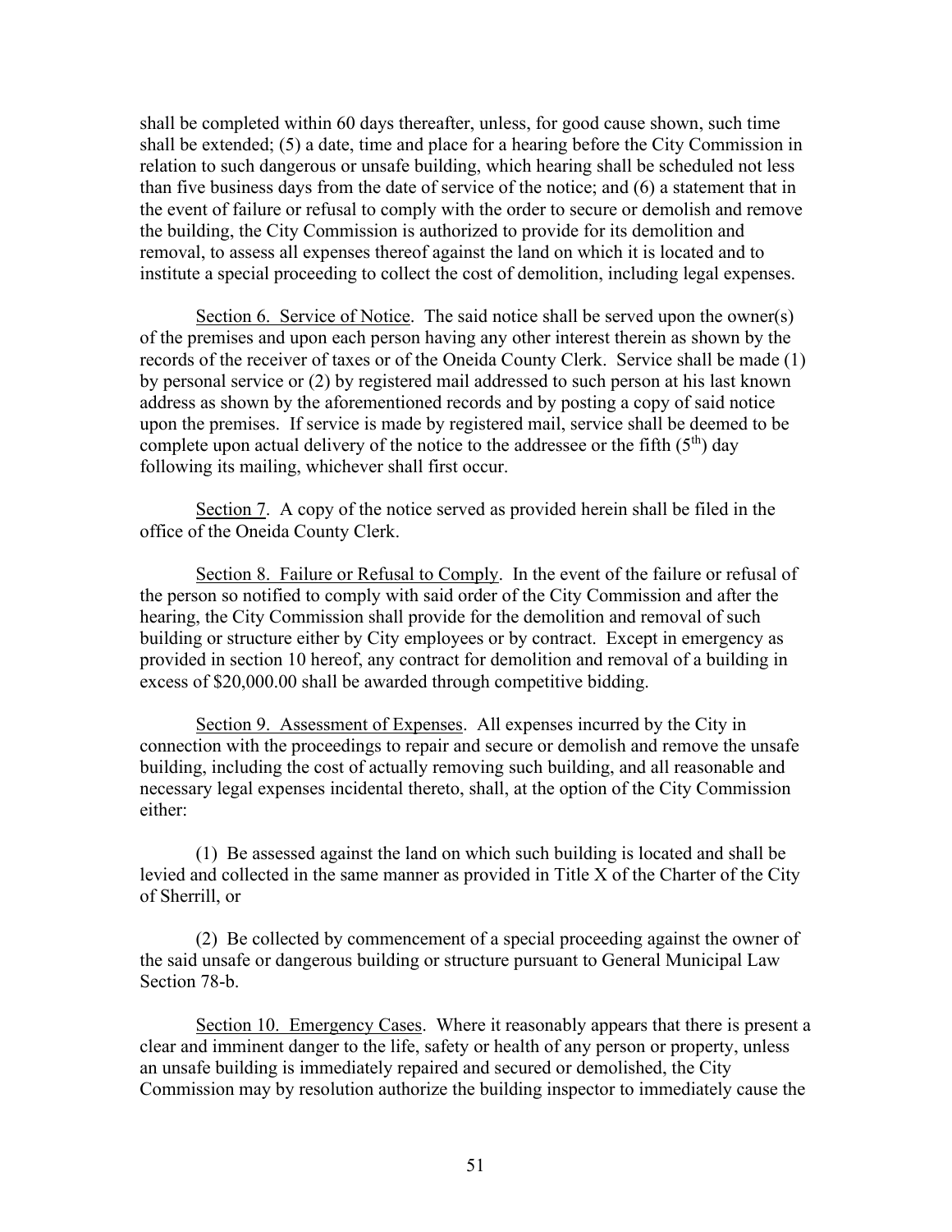shall be completed within 60 days thereafter, unless, for good cause shown, such time shall be extended; (5) a date, time and place for a hearing before the City Commission in relation to such dangerous or unsafe building, which hearing shall be scheduled not less than five business days from the date of service of the notice; and (6) a statement that in the event of failure or refusal to comply with the order to secure or demolish and remove the building, the City Commission is authorized to provide for its demolition and removal, to assess all expenses thereof against the land on which it is located and to institute a special proceeding to collect the cost of demolition, including legal expenses.

Section 6. Service of Notice. The said notice shall be served upon the owner(s) of the premises and upon each person having any other interest therein as shown by the records of the receiver of taxes or of the Oneida County Clerk. Service shall be made (1) by personal service or (2) by registered mail addressed to such person at his last known address as shown by the aforementioned records and by posting a copy of said notice upon the premises. If service is made by registered mail, service shall be deemed to be complete upon actual delivery of the notice to the addressee or the fifth (5th) day following its mailing, whichever shall first occur.

Section 7. A copy of the notice served as provided herein shall be filed in the office of the Oneida County Clerk.

Section 8. Failure or Refusal to Comply. In the event of the failure or refusal of the person so notified to comply with said order of the City Commission and after the hearing, the City Commission shall provide for the demolition and removal of such building or structure either by City employees or by contract. Except in emergency as provided in section 10 hereof, any contract for demolition and removal of a building in excess of $20,000.00 shall be awarded through competitive bidding.

Section 9. Assessment of Expenses. All expenses incurred by the City in connection with the proceedings to repair and secure or demolish and remove the unsafe building, including the cost of actually removing such building, and all reasonable and necessary legal expenses incidental thereto, shall, at the option of the City Commission either:

(1) Be assessed against the land on which such building is located and shall be levied and collected in the same manner as provided in Title X of the Charter of the City of Sherrill, or

(2) Be collected by commencement of a special proceeding against the owner of the said unsafe or dangerous building or structure pursuant to General Municipal Law Section 78-b.

Section 10. Emergency Cases. Where it reasonably appears that there is present a clear and imminent danger to the life, safety or health of any person or property, unless an unsafe building is immediately repaired and secured or demolished, the City Commission may by resolution authorize the building inspector to immediately cause the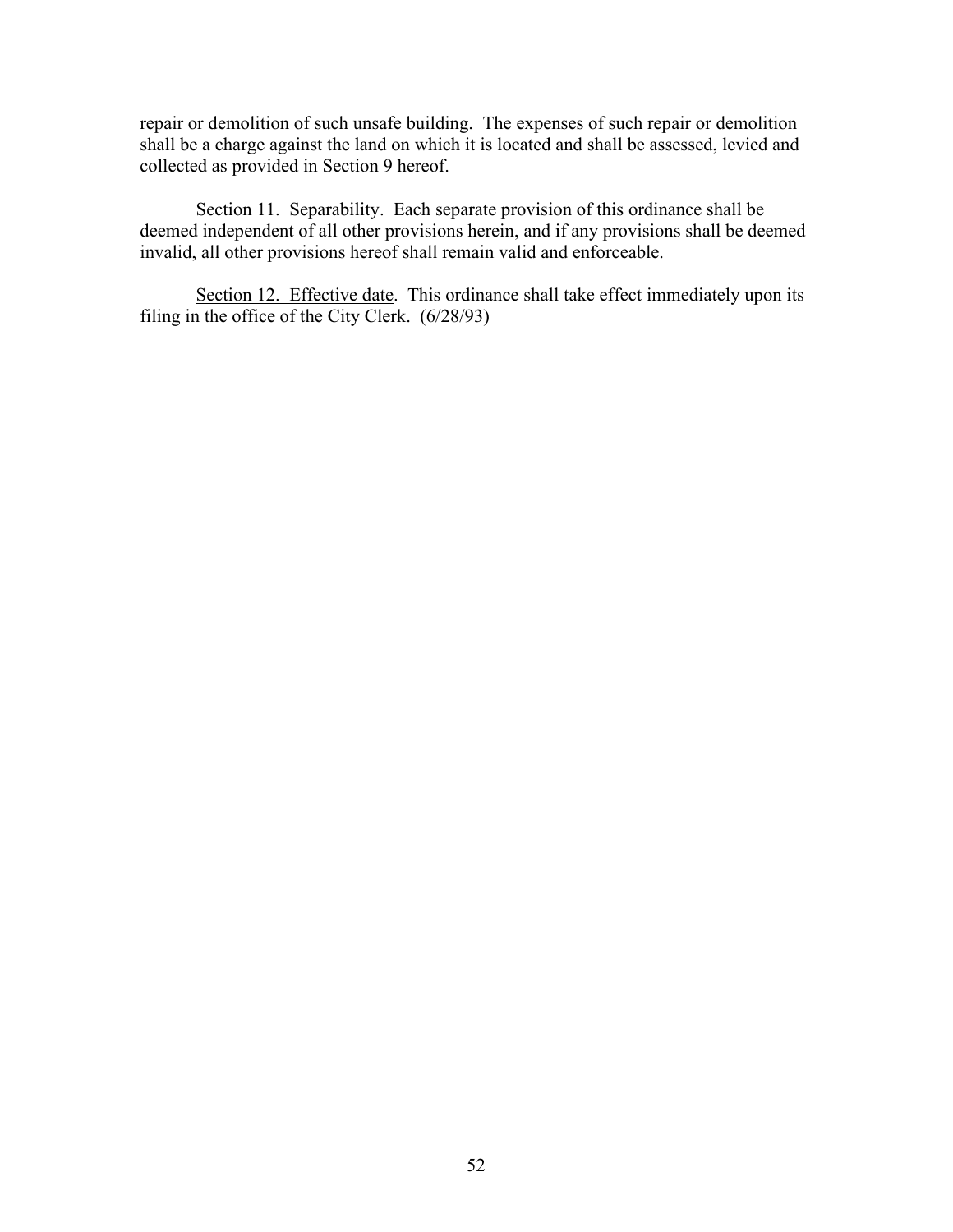repair or demolition of such unsafe building. The expenses of such repair or demolition shall be a charge against the land on which it is located and shall be assessed, levied and collected as provided in Section 9 hereof.

Section 11. Separability. Each separate provision of this ordinance shall be deemed independent of all other provisions herein, and if any provisions shall be deemed invalid, all other provisions hereof shall remain valid and enforceable.

Section 12. Effective date. This ordinance shall take effect immediately upon its filing in the office of the City Clerk. (6/28/93)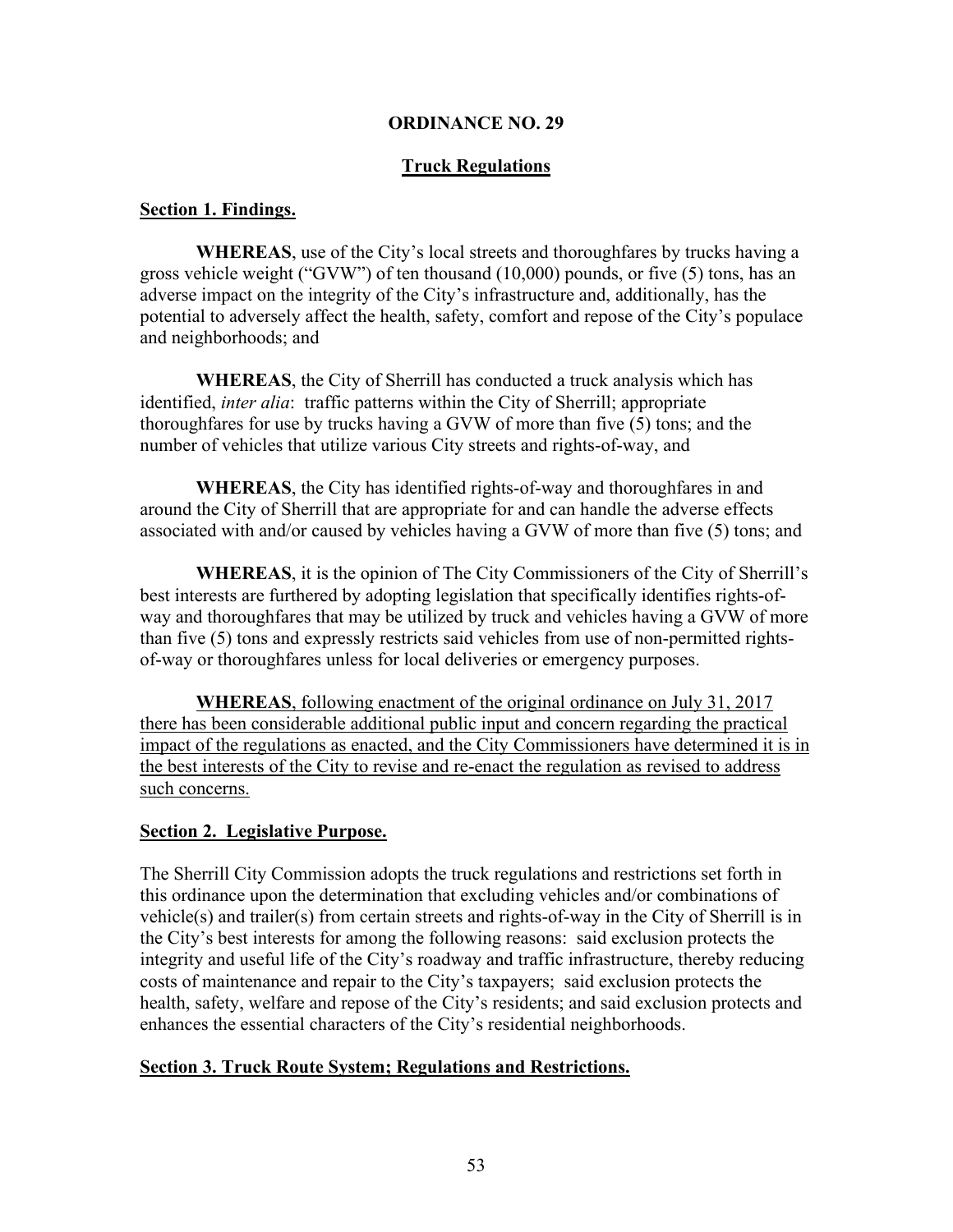**ORDINANCE NO. 29**

**Truck Regulations**

**Section 1. Findings.**

**WHEREAS**, use of the City's local streets and thoroughfares by trucks having a gross vehicle weight ("GVW") of ten thousand (10,000) pounds, or five (5) tons, has an adverse impact on the integrity of the City's infrastructure and, additionally, has the potential to adversely affect the health, safety, comfort and repose of the City's populace and neighborhoods; and

**WHEREAS**, the City of Sherrill has conducted a truck analysis which has identified, *inter alia*: traffic patterns within the City of Sherrill; appropriate thoroughfares for use by trucks having a GVW of more than five (5) tons; and the number of vehicles that utilize various City streets and rights-of-way, and

**WHEREAS**, the City has identified rights-of-way and thoroughfares in and around the City of Sherrill that are appropriate for and can handle the adverse effects associated with and/or caused by vehicles having a GVW of more than five (5) tons; and

**WHEREAS**, it is the opinion of The City Commissioners of the City of Sherrill's best interests are furthered by adopting legislation that specifically identifies rights-of-way and thoroughfares that may be utilized by truck and vehicles having a GVW of more than five (5) tons and expressly restricts said vehicles from use of non-permitted rights-of-way or thoroughfares unless for local deliveries or emergency purposes.

**WHEREAS**, following enactment of the original ordinance on July 31, 2017 there has been considerable additional public input and concern regarding the practical impact of the regulations as enacted, and the City Commissioners have determined it is in the best interests of the City to revise and re-enact the regulation as revised to address such concerns.

**Section 2. Legislative Purpose.**

The Sherrill City Commission adopts the truck regulations and restrictions set forth in this ordinance upon the determination that excluding vehicles and/or combinations of vehicle(s) and trailer(s) from certain streets and rights-of-way in the City of Sherrill is in the City's best interests for among the following reasons: said exclusion protects the integrity and useful life of the City's roadway and traffic infrastructure, thereby reducing costs of maintenance and repair to the City's taxpayers; said exclusion protects the health, safety, welfare and repose of the City's residents; and said exclusion protects and enhances the essential characters of the City's residential neighborhoods.

**Section 3. Truck Route System; Regulations and Restrictions.**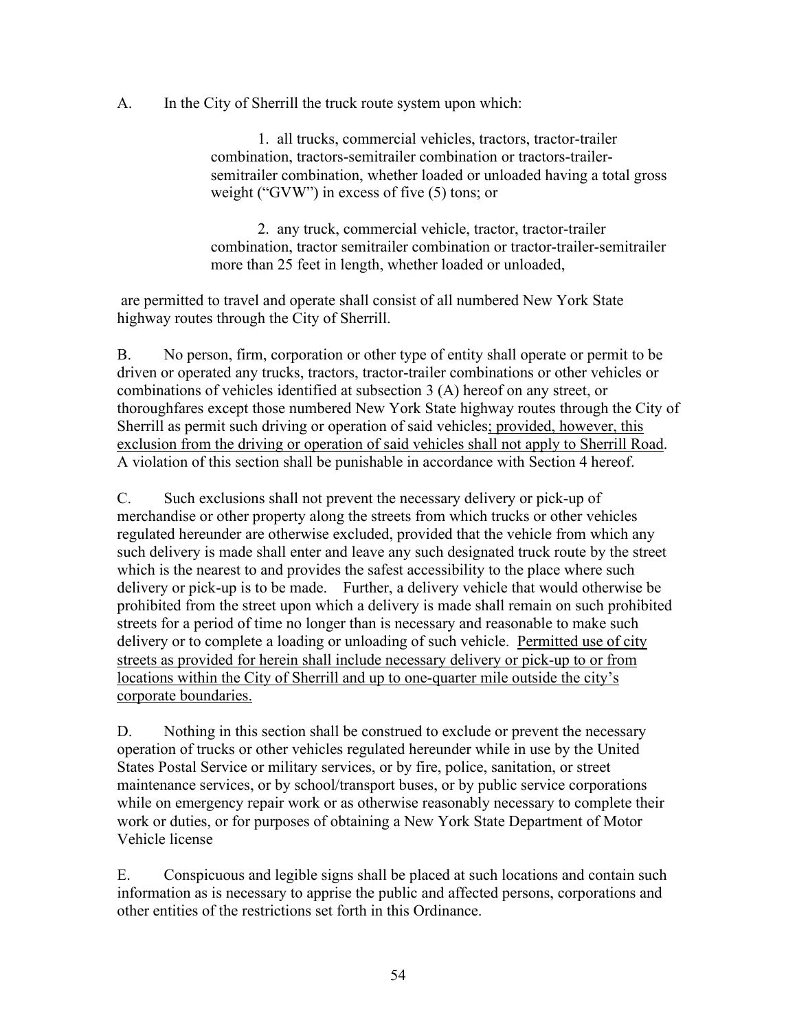A. In the City of Sherrill the truck route system upon which:

> 1. all trucks, commercial vehicles, tractors, tractor-trailer combination, tractors-semitrailer combination or tractors-trailer-semitrailer combination, whether loaded or unloaded having a total gross weight ("GVW") in excess of five (5) tons; or
>
> 2. any truck, commercial vehicle, tractor, tractor-trailer combination, tractor semitrailer combination or tractor-trailer-semitrailer more than 25 feet in length, whether loaded or unloaded,

are permitted to travel and operate shall consist of all numbered New York State highway routes through the City of Sherrill.

B. No person, firm, corporation or other type of entity shall operate or permit to be driven or operated any trucks, tractors, tractor-trailer combinations or other vehicles or combinations of vehicles identified at subsection 3 (A) hereof on any street, or thoroughfares except those numbered New York State highway routes through the City of Sherrill as permit such driving or operation of said vehicles<u>; provided, however, this exclusion from the driving or operation of said vehicles shall not apply to Sherrill Road</u>. A violation of this section shall be punishable in accordance with Section 4 hereof.

C. Such exclusions shall not prevent the necessary delivery or pick-up of merchandise or other property along the streets from which trucks or other vehicles regulated hereunder are otherwise excluded, provided that the vehicle from which any such delivery is made shall enter and leave any such designated truck route by the street which is the nearest to and provides the safest accessibility to the place where such delivery or pick-up is to be made. Further, a delivery vehicle that would otherwise be prohibited from the street upon which a delivery is made shall remain on such prohibited streets for a period of time no longer than is necessary and reasonable to make such delivery or to complete a loading or unloading of such vehicle. <u>Permitted use of city streets as provided for herein shall include necessary delivery or pick-up to or from locations within the City of Sherrill and up to one-quarter mile outside the city's corporate boundaries.</u>

D. Nothing in this section shall be construed to exclude or prevent the necessary operation of trucks or other vehicles regulated hereunder while in use by the United States Postal Service or military services, or by fire, police, sanitation, or street maintenance services, or by school/transport buses, or by public service corporations while on emergency repair work or as otherwise reasonably necessary to complete their work or duties, or for purposes of obtaining a New York State Department of Motor Vehicle license

E. Conspicuous and legible signs shall be placed at such locations and contain such information as is necessary to apprise the public and affected persons, corporations and other entities of the restrictions set forth in this Ordinance.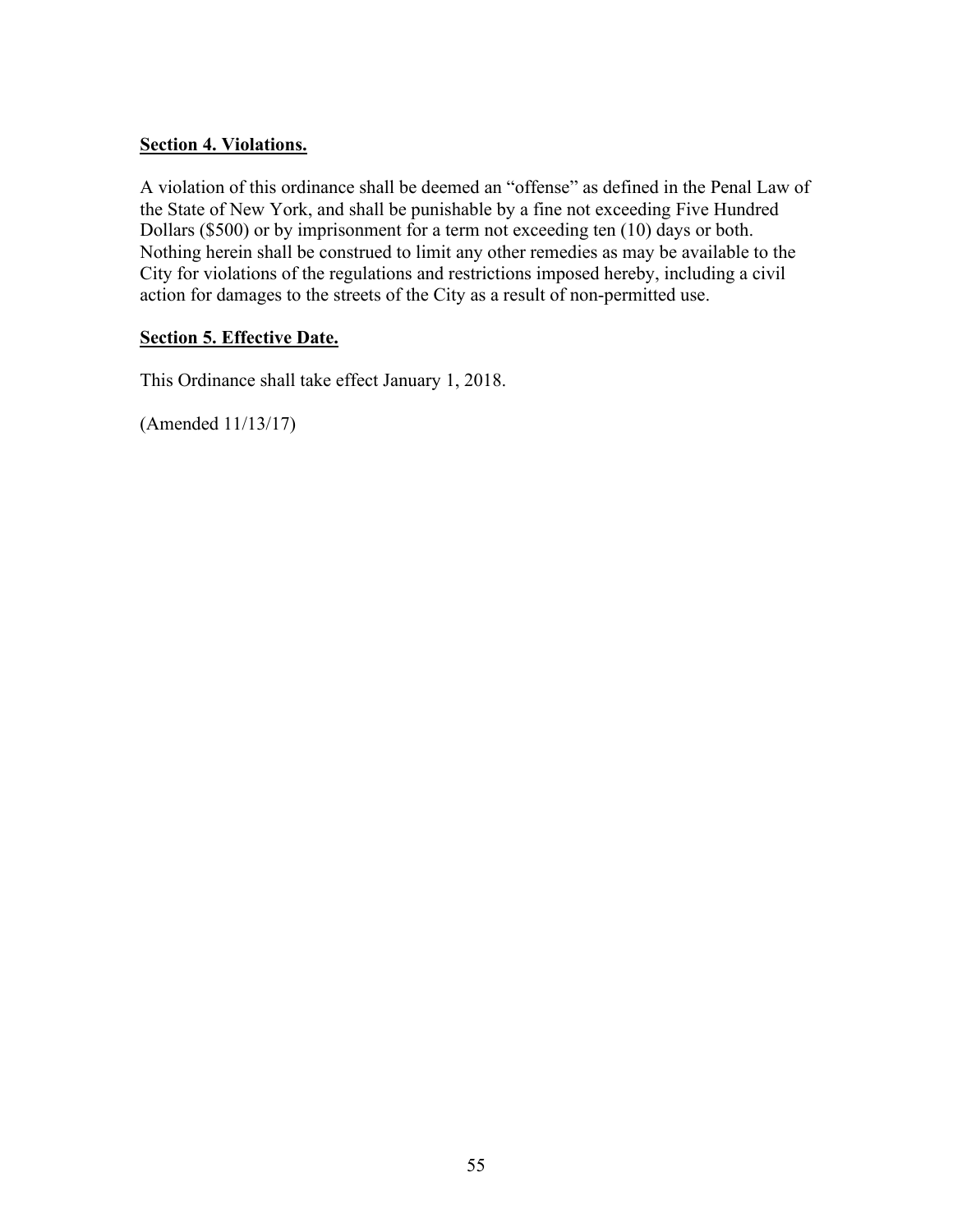**Section 4. Violations.**

A violation of this ordinance shall be deemed an "offense" as defined in the Penal Law of the State of New York, and shall be punishable by a fine not exceeding Five Hundred Dollars ($500) or by imprisonment for a term not exceeding ten (10) days or both. Nothing herein shall be construed to limit any other remedies as may be available to the City for violations of the regulations and restrictions imposed hereby, including a civil action for damages to the streets of the City as a result of non-permitted use.

**Section 5. Effective Date.**

This Ordinance shall take effect January 1, 2018.

(Amended 11/13/17)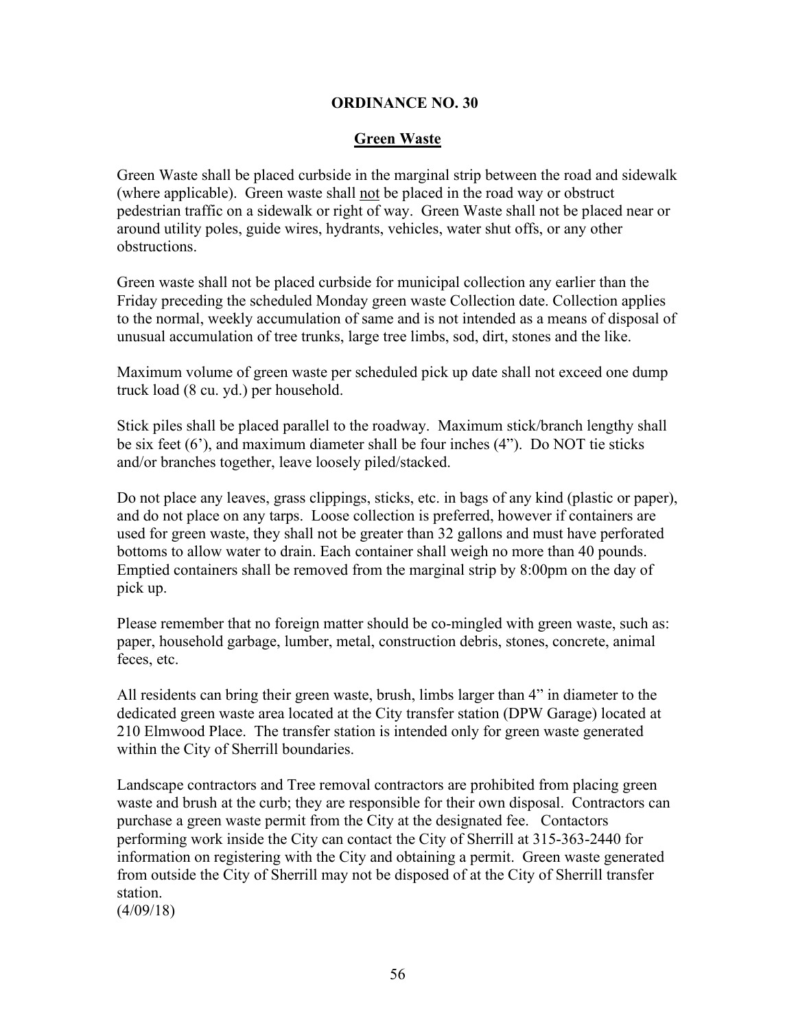# ORDINANCE NO. 30

## Green Waste

Green Waste shall be placed curbside in the marginal strip between the road and sidewalk (where applicable). Green waste shall not be placed in the road way or obstruct pedestrian traffic on a sidewalk or right of way. Green Waste shall not be placed near or around utility poles, guide wires, hydrants, vehicles, water shut offs, or any other obstructions.

Green waste shall not be placed curbside for municipal collection any earlier than the Friday preceding the scheduled Monday green waste Collection date. Collection applies to the normal, weekly accumulation of same and is not intended as a means of disposal of unusual accumulation of tree trunks, large tree limbs, sod, dirt, stones and the like.

Maximum volume of green waste per scheduled pick up date shall not exceed one dump truck load (8 cu. yd.) per household.

Stick piles shall be placed parallel to the roadway. Maximum stick/branch lengthy shall be six feet (6'), and maximum diameter shall be four inches (4"). Do NOT tie sticks and/or branches together, leave loosely piled/stacked.

Do not place any leaves, grass clippings, sticks, etc. in bags of any kind (plastic or paper), and do not place on any tarps. Loose collection is preferred, however if containers are used for green waste, they shall not be greater than 32 gallons and must have perforated bottoms to allow water to drain. Each container shall weigh no more than 40 pounds. Emptied containers shall be removed from the marginal strip by 8:00pm on the day of pick up.

Please remember that no foreign matter should be co-mingled with green waste, such as: paper, household garbage, lumber, metal, construction debris, stones, concrete, animal feces, etc.

All residents can bring their green waste, brush, limbs larger than 4" in diameter to the dedicated green waste area located at the City transfer station (DPW Garage) located at 210 Elmwood Place. The transfer station is intended only for green waste generated within the City of Sherrill boundaries.

Landscape contractors and Tree removal contractors are prohibited from placing green waste and brush at the curb; they are responsible for their own disposal. Contractors can purchase a green waste permit from the City at the designated fee. Contactors performing work inside the City can contact the City of Sherrill at 315-363-2440 for information on registering with the City and obtaining a permit. Green waste generated from outside the City of Sherrill may not be disposed of at the City of Sherrill transfer station.
(4/09/18)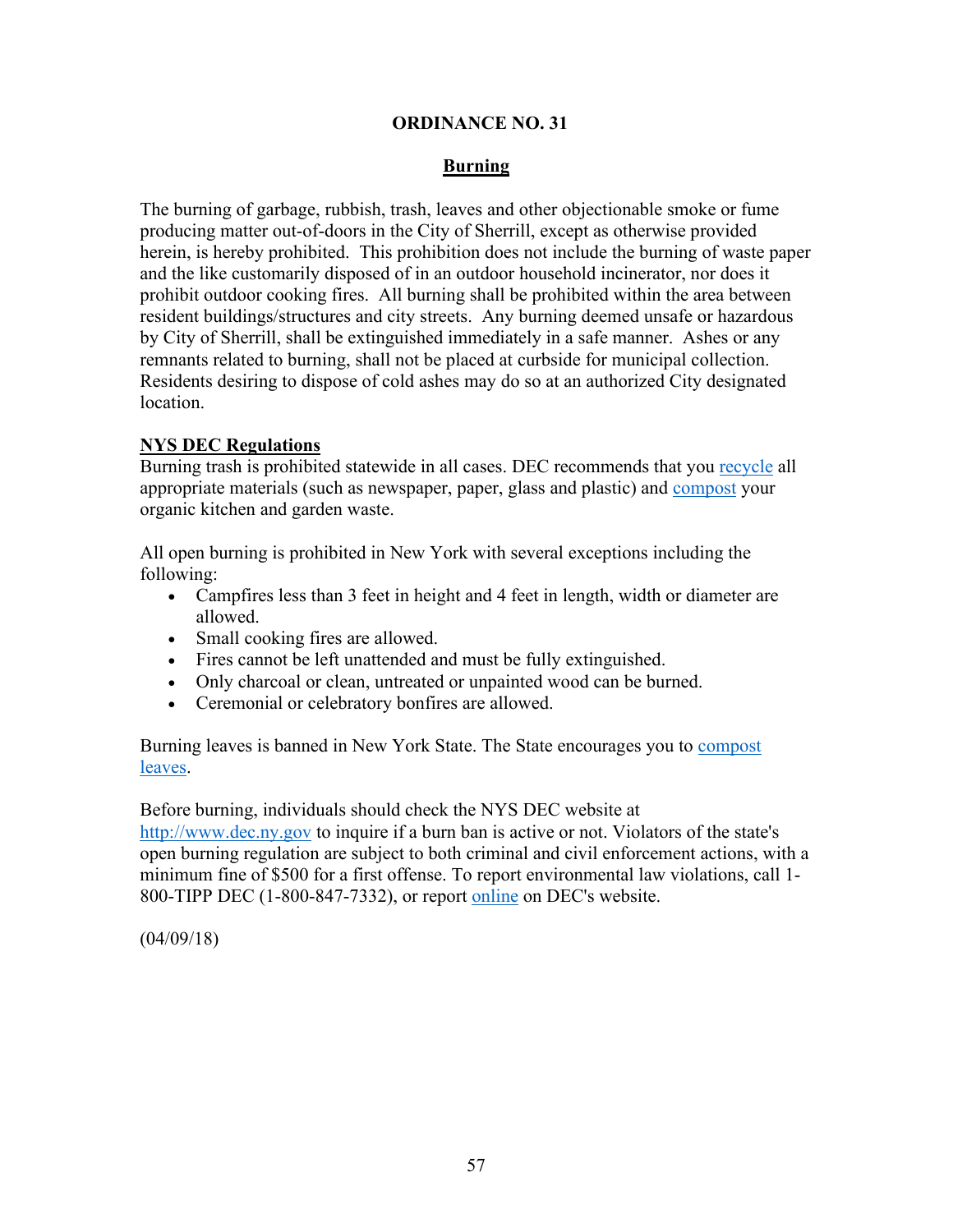# ORDINANCE NO. 31

## Burning

The burning of garbage, rubbish, trash, leaves and other objectionable smoke or fume producing matter out-of-doors in the City of Sherrill, except as otherwise provided herein, is hereby prohibited. This prohibition does not include the burning of waste paper and the like customarily disposed of in an outdoor household incinerator, nor does it prohibit outdoor cooking fires. All burning shall be prohibited within the area between resident buildings/structures and city streets. Any burning deemed unsafe or hazardous by City of Sherrill, shall be extinguished immediately in a safe manner. Ashes or any remnants related to burning, shall not be placed at curbside for municipal collection. Residents desiring to dispose of cold ashes may do so at an authorized City designated location.

**NYS DEC Regulations**

Burning trash is prohibited statewide in all cases. DEC recommends that you recycle all appropriate materials (such as newspaper, paper, glass and plastic) and compost your organic kitchen and garden waste.

All open burning is prohibited in New York with several exceptions including the following:

- Campfires less than 3 feet in height and 4 feet in length, width or diameter are allowed.
- Small cooking fires are allowed.
- Fires cannot be left unattended and must be fully extinguished.
- Only charcoal or clean, untreated or unpainted wood can be burned.
- Ceremonial or celebratory bonfires are allowed.

Burning leaves is banned in New York State. The State encourages you to compost leaves.

Before burning, individuals should check the NYS DEC website at http://www.dec.ny.gov to inquire if a burn ban is active or not. Violators of the state's open burning regulation are subject to both criminal and civil enforcement actions, with a minimum fine of $500 for a first offense. To report environmental law violations, call 1-800-TIPP DEC (1-800-847-7332), or report online on DEC's website.

(04/09/18)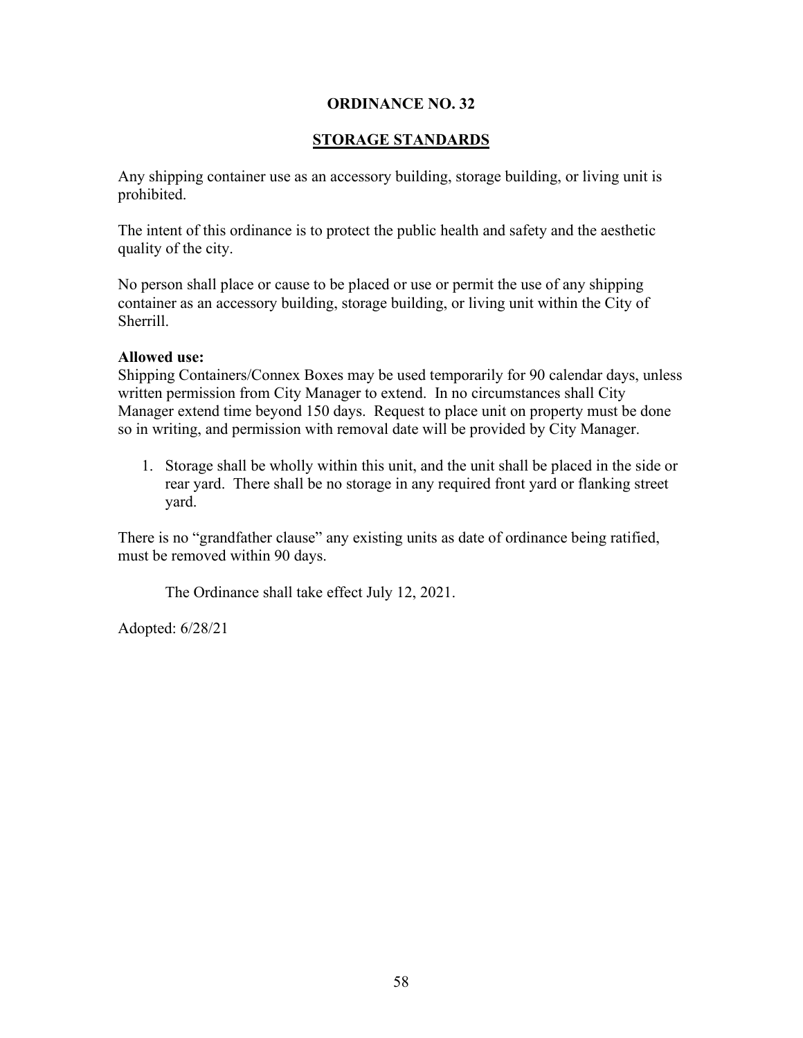# ORDINANCE NO. 32

## STORAGE STANDARDS

Any shipping container use as an accessory building, storage building, or living unit is prohibited.

The intent of this ordinance is to protect the public health and safety and the aesthetic quality of the city.

No person shall place or cause to be placed or use or permit the use of any shipping container as an accessory building, storage building, or living unit within the City of Sherrill.

**Allowed use:**
Shipping Containers/Connex Boxes may be used temporarily for 90 calendar days, unless written permission from City Manager to extend. In no circumstances shall City Manager extend time beyond 150 days. Request to place unit on property must be done so in writing, and permission with removal date will be provided by City Manager.

1. Storage shall be wholly within this unit, and the unit shall be placed in the side or rear yard. There shall be no storage in any required front yard or flanking street yard.

There is no "grandfather clause" any existing units as date of ordinance being ratified, must be removed within 90 days.

The Ordinance shall take effect July 12, 2021.

Adopted: 6/28/21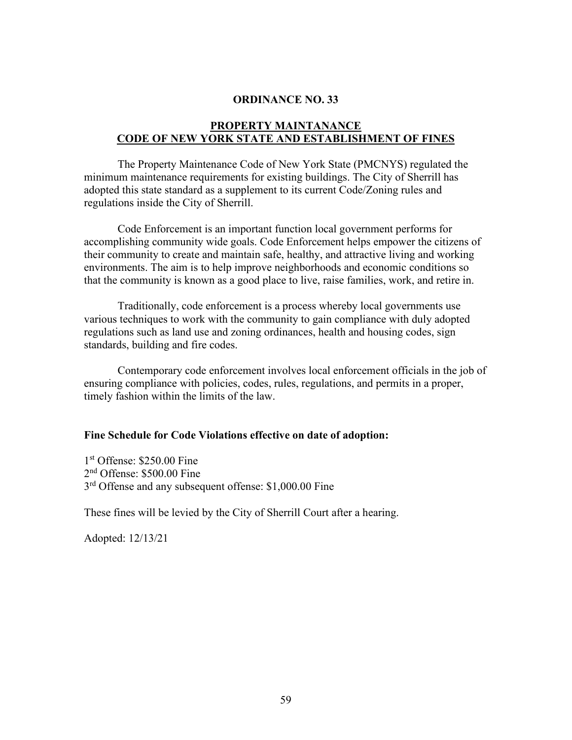# ORDINANCE NO. 33

## PROPERTY MAINTANANCE CODE OF NEW YORK STATE AND ESTABLISHMENT OF FINES

The Property Maintenance Code of New York State (PMCNYS) regulated the minimum maintenance requirements for existing buildings. The City of Sherrill has adopted this state standard as a supplement to its current Code/Zoning rules and regulations inside the City of Sherrill.

Code Enforcement is an important function local government performs for accomplishing community wide goals. Code Enforcement helps empower the citizens of their community to create and maintain safe, healthy, and attractive living and working environments. The aim is to help improve neighborhoods and economic conditions so that the community is known as a good place to live, raise families, work, and retire in.

Traditionally, code enforcement is a process whereby local governments use various techniques to work with the community to gain compliance with duly adopted regulations such as land use and zoning ordinances, health and housing codes, sign standards, building and fire codes.

Contemporary code enforcement involves local enforcement officials in the job of ensuring compliance with policies, codes, rules, regulations, and permits in a proper, timely fashion within the limits of the law.

**Fine Schedule for Code Violations effective on date of adoption:**

1st Offense: $250.00 Fine
2nd Offense: $500.00 Fine
3rd Offense and any subsequent offense: $1,000.00 Fine

These fines will be levied by the City of Sherrill Court after a hearing.

Adopted: 12/13/21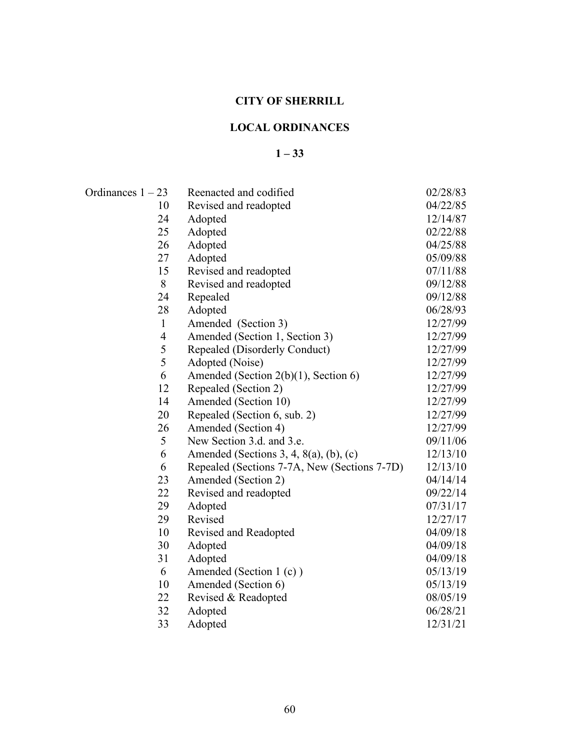**CITY OF SHERRILL**

**LOCAL ORDINANCES**

**1 – 33**

| | | |
|---|---|---|
| Ordinances 1 – 23 | Reenacted and codified | 02/28/83 |
| 10 | Revised and readopted | 04/22/85 |
| 24 | Adopted | 12/14/87 |
| 25 | Adopted | 02/22/88 |
| 26 | Adopted | 04/25/88 |
| 27 | Adopted | 05/09/88 |
| 15 | Revised and readopted | 07/11/88 |
| 8 | Revised and readopted | 09/12/88 |
| 24 | Repealed | 09/12/88 |
| 28 | Adopted | 06/28/93 |
| 1 | Amended (Section 3) | 12/27/99 |
| 4 | Amended (Section 1, Section 3) | 12/27/99 |
| 5 | Repealed (Disorderly Conduct) | 12/27/99 |
| 5 | Adopted (Noise) | 12/27/99 |
| 6 | Amended (Section 2(b)(1), Section 6) | 12/27/99 |
| 12 | Repealed (Section 2) | 12/27/99 |
| 14 | Amended (Section 10) | 12/27/99 |
| 20 | Repealed (Section 6, sub. 2) | 12/27/99 |
| 26 | Amended (Section 4) | 12/27/99 |
| 5 | New Section 3.d. and 3.e. | 09/11/06 |
| 6 | Amended (Sections 3, 4, 8(a), (b), (c) | 12/13/10 |
| 6 | Repealed (Sections 7-7A, New (Sections 7-7D) | 12/13/10 |
| 23 | Amended (Section 2) | 04/14/14 |
| 22 | Revised and readopted | 09/22/14 |
| 29 | Adopted | 07/31/17 |
| 29 | Revised | 12/27/17 |
| 10 | Revised and Readopted | 04/09/18 |
| 30 | Adopted | 04/09/18 |
| 31 | Adopted | 04/09/18 |
| 6 | Amended (Section 1 (c) ) | 05/13/19 |
| 10 | Amended (Section 6) | 05/13/19 |
| 22 | Revised & Readopted | 08/05/19 |
| 32 | Adopted | 06/28/21 |
| 33 | Adopted | 12/31/21 |